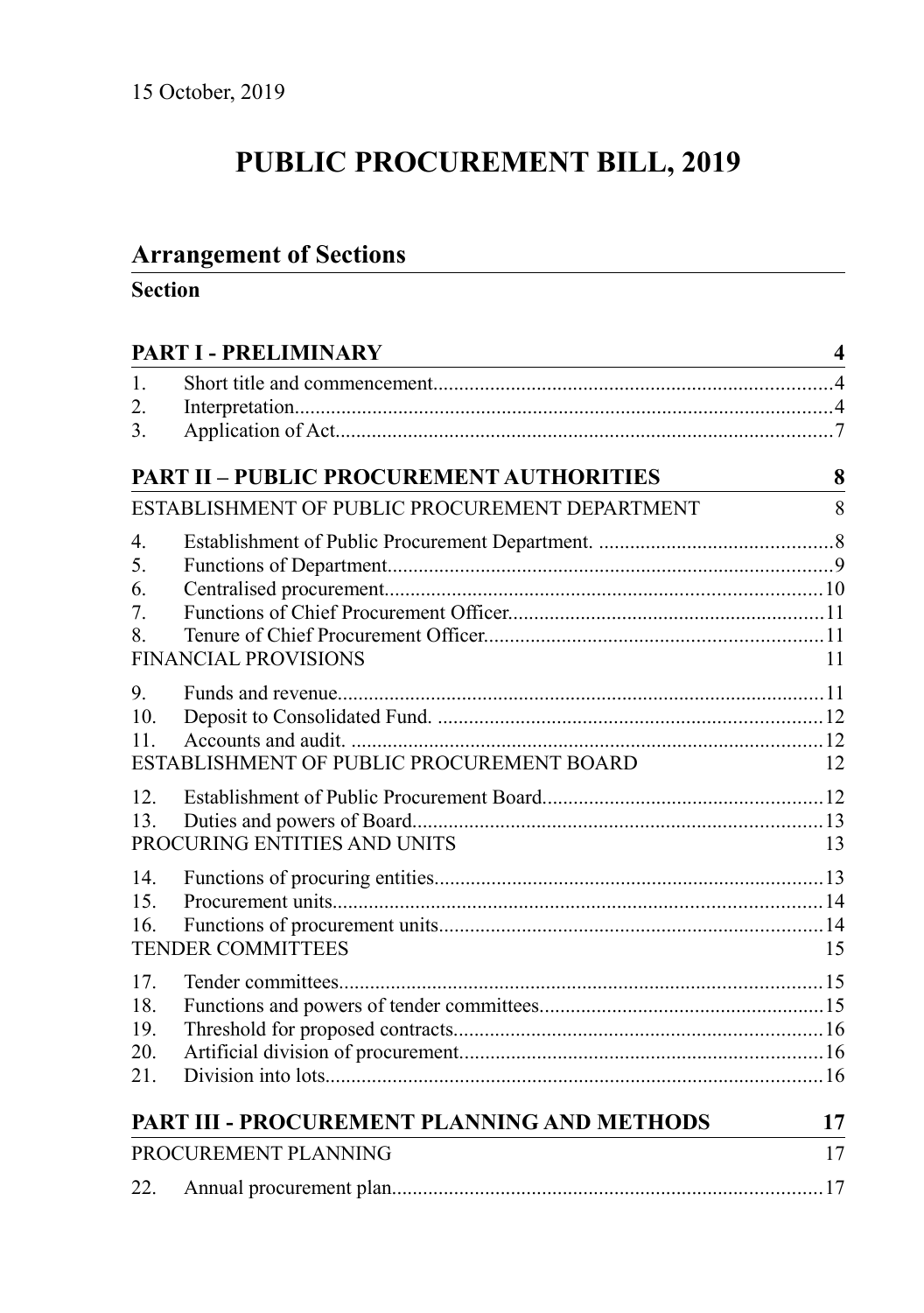15 October, 2019

# PUBLIC PROCUREMENT BILL, 2019

## Arrangement of Sections

**Section**

| | | |
|---|---|---|
| **PART I - PRELIMINARY** | | **4** |
| 1. | Short title and commencement | 4 |
| 2. | Interpretation | 4 |
| 3. | Application of Act | 7 |
| **PART II – PUBLIC PROCUREMENT AUTHORITIES** | | **8** |
| ESTABLISHMENT OF PUBLIC PROCUREMENT DEPARTMENT | | 8 |
| 4. | Establishment of Public Procurement Department. | 8 |
| 5. | Functions of Department | 9 |
| 6. | Centralised procurement | 10 |
| 7. | Functions of Chief Procurement Officer | 11 |
| 8. | Tenure of Chief Procurement Officer | 11 |
| FINANCIAL PROVISIONS | | 11 |
| 9. | Funds and revenue | 11 |
| 10. | Deposit to Consolidated Fund. | 12 |
| 11. | Accounts and audit. | 12 |
| ESTABLISHMENT OF PUBLIC PROCUREMENT BOARD | | 12 |
| 12. | Establishment of Public Procurement Board | 12 |
| 13. | Duties and powers of Board | 13 |
| PROCURING ENTITIES AND UNITS | | 13 |
| 14. | Functions of procuring entities | 13 |
| 15. | Procurement units | 14 |
| 16. | Functions of procurement units | 14 |
| TENDER COMMITTEES | | 15 |
| 17. | Tender committees | 15 |
| 18. | Functions and powers of tender committees | 15 |
| 19. | Threshold for proposed contracts | 16 |
| 20. | Artificial division of procurement | 16 |
| 21. | Division into lots | 16 |
| **PART III - PROCUREMENT PLANNING AND METHODS** | | **17** |
| PROCUREMENT PLANNING | | 17 |
| 22. | Annual procurement plan | 17 |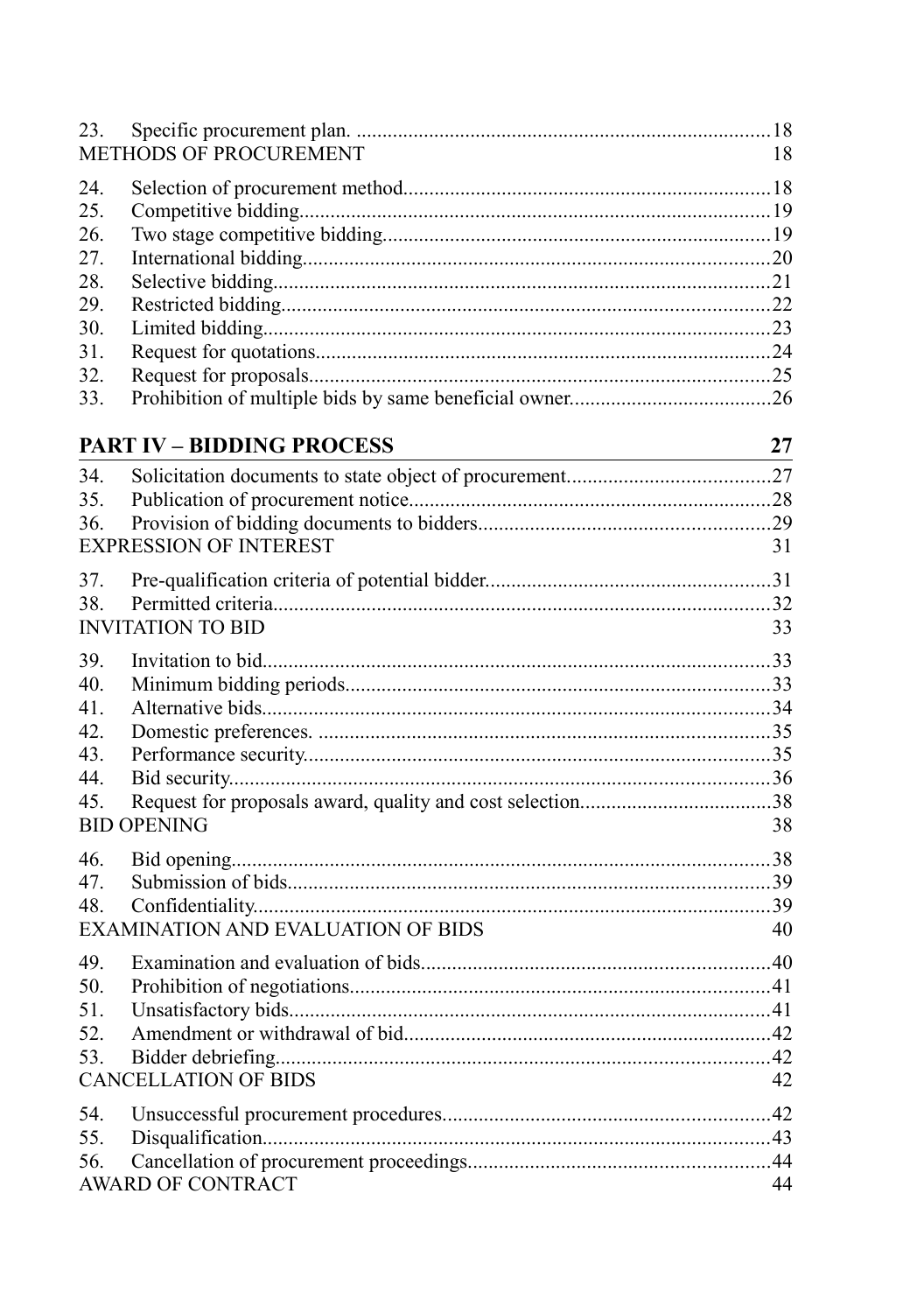23. Specific procurement plan. ...............................................................................18

METHODS OF PROCUREMENT 18

24. Selection of procurement method......................................................................18
25. Competitive bidding..........................................................................................19
26. Two stage competitive bidding.........................................................................19
27. International bidding........................................................................................20
28. Selective bidding..............................................................................................21
29. Restricted bidding.............................................................................................22
30. Limited bidding................................................................................................23
31. Request for quotations......................................................................................24
32. Request for proposals........................................................................................25
33. Prohibition of multiple bids by same beneficial owner......................................26

## PART IV – BIDDING PROCESS 27

34. Solicitation documents to state object of procurement.......................................27
35. Publication of procurement notice....................................................................28
36. Provision of bidding documents to bidders.......................................................29

EXPRESSION OF INTEREST 31

37. Pre-qualification criteria of potential bidder......................................................31
38. Permitted criteria...............................................................................................32

INVITATION TO BID 33

39. Invitation to bid.................................................................................................33
40. Minimum bidding periods................................................................................33
41. Alternative bids.................................................................................................34
42. Domestic preferences. ......................................................................................35
43. Performance security.........................................................................................35
44. Bid security.......................................................................................................36
45. Request for proposals award, quality and cost selection....................................38

BID OPENING 38

46. Bid opening......................................................................................................38
47. Submission of bids............................................................................................39
48. Confidentiality..................................................................................................39

EXAMINATION AND EVALUATION OF BIDS 40

49. Examination and evaluation of bids..................................................................40
50. Prohibition of negotiations................................................................................41
51. Unsatisfactory bids............................................................................................41
52. Amendment or withdrawal of bid......................................................................42
53. Bidder debriefing..............................................................................................42

CANCELLATION OF BIDS 42

54. Unsuccessful procurement procedures..............................................................42
55. Disqualification................................................................................................43
56. Cancellation of procurement proceedings.........................................................44

AWARD OF CONTRACT 44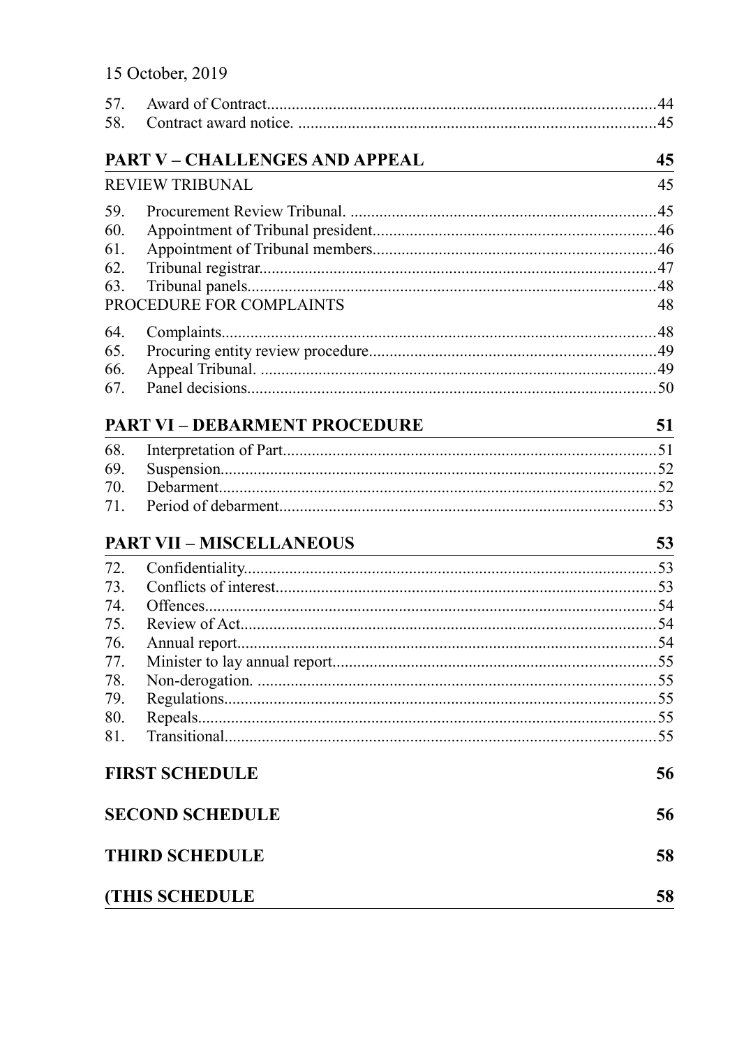15 October, 2019

57. Award of Contract.............................................................................................44
58. Contract award notice. ......................................................................................45

## PART V – CHALLENGES AND APPEAL 45

REVIEW TRIBUNAL 45

59. Procurement Review Tribunal. ..........................................................................45
60. Appointment of Tribunal president....................................................................46
61. Appointment of Tribunal members....................................................................46
62. Tribunal registrar...............................................................................................47
63. Tribunal panels..................................................................................................48

PROCEDURE FOR COMPLAINTS 48

64. Complaints........................................................................................................48
65. Procuring entity review procedure.....................................................................49
66. Appeal Tribunal. ...............................................................................................49
67. Panel decisions..................................................................................................50

## PART VI – DEBARMENT PROCEDURE 51

68. Interpretation of Part.........................................................................................51
69. Suspension........................................................................................................52
70. Debarment.........................................................................................................52
71. Period of debarment..........................................................................................53

## PART VII – MISCELLANEOUS 53

72. Confidentiality...................................................................................................53
73. Conflicts of interest...........................................................................................53
74. Offences............................................................................................................54
75. Review of Act....................................................................................................54
76. Annual report....................................................................................................54
77. Minister to lay annual report..............................................................................55
78. Non-derogation. ................................................................................................55
79. Regulations........................................................................................................55
80. Repeals..............................................................................................................55
81. Transitional........................................................................................................55

## FIRST SCHEDULE 56

## SECOND SCHEDULE 56

## THIRD SCHEDULE 58

## (THIS SCHEDULE 58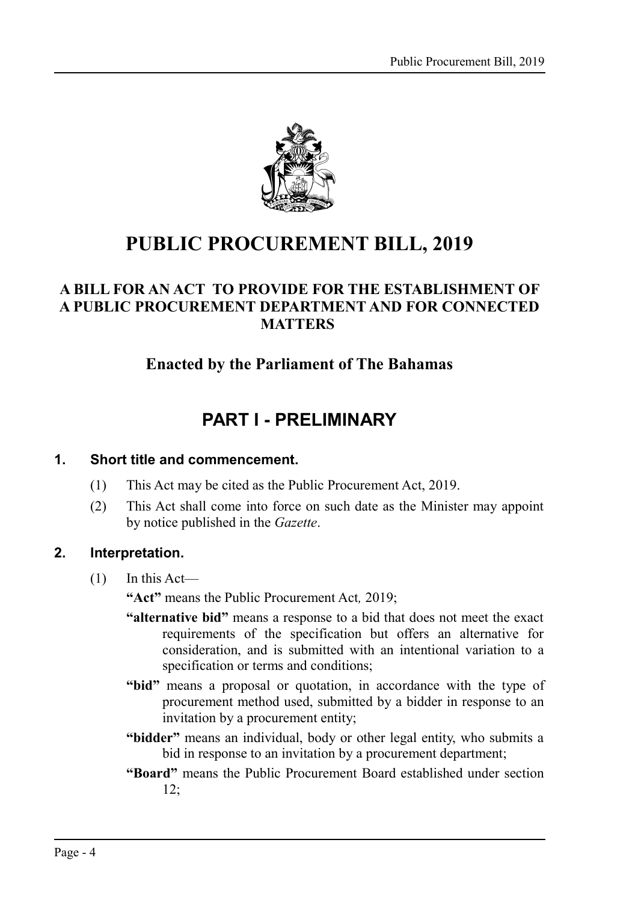# PUBLIC PROCUREMENT BILL, 2019

## A BILL FOR AN ACT TO PROVIDE FOR THE ESTABLISHMENT OF A PUBLIC PROCUREMENT DEPARTMENT AND FOR CONNECTED MATTERS

## Enacted by the Parliament of The Bahamas

## PART I - PRELIMINARY

### 1. Short title and commencement.

(1) This Act may be cited as the Public Procurement Act, 2019.

(2) This Act shall come into force on such date as the Minister may appoint by notice published in the *Gazette*.

### 2. Interpretation.

(1) In this Act—

**"Act"** means the Public Procurement Act*,* 2019;

**"alternative bid"** means a response to a bid that does not meet the exact requirements of the specification but offers an alternative for consideration, and is submitted with an intentional variation to a specification or terms and conditions;

**"bid"** means a proposal or quotation, in accordance with the type of procurement method used, submitted by a bidder in response to an invitation by a procurement entity;

**"bidder"** means an individual, body or other legal entity, who submits a bid in response to an invitation by a procurement department;

**"Board"** means the Public Procurement Board established under section 12;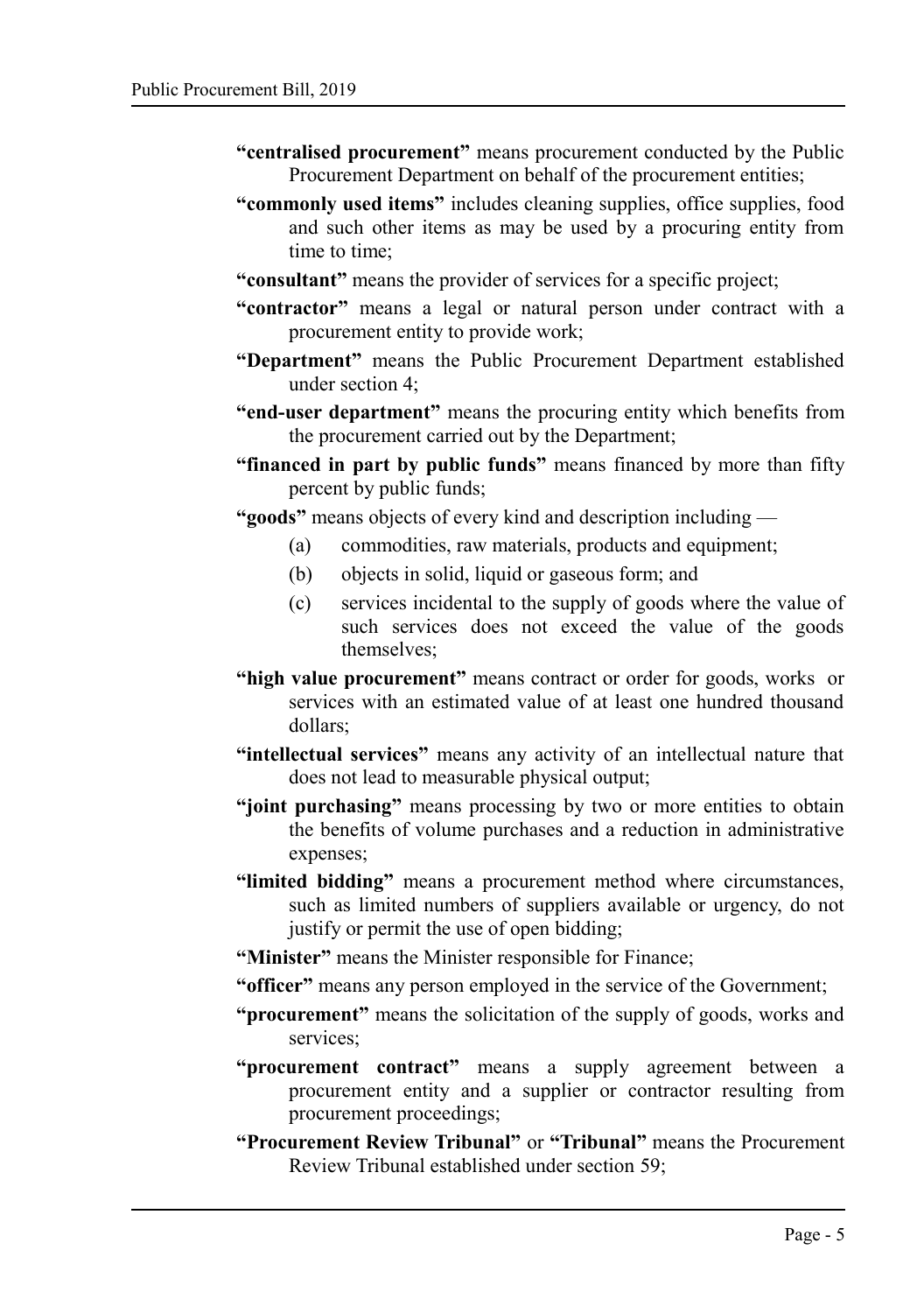**"centralised procurement"** means procurement conducted by the Public Procurement Department on behalf of the procurement entities;

**"commonly used items"** includes cleaning supplies, office supplies, food and such other items as may be used by a procuring entity from time to time;

**"consultant"** means the provider of services for a specific project;

**"contractor"** means a legal or natural person under contract with a procurement entity to provide work;

**"Department"** means the Public Procurement Department established under section 4;

**"end-user department"** means the procuring entity which benefits from the procurement carried out by the Department;

**"financed in part by public funds"** means financed by more than fifty percent by public funds;

**"goods"** means objects of every kind and description including —

(a) commodities, raw materials, products and equipment;

(b) objects in solid, liquid or gaseous form; and

(c) services incidental to the supply of goods where the value of such services does not exceed the value of the goods themselves;

**"high value procurement"** means contract or order for goods, works or services with an estimated value of at least one hundred thousand dollars;

**"intellectual services"** means any activity of an intellectual nature that does not lead to measurable physical output;

**"joint purchasing"** means processing by two or more entities to obtain the benefits of volume purchases and a reduction in administrative expenses;

**"limited bidding"** means a procurement method where circumstances, such as limited numbers of suppliers available or urgency, do not justify or permit the use of open bidding;

**"Minister"** means the Minister responsible for Finance;

**"officer"** means any person employed in the service of the Government;

**"procurement"** means the solicitation of the supply of goods, works and services;

**"procurement contract"** means a supply agreement between a procurement entity and a supplier or contractor resulting from procurement proceedings;

**"Procurement Review Tribunal"** or **"Tribunal"** means the Procurement Review Tribunal established under section 59;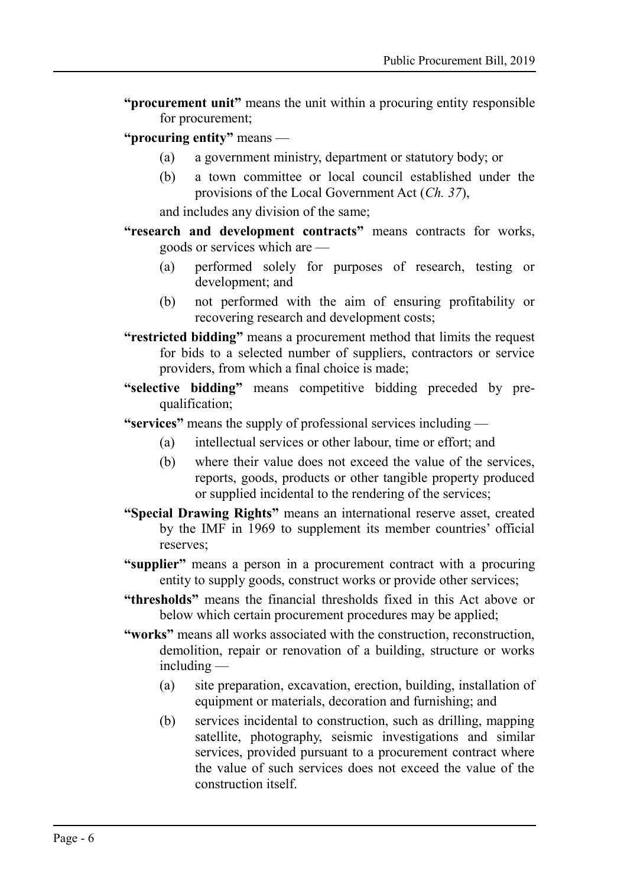**"procurement unit"** means the unit within a procuring entity responsible for procurement;

**"procuring entity"** means —

(a) a government ministry, department or statutory body; or

(b) a town committee or local council established under the provisions of the Local Government Act (*Ch. 37*),

and includes any division of the same;

**"research and development contracts"** means contracts for works, goods or services which are —

(a) performed solely for purposes of research, testing or development; and

(b) not performed with the aim of ensuring profitability or recovering research and development costs;

**"restricted bidding"** means a procurement method that limits the request for bids to a selected number of suppliers, contractors or service providers, from which a final choice is made;

**"selective bidding"** means competitive bidding preceded by pre-qualification;

**"services"** means the supply of professional services including —

(a) intellectual services or other labour, time or effort; and

(b) where their value does not exceed the value of the services, reports, goods, products or other tangible property produced or supplied incidental to the rendering of the services;

**"Special Drawing Rights"** means an international reserve asset, created by the IMF in 1969 to supplement its member countries' official reserves;

**"supplier"** means a person in a procurement contract with a procuring entity to supply goods, construct works or provide other services;

**"thresholds"** means the financial thresholds fixed in this Act above or below which certain procurement procedures may be applied;

**"works"** means all works associated with the construction, reconstruction, demolition, repair or renovation of a building, structure or works including —

(a) site preparation, excavation, erection, building, installation of equipment or materials, decoration and furnishing; and

(b) services incidental to construction, such as drilling, mapping satellite, photography, seismic investigations and similar services, provided pursuant to a procurement contract where the value of such services does not exceed the value of the construction itself.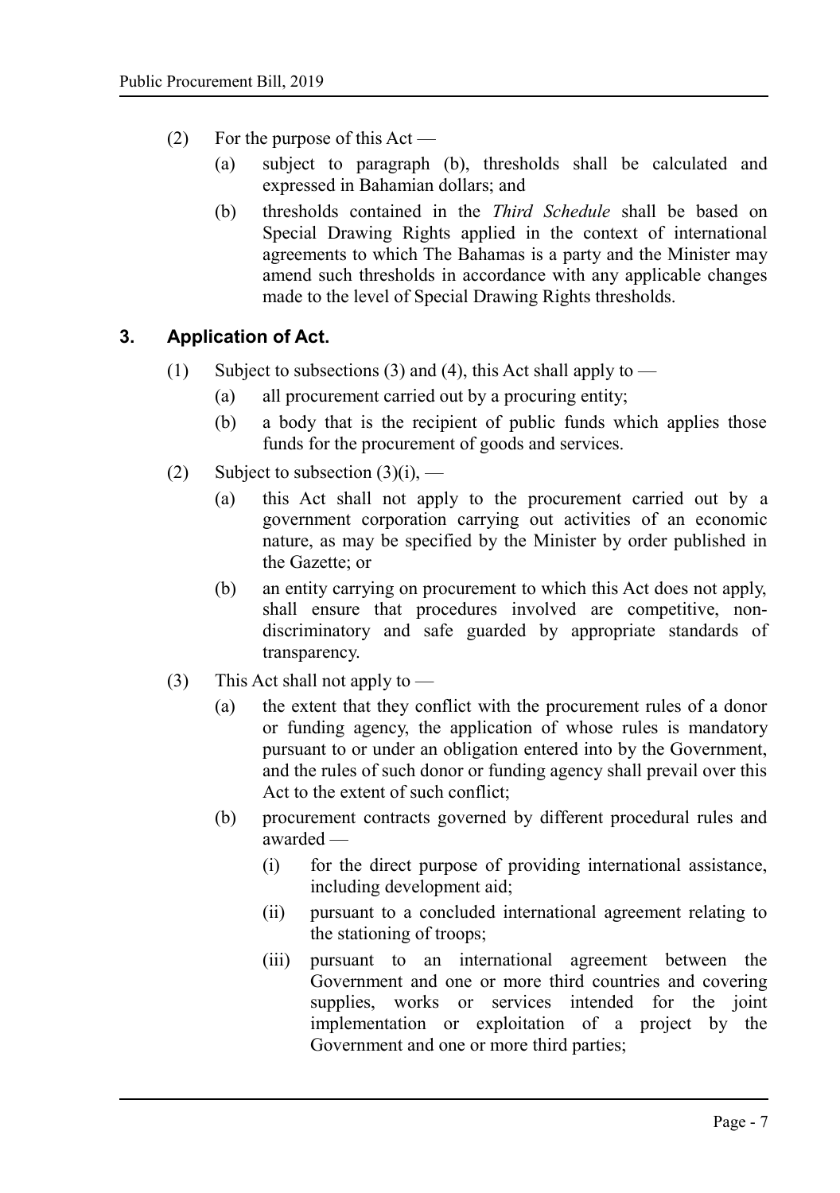(2) For the purpose of this Act —

(a) subject to paragraph (b), thresholds shall be calculated and expressed in Bahamian dollars; and

(b) thresholds contained in the *Third Schedule* shall be based on Special Drawing Rights applied in the context of international agreements to which The Bahamas is a party and the Minister may amend such thresholds in accordance with any applicable changes made to the level of Special Drawing Rights thresholds.

## 3. Application of Act.

(1) Subject to subsections (3) and (4), this Act shall apply to —

(a) all procurement carried out by a procuring entity;

(b) a body that is the recipient of public funds which applies those funds for the procurement of goods and services.

(2) Subject to subsection (3)(i), —

(a) this Act shall not apply to the procurement carried out by a government corporation carrying out activities of an economic nature, as may be specified by the Minister by order published in the Gazette; or

(b) an entity carrying on procurement to which this Act does not apply, shall ensure that procedures involved are competitive, non-discriminatory and safe guarded by appropriate standards of transparency.

(3) This Act shall not apply to —

(a) the extent that they conflict with the procurement rules of a donor or funding agency, the application of whose rules is mandatory pursuant to or under an obligation entered into by the Government, and the rules of such donor or funding agency shall prevail over this Act to the extent of such conflict;

(b) procurement contracts governed by different procedural rules and awarded —

(i) for the direct purpose of providing international assistance, including development aid;

(ii) pursuant to a concluded international agreement relating to the stationing of troops;

(iii) pursuant to an international agreement between the Government and one or more third countries and covering supplies, works or services intended for the joint implementation or exploitation of a project by the Government and one or more third parties;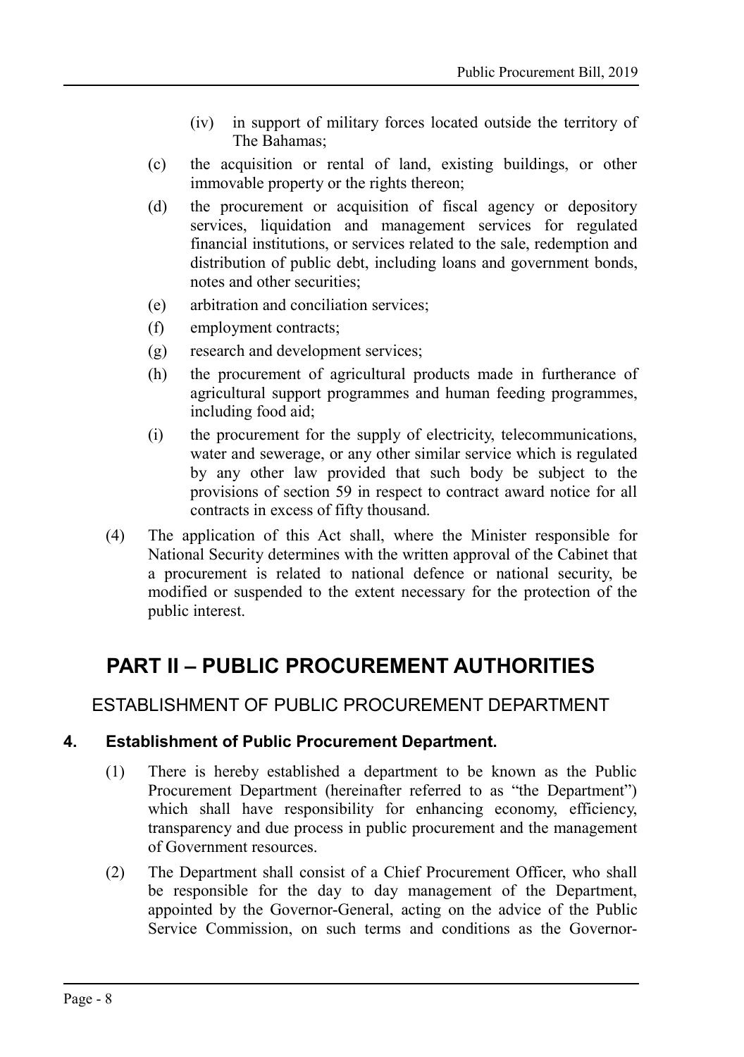(iv) in support of military forces located outside the territory of The Bahamas;

(c) the acquisition or rental of land, existing buildings, or other immovable property or the rights thereon;

(d) the procurement or acquisition of fiscal agency or depository services, liquidation and management services for regulated financial institutions, or services related to the sale, redemption and distribution of public debt, including loans and government bonds, notes and other securities;

(e) arbitration and conciliation services;

(f) employment contracts;

(g) research and development services;

(h) the procurement of agricultural products made in furtherance of agricultural support programmes and human feeding programmes, including food aid;

(i) the procurement for the supply of electricity, telecommunications, water and sewerage, or any other similar service which is regulated by any other law provided that such body be subject to the provisions of section 59 in respect to contract award notice for all contracts in excess of fifty thousand.

(4) The application of this Act shall, where the Minister responsible for National Security determines with the written approval of the Cabinet that a procurement is related to national defence or national security, be modified or suspended to the extent necessary for the protection of the public interest.

# PART II – PUBLIC PROCUREMENT AUTHORITIES

## ESTABLISHMENT OF PUBLIC PROCUREMENT DEPARTMENT

### 4. Establishment of Public Procurement Department.

(1) There is hereby established a department to be known as the Public Procurement Department (hereinafter referred to as "the Department") which shall have responsibility for enhancing economy, efficiency, transparency and due process in public procurement and the management of Government resources.

(2) The Department shall consist of a Chief Procurement Officer, who shall be responsible for the day to day management of the Department, appointed by the Governor-General, acting on the advice of the Public Service Commission, on such terms and conditions as the Governor-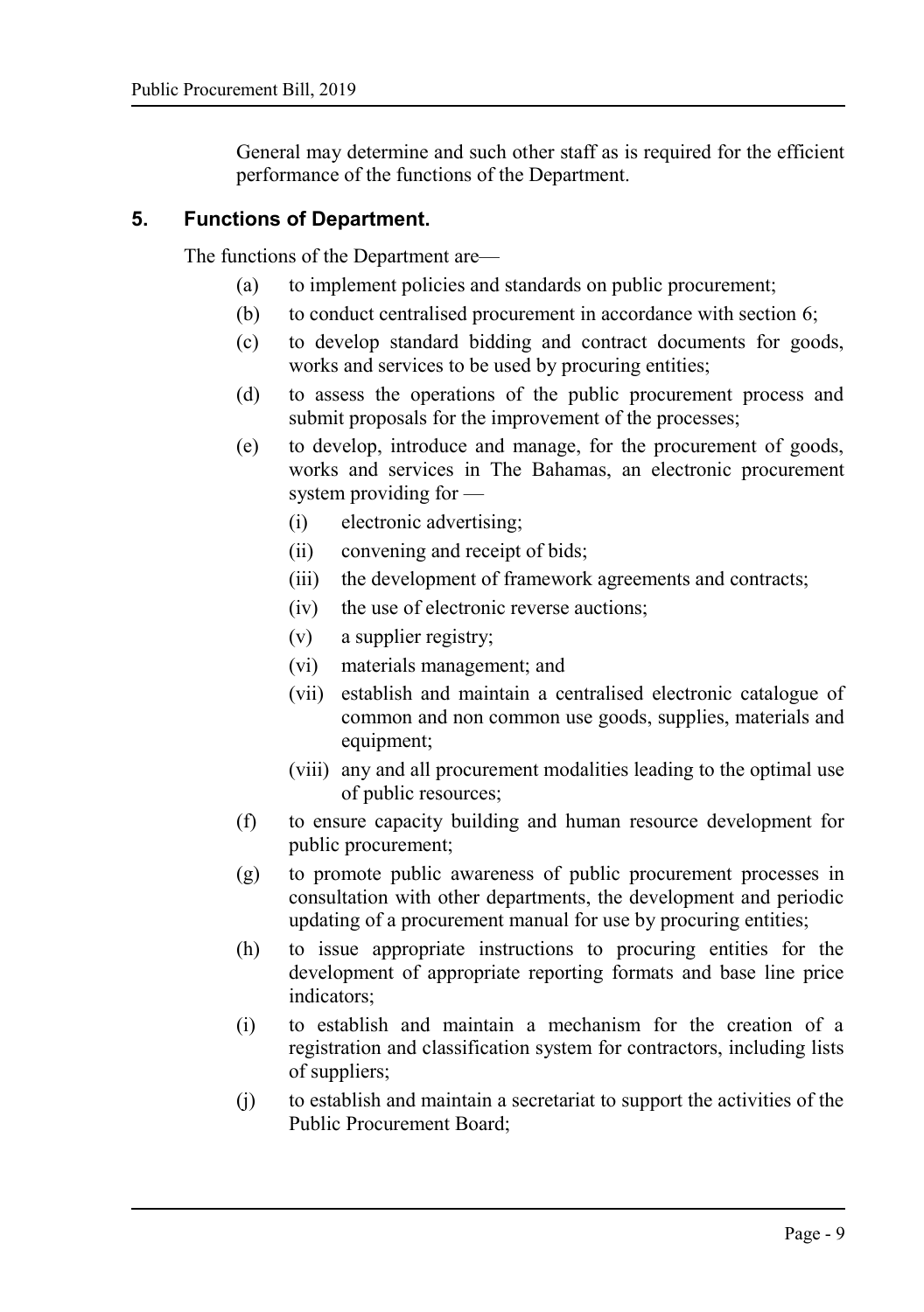General may determine and such other staff as is required for the efficient performance of the functions of the Department.

## 5. Functions of Department.

The functions of the Department are—

(a) to implement policies and standards on public procurement;

(b) to conduct centralised procurement in accordance with section 6;

(c) to develop standard bidding and contract documents for goods, works and services to be used by procuring entities;

(d) to assess the operations of the public procurement process and submit proposals for the improvement of the processes;

(e) to develop, introduce and manage, for the procurement of goods, works and services in The Bahamas, an electronic procurement system providing for —

- (i) electronic advertising;
- (ii) convening and receipt of bids;
- (iii) the development of framework agreements and contracts;
- (iv) the use of electronic reverse auctions;
- (v) a supplier registry;
- (vi) materials management; and
- (vii) establish and maintain a centralised electronic catalogue of common and non common use goods, supplies, materials and equipment;
- (viii) any and all procurement modalities leading to the optimal use of public resources;

(f) to ensure capacity building and human resource development for public procurement;

(g) to promote public awareness of public procurement processes in consultation with other departments, the development and periodic updating of a procurement manual for use by procuring entities;

(h) to issue appropriate instructions to procuring entities for the development of appropriate reporting formats and base line price indicators;

(i) to establish and maintain a mechanism for the creation of a registration and classification system for contractors, including lists of suppliers;

(j) to establish and maintain a secretariat to support the activities of the Public Procurement Board;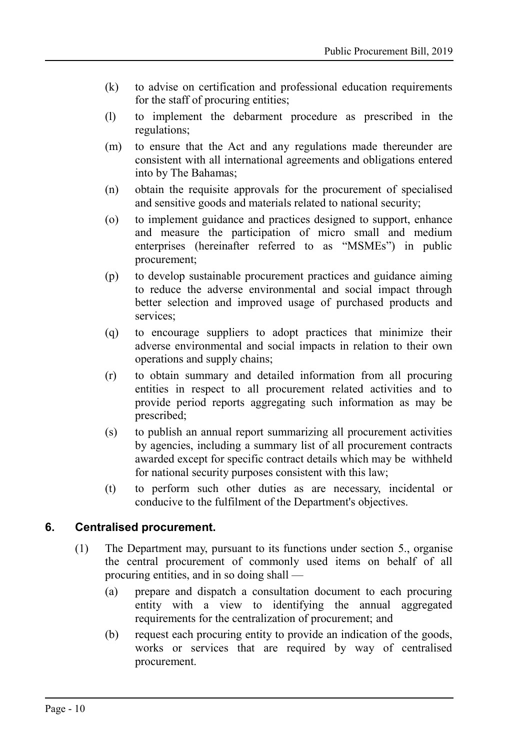(k) to advise on certification and professional education requirements for the staff of procuring entities;

(l) to implement the debarment procedure as prescribed in the regulations;

(m) to ensure that the Act and any regulations made thereunder are consistent with all international agreements and obligations entered into by The Bahamas;

(n) obtain the requisite approvals for the procurement of specialised and sensitive goods and materials related to national security;

(o) to implement guidance and practices designed to support, enhance and measure the participation of micro small and medium enterprises (hereinafter referred to as "MSMEs") in public procurement;

(p) to develop sustainable procurement practices and guidance aiming to reduce the adverse environmental and social impact through better selection and improved usage of purchased products and services;

(q) to encourage suppliers to adopt practices that minimize their adverse environmental and social impacts in relation to their own operations and supply chains;

(r) to obtain summary and detailed information from all procuring entities in respect to all procurement related activities and to provide period reports aggregating such information as may be prescribed;

(s) to publish an annual report summarizing all procurement activities by agencies, including a summary list of all procurement contracts awarded except for specific contract details which may be withheld for national security purposes consistent with this law;

(t) to perform such other duties as are necessary, incidental or conducive to the fulfilment of the Department's objectives.

## 6. Centralised procurement.

(1) The Department may, pursuant to its functions under section 5., organise the central procurement of commonly used items on behalf of all procuring entities, and in so doing shall —

(a) prepare and dispatch a consultation document to each procuring entity with a view to identifying the annual aggregated requirements for the centralization of procurement; and

(b) request each procuring entity to provide an indication of the goods, works or services that are required by way of centralised procurement.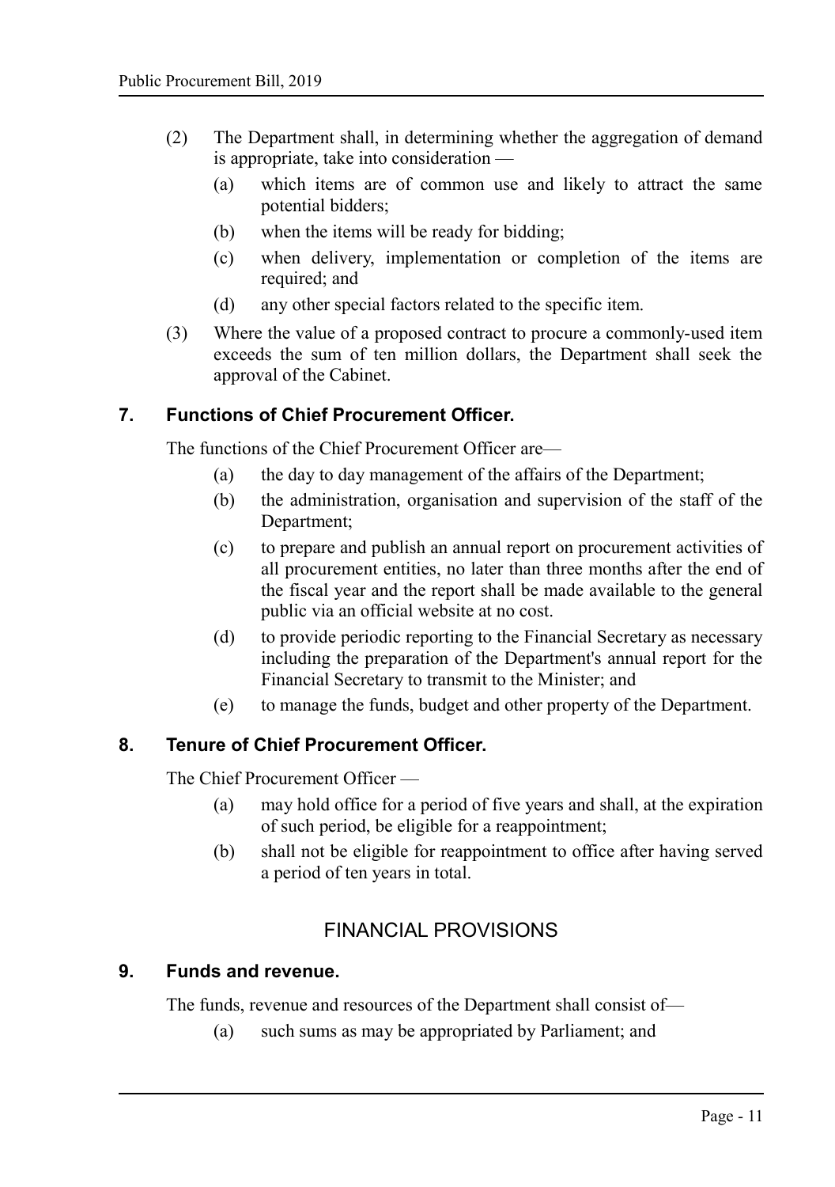(2) The Department shall, in determining whether the aggregation of demand is appropriate, take into consideration —

   (a) which items are of common use and likely to attract the same potential bidders;

   (b) when the items will be ready for bidding;

   (c) when delivery, implementation or completion of the items are required; and

   (d) any other special factors related to the specific item.

(3) Where the value of a proposed contract to procure a commonly-used item exceeds the sum of ten million dollars, the Department shall seek the approval of the Cabinet.

### 7. Functions of Chief Procurement Officer.

The functions of the Chief Procurement Officer are—

   (a) the day to day management of the affairs of the Department;

   (b) the administration, organisation and supervision of the staff of the Department;

   (c) to prepare and publish an annual report on procurement activities of all procurement entities, no later than three months after the end of the fiscal year and the report shall be made available to the general public via an official website at no cost.

   (d) to provide periodic reporting to the Financial Secretary as necessary including the preparation of the Department's annual report for the Financial Secretary to transmit to the Minister; and

   (e) to manage the funds, budget and other property of the Department.

### 8. Tenure of Chief Procurement Officer.

The Chief Procurement Officer —

   (a) may hold office for a period of five years and shall, at the expiration of such period, be eligible for a reappointment;

   (b) shall not be eligible for reappointment to office after having served a period of ten years in total.

## FINANCIAL PROVISIONS

### 9. Funds and revenue.

The funds, revenue and resources of the Department shall consist of—

   (a) such sums as may be appropriated by Parliament; and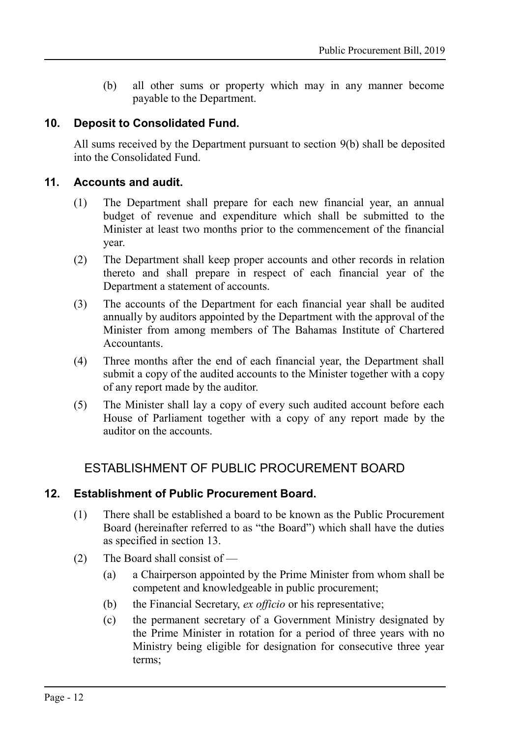(b) all other sums or property which may in any manner become payable to the Department.

### 10. Deposit to Consolidated Fund.

All sums received by the Department pursuant to section 9(b) shall be deposited into the Consolidated Fund.

### 11. Accounts and audit.

(1) The Department shall prepare for each new financial year, an annual budget of revenue and expenditure which shall be submitted to the Minister at least two months prior to the commencement of the financial year.

(2) The Department shall keep proper accounts and other records in relation thereto and shall prepare in respect of each financial year of the Department a statement of accounts.

(3) The accounts of the Department for each financial year shall be audited annually by auditors appointed by the Department with the approval of the Minister from among members of The Bahamas Institute of Chartered Accountants.

(4) Three months after the end of each financial year, the Department shall submit a copy of the audited accounts to the Minister together with a copy of any report made by the auditor.

(5) The Minister shall lay a copy of every such audited account before each House of Parliament together with a copy of any report made by the auditor on the accounts.

## ESTABLISHMENT OF PUBLIC PROCUREMENT BOARD

### 12. Establishment of Public Procurement Board.

(1) There shall be established a board to be known as the Public Procurement Board (hereinafter referred to as "the Board") which shall have the duties as specified in section 13.

(2) The Board shall consist of —

(a) a Chairperson appointed by the Prime Minister from whom shall be competent and knowledgeable in public procurement;

(b) the Financial Secretary, *ex officio* or his representative;

(c) the permanent secretary of a Government Ministry designated by the Prime Minister in rotation for a period of three years with no Ministry being eligible for designation for consecutive three year terms;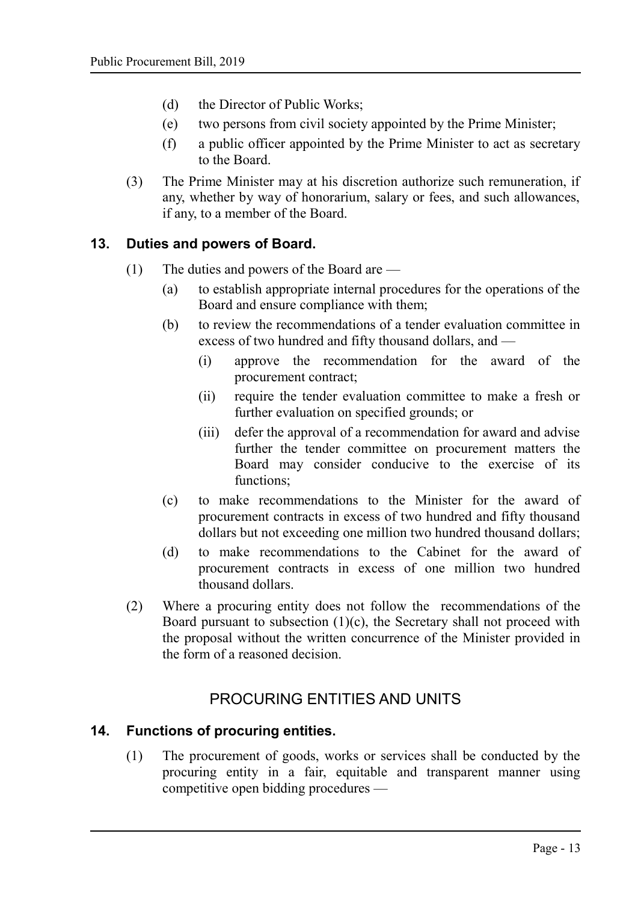(d) the Director of Public Works;

(e) two persons from civil society appointed by the Prime Minister;

(f) a public officer appointed by the Prime Minister to act as secretary to the Board.

(3) The Prime Minister may at his discretion authorize such remuneration, if any, whether by way of honorarium, salary or fees, and such allowances, if any, to a member of the Board.

### 13. Duties and powers of Board.

(1) The duties and powers of the Board are —

(a) to establish appropriate internal procedures for the operations of the Board and ensure compliance with them;

(b) to review the recommendations of a tender evaluation committee in excess of two hundred and fifty thousand dollars, and —

(i) approve the recommendation for the award of the procurement contract;

(ii) require the tender evaluation committee to make a fresh or further evaluation on specified grounds; or

(iii) defer the approval of a recommendation for award and advise further the tender committee on procurement matters the Board may consider conducive to the exercise of its functions;

(c) to make recommendations to the Minister for the award of procurement contracts in excess of two hundred and fifty thousand dollars but not exceeding one million two hundred thousand dollars;

(d) to make recommendations to the Cabinet for the award of procurement contracts in excess of one million two hundred thousand dollars.

(2) Where a procuring entity does not follow the recommendations of the Board pursuant to subsection (1)(c), the Secretary shall not proceed with the proposal without the written concurrence of the Minister provided in the form of a reasoned decision.

## PROCURING ENTITIES AND UNITS

### 14. Functions of procuring entities.

(1) The procurement of goods, works or services shall be conducted by the procuring entity in a fair, equitable and transparent manner using competitive open bidding procedures —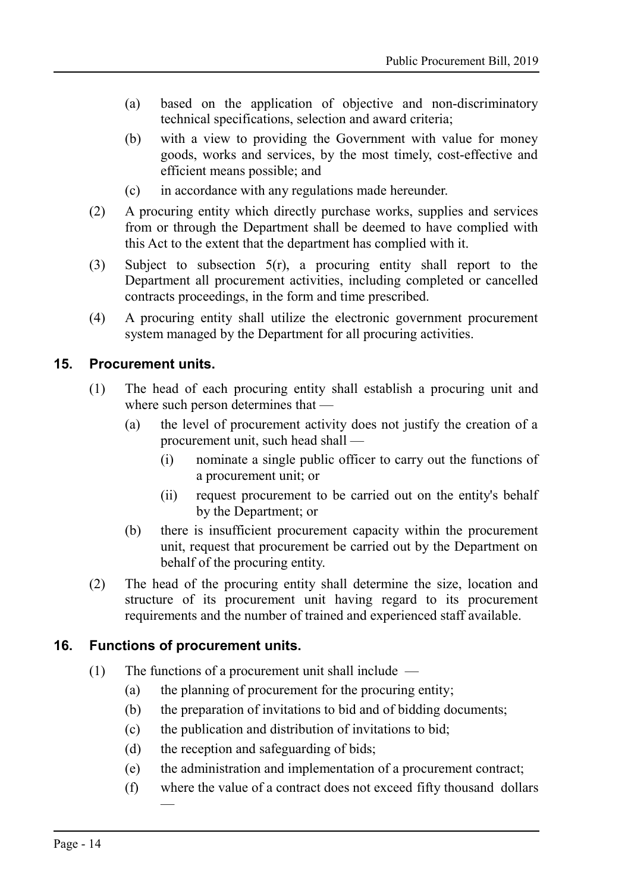(a) based on the application of objective and non-discriminatory technical specifications, selection and award criteria;

(b) with a view to providing the Government with value for money goods, works and services, by the most timely, cost-effective and efficient means possible; and

(c) in accordance with any regulations made hereunder.

(2) A procuring entity which directly purchase works, supplies and services from or through the Department shall be deemed to have complied with this Act to the extent that the department has complied with it.

(3) Subject to subsection 5(r), a procuring entity shall report to the Department all procurement activities, including completed or cancelled contracts proceedings, in the form and time prescribed.

(4) A procuring entity shall utilize the electronic government procurement system managed by the Department for all procuring activities.

## 15. Procurement units.

(1) The head of each procuring entity shall establish a procuring unit and where such person determines that —

(a) the level of procurement activity does not justify the creation of a procurement unit, such head shall —

(i) nominate a single public officer to carry out the functions of a procurement unit; or

(ii) request procurement to be carried out on the entity's behalf by the Department; or

(b) there is insufficient procurement capacity within the procurement unit, request that procurement be carried out by the Department on behalf of the procuring entity.

(2) The head of the procuring entity shall determine the size, location and structure of its procurement unit having regard to its procurement requirements and the number of trained and experienced staff available.

## 16. Functions of procurement units.

(1) The functions of a procurement unit shall include —

(a) the planning of procurement for the procuring entity;

(b) the preparation of invitations to bid and of bidding documents;

(c) the publication and distribution of invitations to bid;

(d) the reception and safeguarding of bids;

(e) the administration and implementation of a procurement contract;

(f) where the value of a contract does not exceed fifty thousand dollars —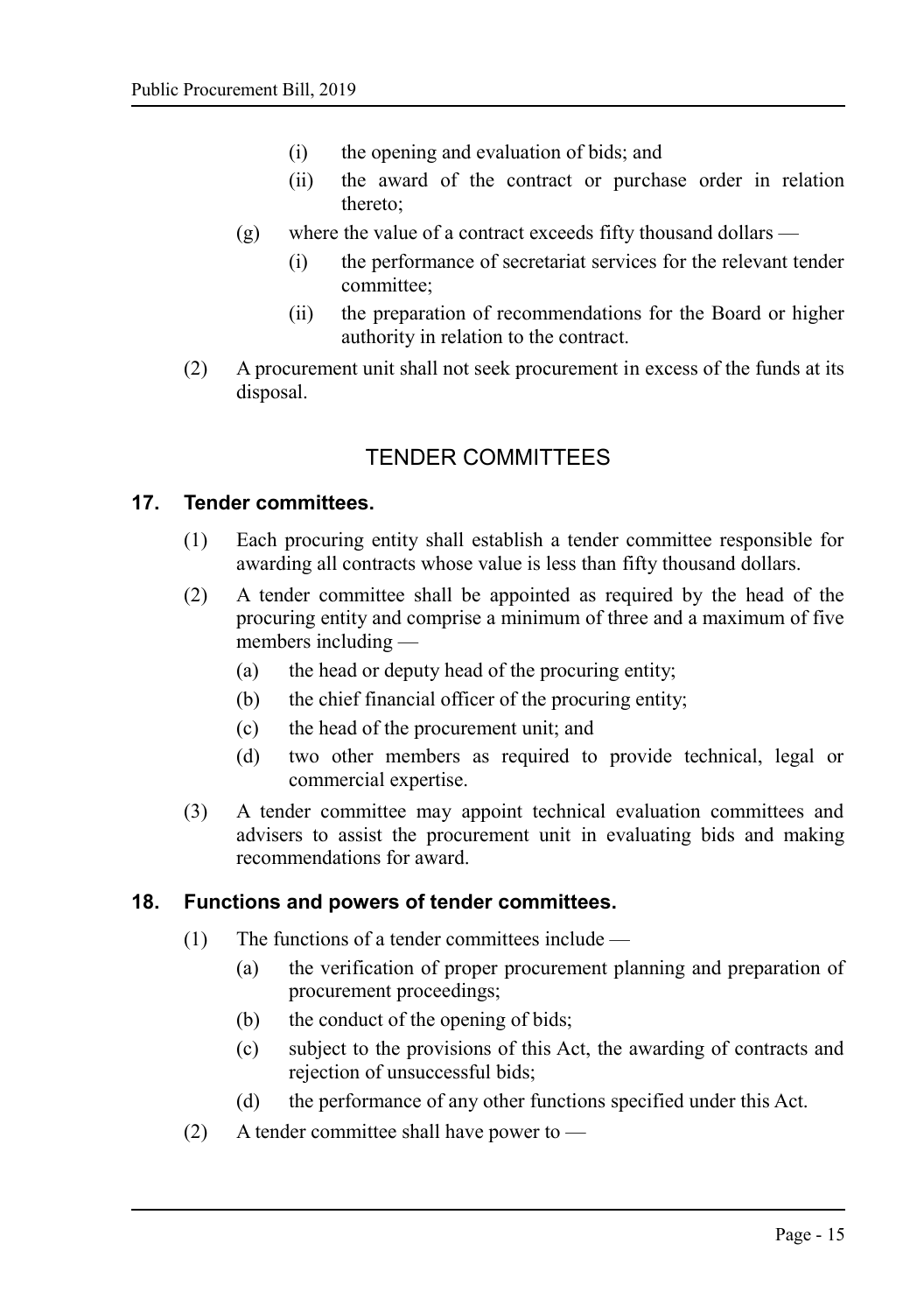(i) the opening and evaluation of bids; and

(ii) the award of the contract or purchase order in relation thereto;

(g) where the value of a contract exceeds fifty thousand dollars —

(i) the performance of secretariat services for the relevant tender committee;

(ii) the preparation of recommendations for the Board or higher authority in relation to the contract.

(2) A procurement unit shall not seek procurement in excess of the funds at its disposal.

## TENDER COMMITTEES

### 17. Tender committees.

(1) Each procuring entity shall establish a tender committee responsible for awarding all contracts whose value is less than fifty thousand dollars.

(2) A tender committee shall be appointed as required by the head of the procuring entity and comprise a minimum of three and a maximum of five members including —

(a) the head or deputy head of the procuring entity;

(b) the chief financial officer of the procuring entity;

(c) the head of the procurement unit; and

(d) two other members as required to provide technical, legal or commercial expertise.

(3) A tender committee may appoint technical evaluation committees and advisers to assist the procurement unit in evaluating bids and making recommendations for award.

### 18. Functions and powers of tender committees.

(1) The functions of a tender committees include —

(a) the verification of proper procurement planning and preparation of procurement proceedings;

(b) the conduct of the opening of bids;

(c) subject to the provisions of this Act, the awarding of contracts and rejection of unsuccessful bids;

(d) the performance of any other functions specified under this Act.

(2) A tender committee shall have power to —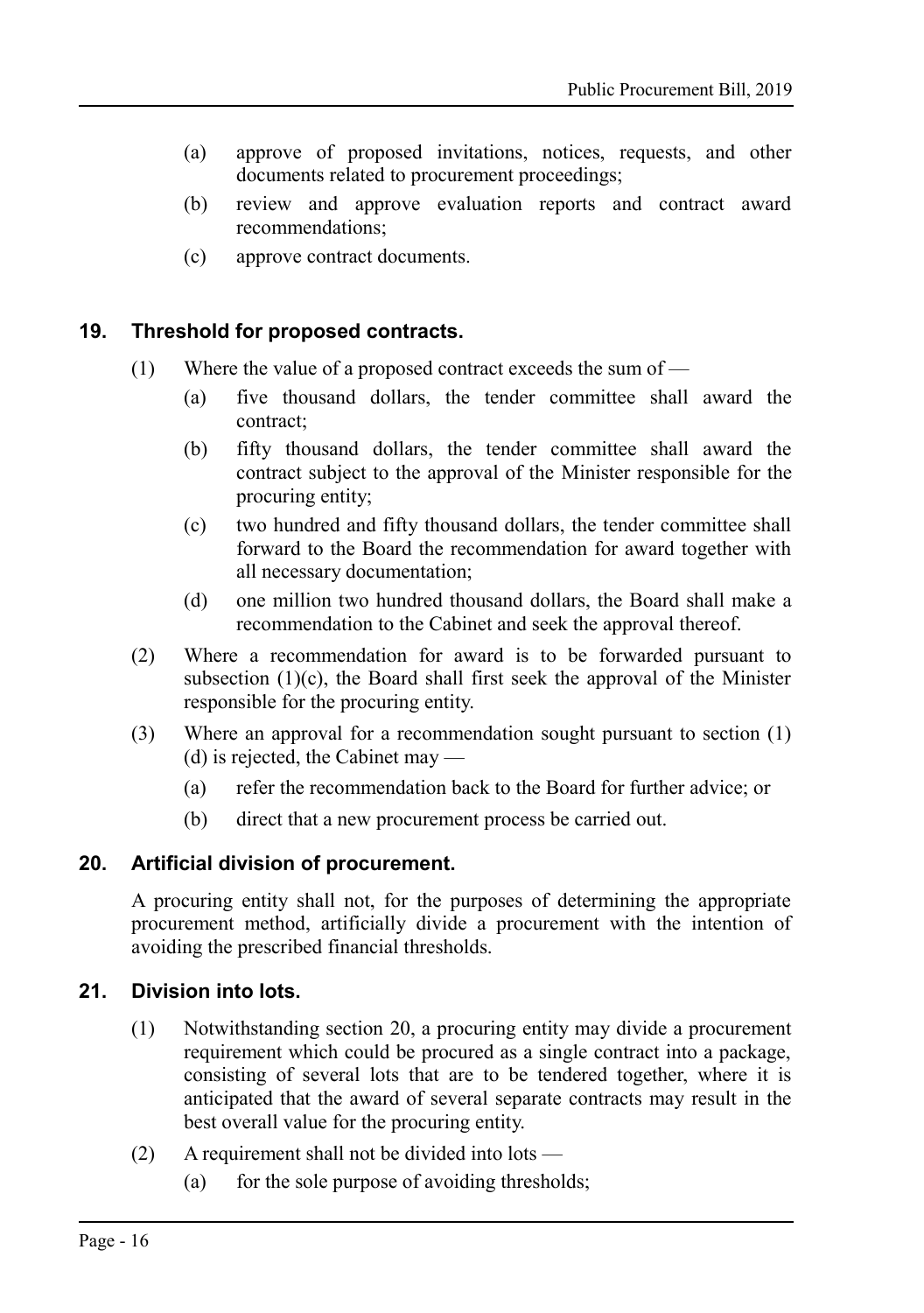(a) approve of proposed invitations, notices, requests, and other documents related to procurement proceedings;

(b) review and approve evaluation reports and contract award recommendations;

(c) approve contract documents.

### 19. Threshold for proposed contracts.

(1) Where the value of a proposed contract exceeds the sum of —

(a) five thousand dollars, the tender committee shall award the contract;

(b) fifty thousand dollars, the tender committee shall award the contract subject to the approval of the Minister responsible for the procuring entity;

(c) two hundred and fifty thousand dollars, the tender committee shall forward to the Board the recommendation for award together with all necessary documentation;

(d) one million two hundred thousand dollars, the Board shall make a recommendation to the Cabinet and seek the approval thereof.

(2) Where a recommendation for award is to be forwarded pursuant to subsection (1)(c), the Board shall first seek the approval of the Minister responsible for the procuring entity.

(3) Where an approval for a recommendation sought pursuant to section (1) (d) is rejected, the Cabinet may —

(a) refer the recommendation back to the Board for further advice; or

(b) direct that a new procurement process be carried out.

### 20. Artificial division of procurement.

A procuring entity shall not, for the purposes of determining the appropriate procurement method, artificially divide a procurement with the intention of avoiding the prescribed financial thresholds.

### 21. Division into lots.

(1) Notwithstanding section 20, a procuring entity may divide a procurement requirement which could be procured as a single contract into a package, consisting of several lots that are to be tendered together, where it is anticipated that the award of several separate contracts may result in the best overall value for the procuring entity.

(2) A requirement shall not be divided into lots —

(a) for the sole purpose of avoiding thresholds;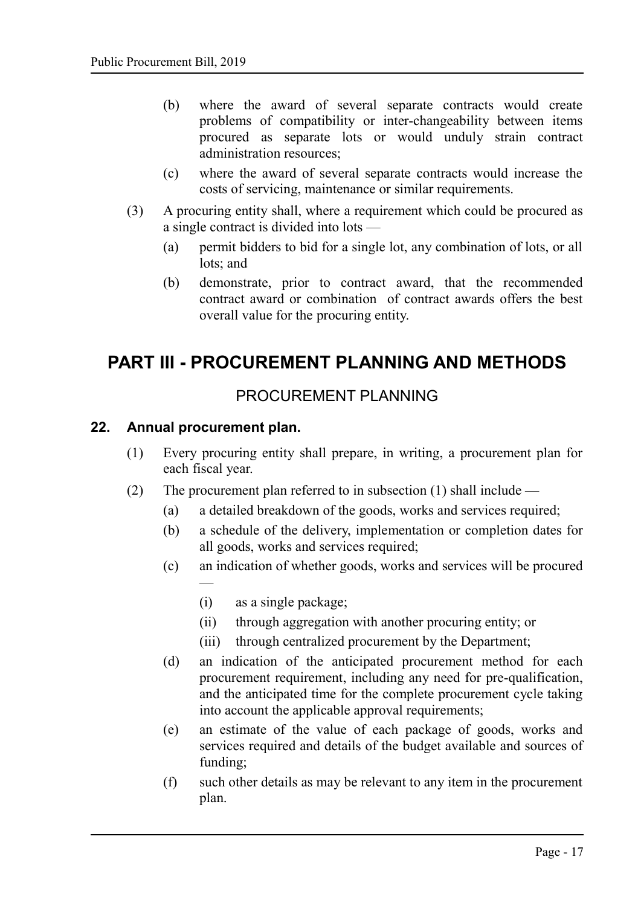(b) where the award of several separate contracts would create problems of compatibility or inter-changeability between items procured as separate lots or would unduly strain contract administration resources;

(c) where the award of several separate contracts would increase the costs of servicing, maintenance or similar requirements.

(3) A procuring entity shall, where a requirement which could be procured as a single contract is divided into lots —

(a) permit bidders to bid for a single lot, any combination of lots, or all lots; and

(b) demonstrate, prior to contract award, that the recommended contract award or combination of contract awards offers the best overall value for the procuring entity.

# PART III - PROCUREMENT PLANNING AND METHODS

## PROCUREMENT PLANNING

### 22. Annual procurement plan.

(1) Every procuring entity shall prepare, in writing, a procurement plan for each fiscal year.

(2) The procurement plan referred to in subsection (1) shall include —

(a) a detailed breakdown of the goods, works and services required;

(b) a schedule of the delivery, implementation or completion dates for all goods, works and services required;

(c) an indication of whether goods, works and services will be procured —

(i) as a single package;

(ii) through aggregation with another procuring entity; or

(iii) through centralized procurement by the Department;

(d) an indication of the anticipated procurement method for each procurement requirement, including any need for pre-qualification, and the anticipated time for the complete procurement cycle taking into account the applicable approval requirements;

(e) an estimate of the value of each package of goods, works and services required and details of the budget available and sources of funding;

(f) such other details as may be relevant to any item in the procurement plan.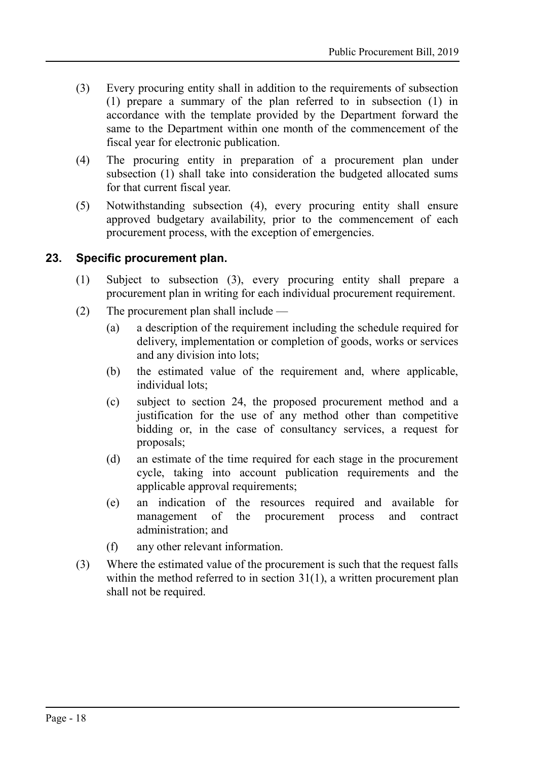(3) Every procuring entity shall in addition to the requirements of subsection (1) prepare a summary of the plan referred to in subsection (1) in accordance with the template provided by the Department forward the same to the Department within one month of the commencement of the fiscal year for electronic publication.

(4) The procuring entity in preparation of a procurement plan under subsection (1) shall take into consideration the budgeted allocated sums for that current fiscal year.

(5) Notwithstanding subsection (4), every procuring entity shall ensure approved budgetary availability, prior to the commencement of each procurement process, with the exception of emergencies.

## 23. Specific procurement plan.

(1) Subject to subsection (3), every procuring entity shall prepare a procurement plan in writing for each individual procurement requirement.

(2) The procurement plan shall include —

(a) a description of the requirement including the schedule required for delivery, implementation or completion of goods, works or services and any division into lots;

(b) the estimated value of the requirement and, where applicable, individual lots;

(c) subject to section 24, the proposed procurement method and a justification for the use of any method other than competitive bidding or, in the case of consultancy services, a request for proposals;

(d) an estimate of the time required for each stage in the procurement cycle, taking into account publication requirements and the applicable approval requirements;

(e) an indication of the resources required and available for management of the procurement process and contract administration; and

(f) any other relevant information.

(3) Where the estimated value of the procurement is such that the request falls within the method referred to in section 31(1), a written procurement plan shall not be required.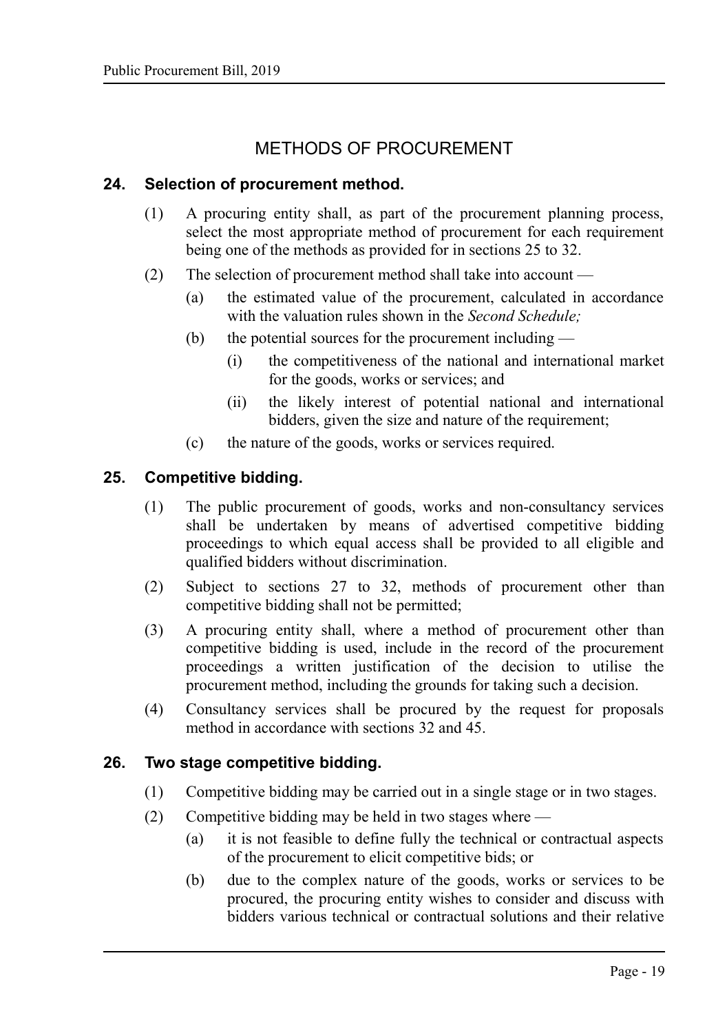## METHODS OF PROCUREMENT

### 24. Selection of procurement method.

(1) A procuring entity shall, as part of the procurement planning process, select the most appropriate method of procurement for each requirement being one of the methods as provided for in sections 25 to 32.

(2) The selection of procurement method shall take into account —

(a) the estimated value of the procurement, calculated in accordance with the valuation rules shown in the *Second Schedule;*

(b) the potential sources for the procurement including —

(i) the competitiveness of the national and international market for the goods, works or services; and

(ii) the likely interest of potential national and international bidders, given the size and nature of the requirement;

(c) the nature of the goods, works or services required.

### 25. Competitive bidding.

(1) The public procurement of goods, works and non-consultancy services shall be undertaken by means of advertised competitive bidding proceedings to which equal access shall be provided to all eligible and qualified bidders without discrimination.

(2) Subject to sections 27 to 32, methods of procurement other than competitive bidding shall not be permitted;

(3) A procuring entity shall, where a method of procurement other than competitive bidding is used, include in the record of the procurement proceedings a written justification of the decision to utilise the procurement method, including the grounds for taking such a decision.

(4) Consultancy services shall be procured by the request for proposals method in accordance with sections 32 and 45.

### 26. Two stage competitive bidding.

(1) Competitive bidding may be carried out in a single stage or in two stages.

(2) Competitive bidding may be held in two stages where —

(a) it is not feasible to define fully the technical or contractual aspects of the procurement to elicit competitive bids; or

(b) due to the complex nature of the goods, works or services to be procured, the procuring entity wishes to consider and discuss with bidders various technical or contractual solutions and their relative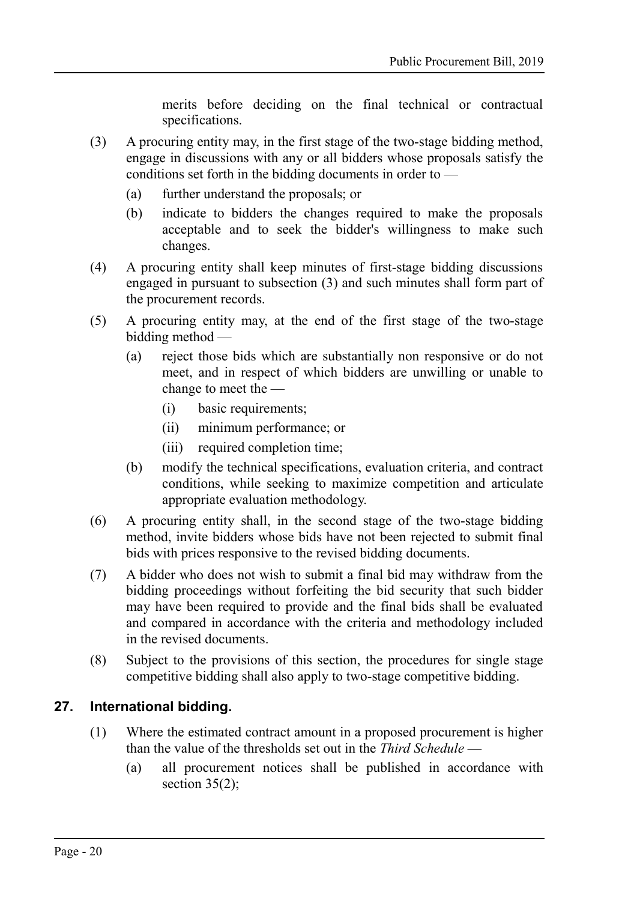merits before deciding on the final technical or contractual specifications.

(3) A procuring entity may, in the first stage of the two-stage bidding method, engage in discussions with any or all bidders whose proposals satisfy the conditions set forth in the bidding documents in order to —

(a) further understand the proposals; or

(b) indicate to bidders the changes required to make the proposals acceptable and to seek the bidder's willingness to make such changes.

(4) A procuring entity shall keep minutes of first-stage bidding discussions engaged in pursuant to subsection (3) and such minutes shall form part of the procurement records.

(5) A procuring entity may, at the end of the first stage of the two-stage bidding method —

(a) reject those bids which are substantially non responsive or do not meet, and in respect of which bidders are unwilling or unable to change to meet the —

(i) basic requirements;

(ii) minimum performance; or

(iii) required completion time;

(b) modify the technical specifications, evaluation criteria, and contract conditions, while seeking to maximize competition and articulate appropriate evaluation methodology.

(6) A procuring entity shall, in the second stage of the two-stage bidding method, invite bidders whose bids have not been rejected to submit final bids with prices responsive to the revised bidding documents.

(7) A bidder who does not wish to submit a final bid may withdraw from the bidding proceedings without forfeiting the bid security that such bidder may have been required to provide and the final bids shall be evaluated and compared in accordance with the criteria and methodology included in the revised documents.

(8) Subject to the provisions of this section, the procedures for single stage competitive bidding shall also apply to two-stage competitive bidding.

## 27. International bidding.

(1) Where the estimated contract amount in a proposed procurement is higher than the value of the thresholds set out in the *Third Schedule* —

(a) all procurement notices shall be published in accordance with section 35(2);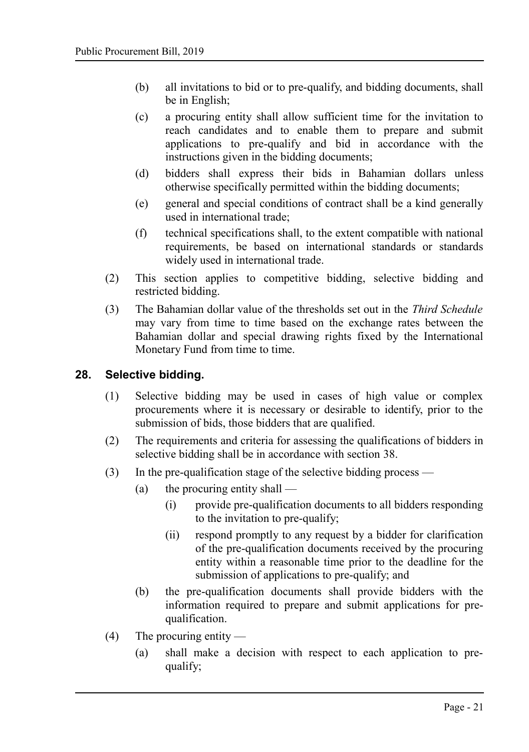(b) all invitations to bid or to pre-qualify, and bidding documents, shall be in English;

(c) a procuring entity shall allow sufficient time for the invitation to reach candidates and to enable them to prepare and submit applications to pre-qualify and bid in accordance with the instructions given in the bidding documents;

(d) bidders shall express their bids in Bahamian dollars unless otherwise specifically permitted within the bidding documents;

(e) general and special conditions of contract shall be a kind generally used in international trade;

(f) technical specifications shall, to the extent compatible with national requirements, be based on international standards or standards widely used in international trade.

(2) This section applies to competitive bidding, selective bidding and restricted bidding.

(3) The Bahamian dollar value of the thresholds set out in the *Third Schedule* may vary from time to time based on the exchange rates between the Bahamian dollar and special drawing rights fixed by the International Monetary Fund from time to time.

## 28. Selective bidding.

(1) Selective bidding may be used in cases of high value or complex procurements where it is necessary or desirable to identify, prior to the submission of bids, those bidders that are qualified.

(2) The requirements and criteria for assessing the qualifications of bidders in selective bidding shall be in accordance with section 38.

(3) In the pre-qualification stage of the selective bidding process —

- (a) the procuring entity shall —
  - (i) provide pre-qualification documents to all bidders responding to the invitation to pre-qualify;
  - (ii) respond promptly to any request by a bidder for clarification of the pre-qualification documents received by the procuring entity within a reasonable time prior to the deadline for the submission of applications to pre-qualify; and
- (b) the pre-qualification documents shall provide bidders with the information required to prepare and submit applications for pre-qualification.

(4) The procuring entity —

- (a) shall make a decision with respect to each application to pre-qualify;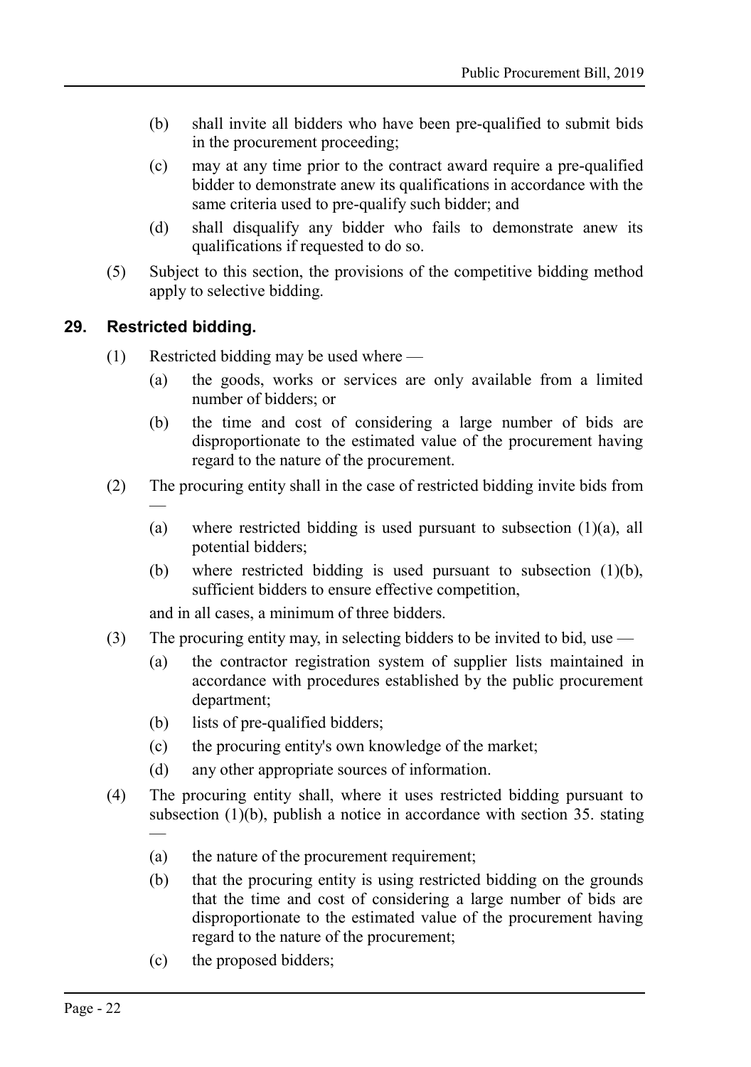(b) shall invite all bidders who have been pre-qualified to submit bids in the procurement proceeding;

(c) may at any time prior to the contract award require a pre-qualified bidder to demonstrate anew its qualifications in accordance with the same criteria used to pre-qualify such bidder; and

(d) shall disqualify any bidder who fails to demonstrate anew its qualifications if requested to do so.

(5) Subject to this section, the provisions of the competitive bidding method apply to selective bidding.

## 29. Restricted bidding.

(1) Restricted bidding may be used where —

(a) the goods, works or services are only available from a limited number of bidders; or

(b) the time and cost of considering a large number of bids are disproportionate to the estimated value of the procurement having regard to the nature of the procurement.

(2) The procuring entity shall in the case of restricted bidding invite bids from —

(a) where restricted bidding is used pursuant to subsection (1)(a), all potential bidders;

(b) where restricted bidding is used pursuant to subsection (1)(b), sufficient bidders to ensure effective competition,

and in all cases, a minimum of three bidders.

(3) The procuring entity may, in selecting bidders to be invited to bid, use —

(a) the contractor registration system of supplier lists maintained in accordance with procedures established by the public procurement department;

(b) lists of pre-qualified bidders;

(c) the procuring entity's own knowledge of the market;

(d) any other appropriate sources of information.

(4) The procuring entity shall, where it uses restricted bidding pursuant to subsection (1)(b), publish a notice in accordance with section 35. stating —

(a) the nature of the procurement requirement;

(b) that the procuring entity is using restricted bidding on the grounds that the time and cost of considering a large number of bids are disproportionate to the estimated value of the procurement having regard to the nature of the procurement;

(c) the proposed bidders;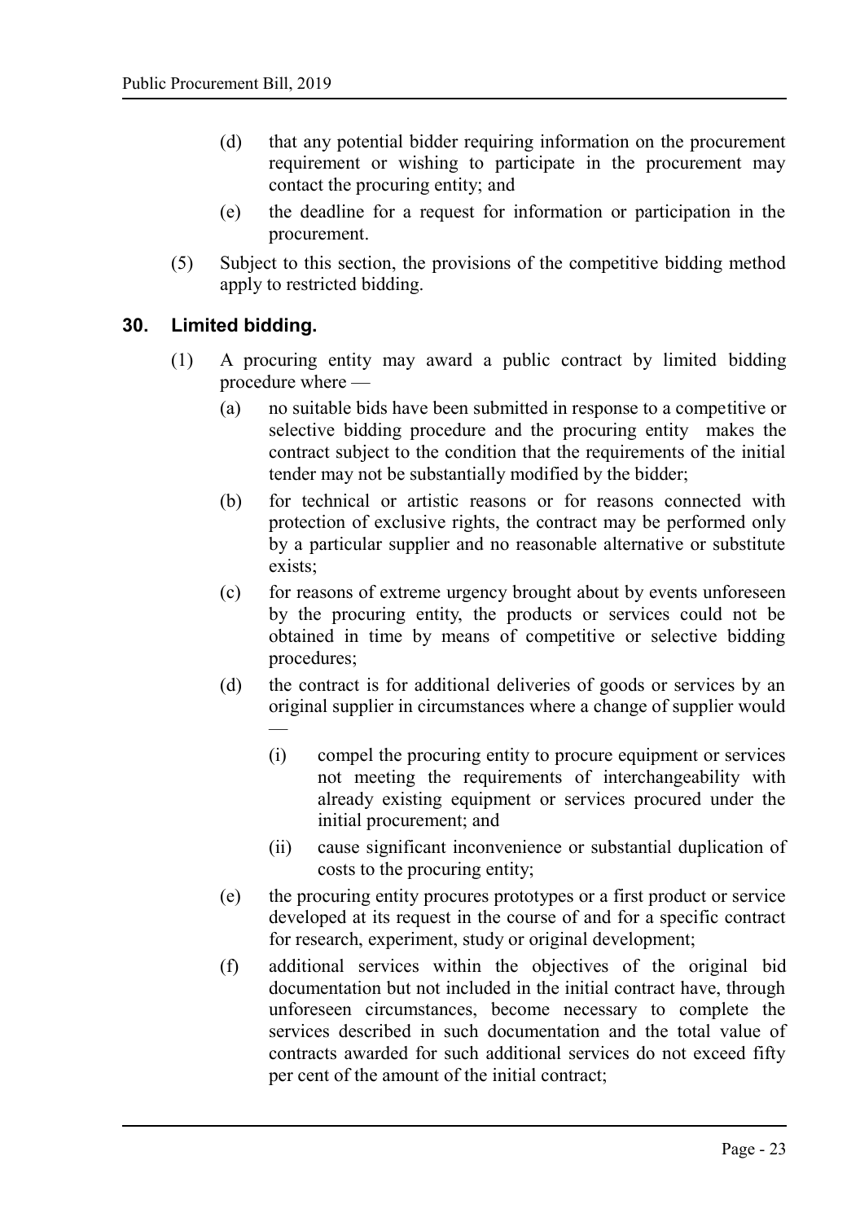(d) that any potential bidder requiring information on the procurement requirement or wishing to participate in the procurement may contact the procuring entity; and

(e) the deadline for a request for information or participation in the procurement.

(5) Subject to this section, the provisions of the competitive bidding method apply to restricted bidding.

## 30. Limited bidding.

(1) A procuring entity may award a public contract by limited bidding procedure where —

(a) no suitable bids have been submitted in response to a competitive or selective bidding procedure and the procuring entity makes the contract subject to the condition that the requirements of the initial tender may not be substantially modified by the bidder;

(b) for technical or artistic reasons or for reasons connected with protection of exclusive rights, the contract may be performed only by a particular supplier and no reasonable alternative or substitute exists;

(c) for reasons of extreme urgency brought about by events unforeseen by the procuring entity, the products or services could not be obtained in time by means of competitive or selective bidding procedures;

(d) the contract is for additional deliveries of goods or services by an original supplier in circumstances where a change of supplier would —

(i) compel the procuring entity to procure equipment or services not meeting the requirements of interchangeability with already existing equipment or services procured under the initial procurement; and

(ii) cause significant inconvenience or substantial duplication of costs to the procuring entity;

(e) the procuring entity procures prototypes or a first product or service developed at its request in the course of and for a specific contract for research, experiment, study or original development;

(f) additional services within the objectives of the original bid documentation but not included in the initial contract have, through unforeseen circumstances, become necessary to complete the services described in such documentation and the total value of contracts awarded for such additional services do not exceed fifty per cent of the amount of the initial contract;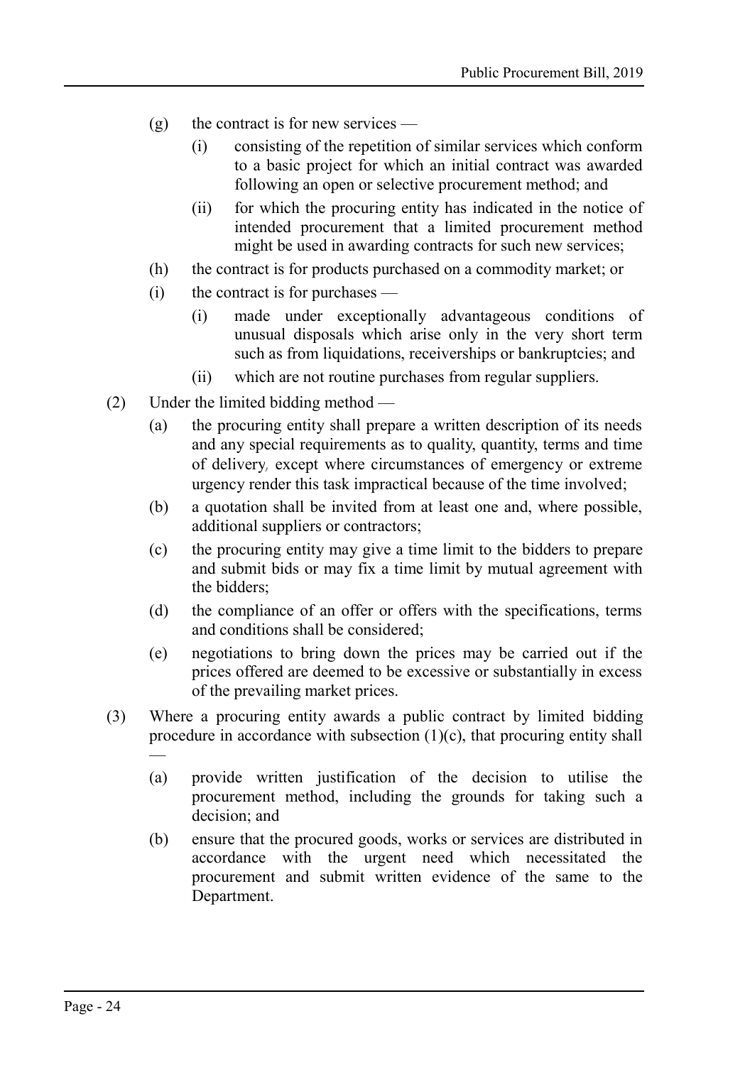(g) the contract is for new services —

   (i) consisting of the repetition of similar services which conform to a basic project for which an initial contract was awarded following an open or selective procurement method; and

   (ii) for which the procuring entity has indicated in the notice of intended procurement that a limited procurement method might be used in awarding contracts for such new services;

(h) the contract is for products purchased on a commodity market; or

(i) the contract is for purchases —

   (i) made under exceptionally advantageous conditions of unusual disposals which arise only in the very short term such as from liquidations, receiverships or bankruptcies; and

   (ii) which are not routine purchases from regular suppliers.

(2) Under the limited bidding method —

   (a) the procuring entity shall prepare a written description of its needs and any special requirements as to quality, quantity, terms and time of delivery, except where circumstances of emergency or extreme urgency render this task impractical because of the time involved;

   (b) a quotation shall be invited from at least one and, where possible, additional suppliers or contractors;

   (c) the procuring entity may give a time limit to the bidders to prepare and submit bids or may fix a time limit by mutual agreement with the bidders;

   (d) the compliance of an offer or offers with the specifications, terms and conditions shall be considered;

   (e) negotiations to bring down the prices may be carried out if the prices offered are deemed to be excessive or substantially in excess of the prevailing market prices.

(3) Where a procuring entity awards a public contract by limited bidding procedure in accordance with subsection (1)(c), that procuring entity shall —

   (a) provide written justification of the decision to utilise the procurement method, including the grounds for taking such a decision; and

   (b) ensure that the procured goods, works or services are distributed in accordance with the urgent need which necessitated the procurement and submit written evidence of the same to the Department.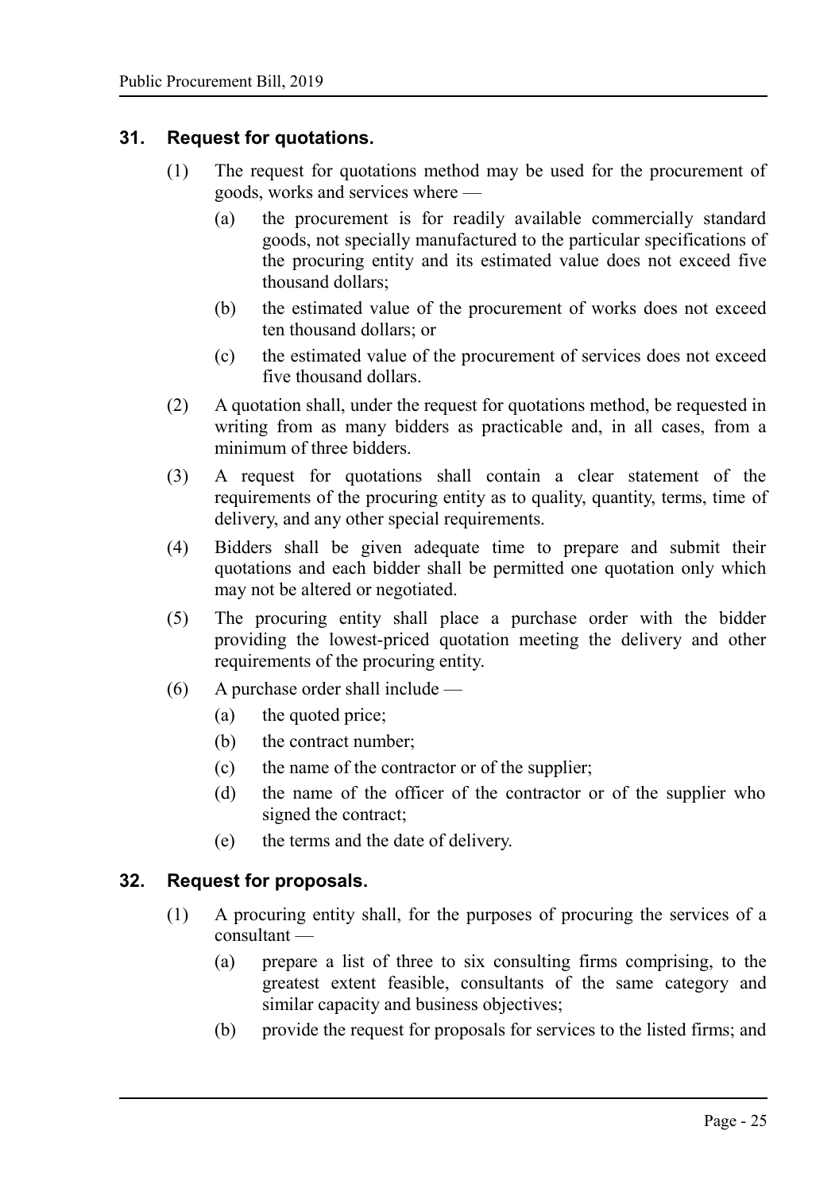### 31. Request for quotations.

(1) The request for quotations method may be used for the procurement of goods, works and services where —

(a) the procurement is for readily available commercially standard goods, not specially manufactured to the particular specifications of the procuring entity and its estimated value does not exceed five thousand dollars;

(b) the estimated value of the procurement of works does not exceed ten thousand dollars; or

(c) the estimated value of the procurement of services does not exceed five thousand dollars.

(2) A quotation shall, under the request for quotations method, be requested in writing from as many bidders as practicable and, in all cases, from a minimum of three bidders.

(3) A request for quotations shall contain a clear statement of the requirements of the procuring entity as to quality, quantity, terms, time of delivery, and any other special requirements.

(4) Bidders shall be given adequate time to prepare and submit their quotations and each bidder shall be permitted one quotation only which may not be altered or negotiated.

(5) The procuring entity shall place a purchase order with the bidder providing the lowest-priced quotation meeting the delivery and other requirements of the procuring entity.

(6) A purchase order shall include —

(a) the quoted price;

(b) the contract number;

(c) the name of the contractor or of the supplier;

(d) the name of the officer of the contractor or of the supplier who signed the contract;

(e) the terms and the date of delivery.

### 32. Request for proposals.

(1) A procuring entity shall, for the purposes of procuring the services of a consultant —

(a) prepare a list of three to six consulting firms comprising, to the greatest extent feasible, consultants of the same category and similar capacity and business objectives;

(b) provide the request for proposals for services to the listed firms; and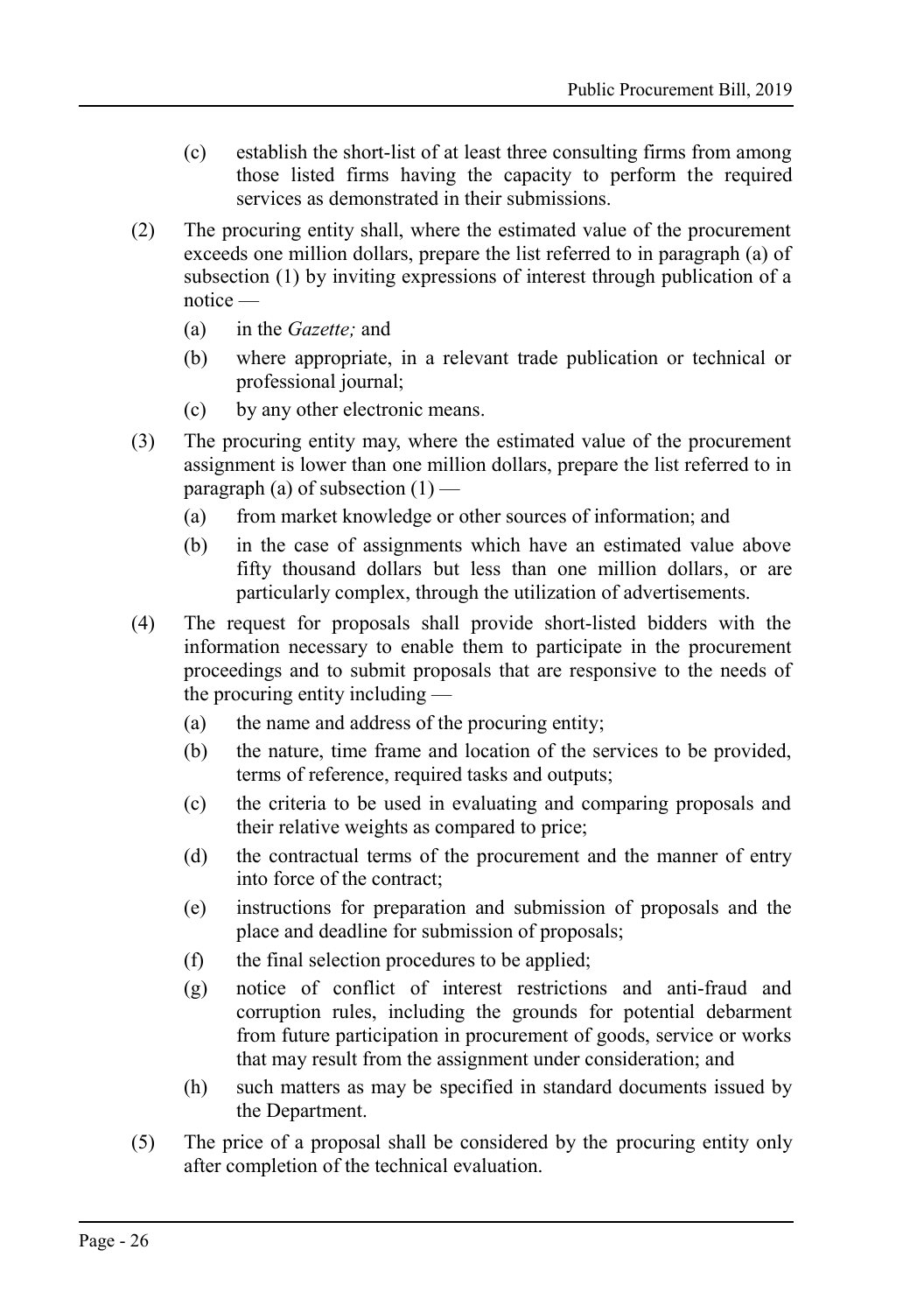(c) establish the short-list of at least three consulting firms from among those listed firms having the capacity to perform the required services as demonstrated in their submissions.

(2) The procuring entity shall, where the estimated value of the procurement exceeds one million dollars, prepare the list referred to in paragraph (a) of subsection (1) by inviting expressions of interest through publication of a notice —

(a) in the *Gazette;* and

(b) where appropriate, in a relevant trade publication or technical or professional journal;

(c) by any other electronic means.

(3) The procuring entity may, where the estimated value of the procurement assignment is lower than one million dollars, prepare the list referred to in paragraph (a) of subsection (1) —

(a) from market knowledge or other sources of information; and

(b) in the case of assignments which have an estimated value above fifty thousand dollars but less than one million dollars, or are particularly complex, through the utilization of advertisements.

(4) The request for proposals shall provide short-listed bidders with the information necessary to enable them to participate in the procurement proceedings and to submit proposals that are responsive to the needs of the procuring entity including —

(a) the name and address of the procuring entity;

(b) the nature, time frame and location of the services to be provided, terms of reference, required tasks and outputs;

(c) the criteria to be used in evaluating and comparing proposals and their relative weights as compared to price;

(d) the contractual terms of the procurement and the manner of entry into force of the contract;

(e) instructions for preparation and submission of proposals and the place and deadline for submission of proposals;

(f) the final selection procedures to be applied;

(g) notice of conflict of interest restrictions and anti-fraud and corruption rules, including the grounds for potential debarment from future participation in procurement of goods, service or works that may result from the assignment under consideration; and

(h) such matters as may be specified in standard documents issued by the Department.

(5) The price of a proposal shall be considered by the procuring entity only after completion of the technical evaluation.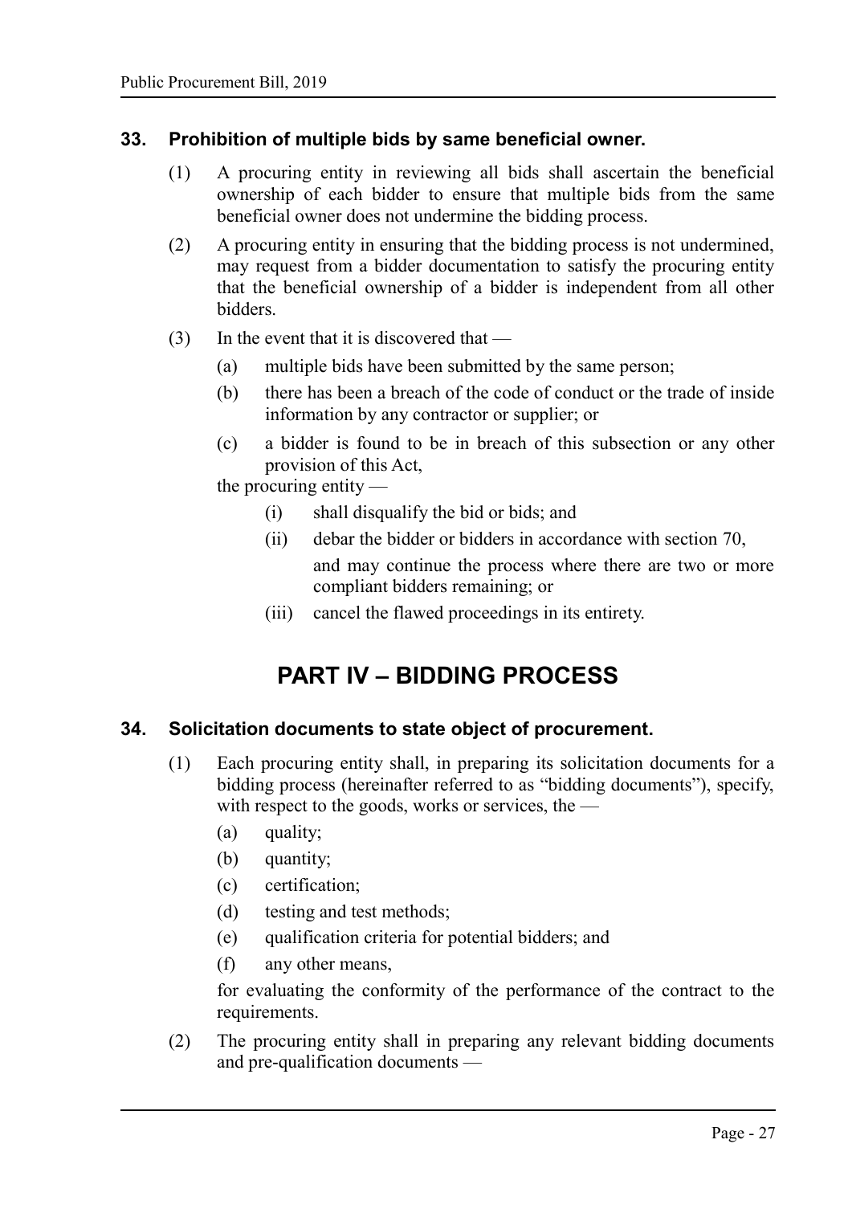### 33. Prohibition of multiple bids by same beneficial owner.

(1) A procuring entity in reviewing all bids shall ascertain the beneficial ownership of each bidder to ensure that multiple bids from the same beneficial owner does not undermine the bidding process.

(2) A procuring entity in ensuring that the bidding process is not undermined, may request from a bidder documentation to satisfy the procuring entity that the beneficial ownership of a bidder is independent from all other bidders.

(3) In the event that it is discovered that —

- (a) multiple bids have been submitted by the same person;
- (b) there has been a breach of the code of conduct or the trade of inside information by any contractor or supplier; or
- (c) a bidder is found to be in breach of this subsection or any other provision of this Act,

the procuring entity —

- (i) shall disqualify the bid or bids; and
- (ii) debar the bidder or bidders in accordance with section 70,

  and may continue the process where there are two or more compliant bidders remaining; or
- (iii) cancel the flawed proceedings in its entirety.

# PART IV – BIDDING PROCESS

### 34. Solicitation documents to state object of procurement.

(1) Each procuring entity shall, in preparing its solicitation documents for a bidding process (hereinafter referred to as "bidding documents"), specify, with respect to the goods, works or services, the —

- (a) quality;
- (b) quantity;
- (c) certification;
- (d) testing and test methods;
- (e) qualification criteria for potential bidders; and
- (f) any other means,

for evaluating the conformity of the performance of the contract to the requirements.

(2) The procuring entity shall in preparing any relevant bidding documents and pre-qualification documents —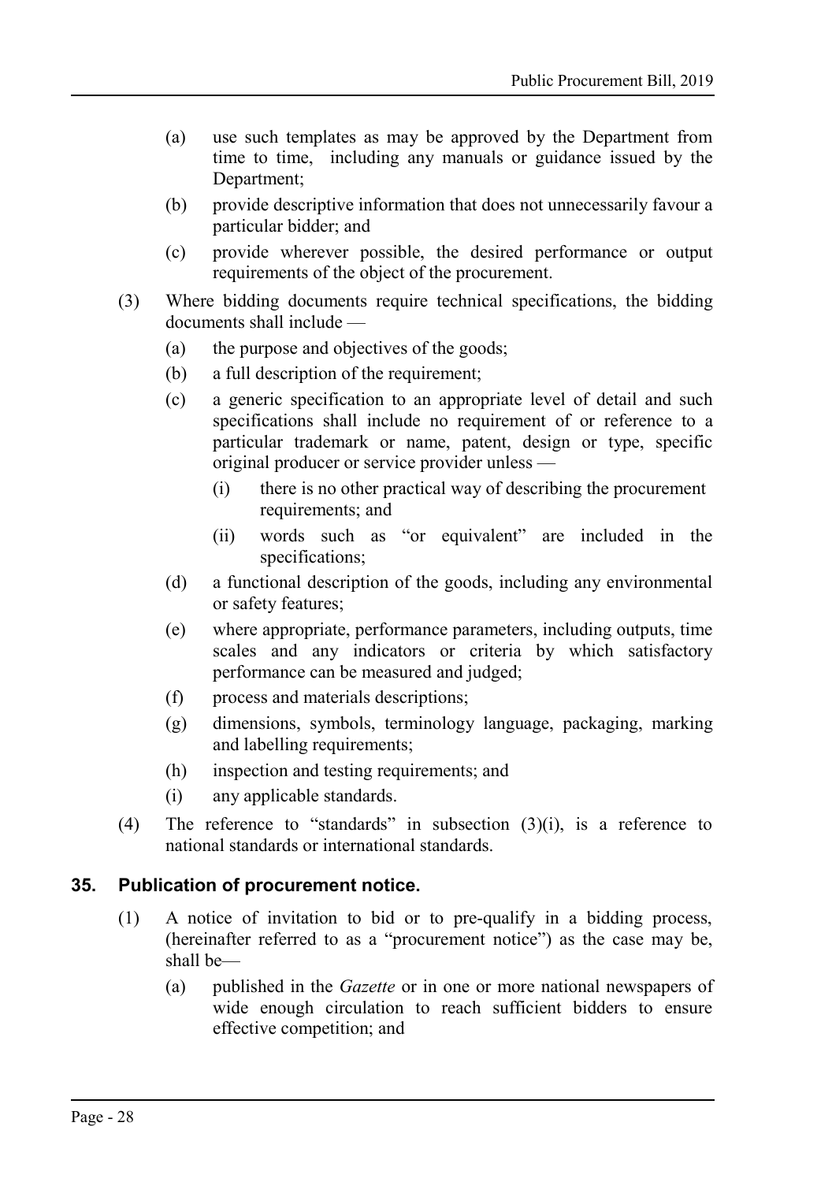(a) use such templates as may be approved by the Department from time to time, including any manuals or guidance issued by the Department;

(b) provide descriptive information that does not unnecessarily favour a particular bidder; and

(c) provide wherever possible, the desired performance or output requirements of the object of the procurement.

(3) Where bidding documents require technical specifications, the bidding documents shall include —

(a) the purpose and objectives of the goods;

(b) a full description of the requirement;

(c) a generic specification to an appropriate level of detail and such specifications shall include no requirement of or reference to a particular trademark or name, patent, design or type, specific original producer or service provider unless —

(i) there is no other practical way of describing the procurement requirements; and

(ii) words such as "or equivalent" are included in the specifications;

(d) a functional description of the goods, including any environmental or safety features;

(e) where appropriate, performance parameters, including outputs, time scales and any indicators or criteria by which satisfactory performance can be measured and judged;

(f) process and materials descriptions;

(g) dimensions, symbols, terminology language, packaging, marking and labelling requirements;

(h) inspection and testing requirements; and

(i) any applicable standards.

(4) The reference to "standards" in subsection (3)(i), is a reference to national standards or international standards.

## 35. Publication of procurement notice.

(1) A notice of invitation to bid or to pre-qualify in a bidding process, (hereinafter referred to as a "procurement notice") as the case may be, shall be—

(a) published in the *Gazette* or in one or more national newspapers of wide enough circulation to reach sufficient bidders to ensure effective competition; and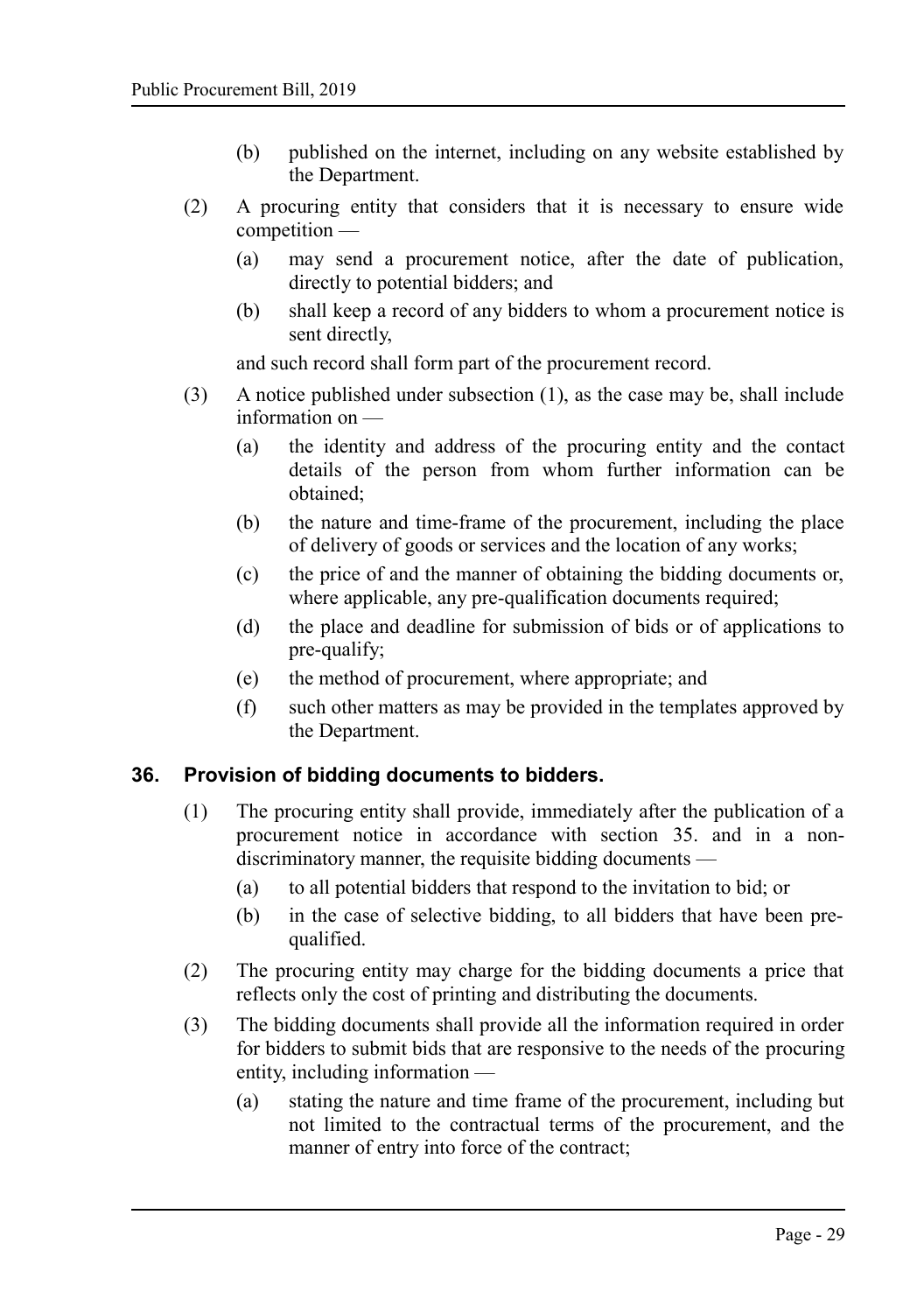(b) published on the internet, including on any website established by the Department.

(2) A procuring entity that considers that it is necessary to ensure wide competition —

(a) may send a procurement notice, after the date of publication, directly to potential bidders; and

(b) shall keep a record of any bidders to whom a procurement notice is sent directly,

and such record shall form part of the procurement record.

(3) A notice published under subsection (1), as the case may be, shall include information on —

(a) the identity and address of the procuring entity and the contact details of the person from whom further information can be obtained;

(b) the nature and time-frame of the procurement, including the place of delivery of goods or services and the location of any works;

(c) the price of and the manner of obtaining the bidding documents or, where applicable, any pre-qualification documents required;

(d) the place and deadline for submission of bids or of applications to pre-qualify;

(e) the method of procurement, where appropriate; and

(f) such other matters as may be provided in the templates approved by the Department.

## 36. Provision of bidding documents to bidders.

(1) The procuring entity shall provide, immediately after the publication of a procurement notice in accordance with section 35. and in a non-discriminatory manner, the requisite bidding documents —

(a) to all potential bidders that respond to the invitation to bid; or

(b) in the case of selective bidding, to all bidders that have been pre-qualified.

(2) The procuring entity may charge for the bidding documents a price that reflects only the cost of printing and distributing the documents.

(3) The bidding documents shall provide all the information required in order for bidders to submit bids that are responsive to the needs of the procuring entity, including information —

(a) stating the nature and time frame of the procurement, including but not limited to the contractual terms of the procurement, and the manner of entry into force of the contract;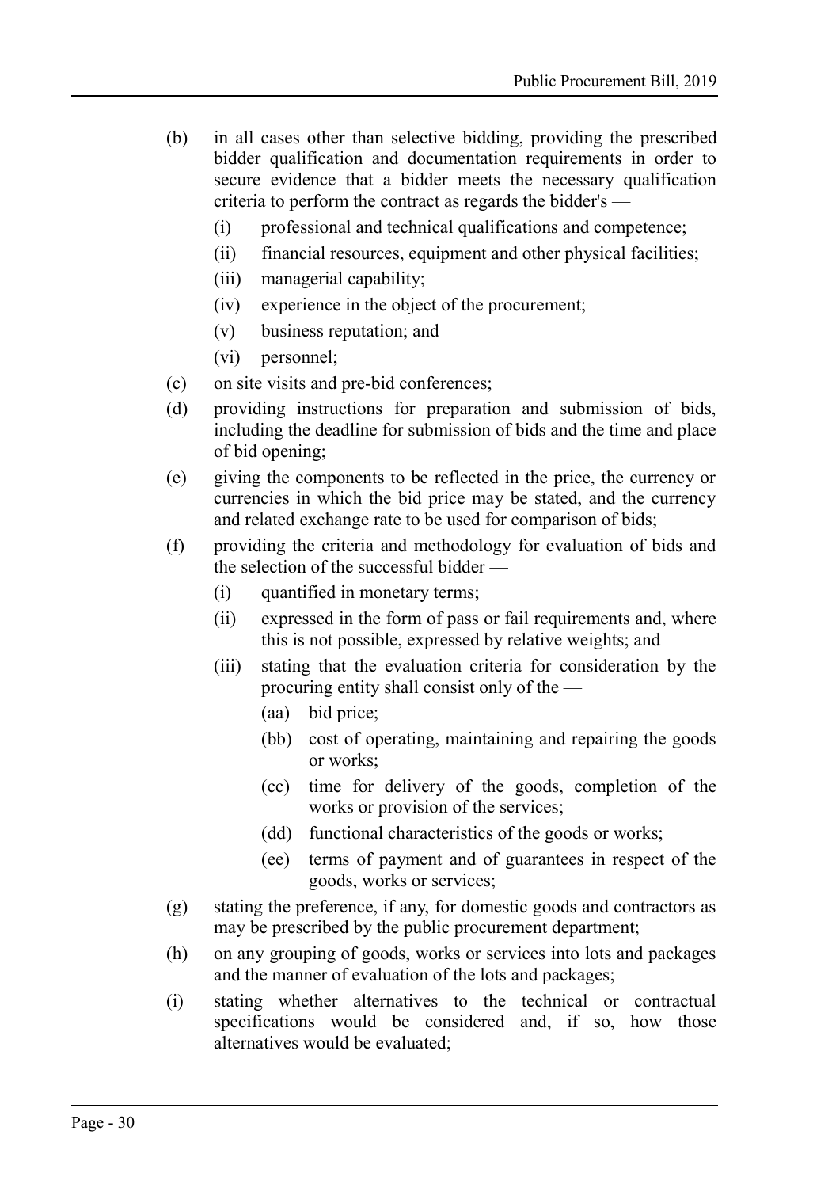(b) in all cases other than selective bidding, providing the prescribed bidder qualification and documentation requirements in order to secure evidence that a bidder meets the necessary qualification criteria to perform the contract as regards the bidder's —

  (i) professional and technical qualifications and competence;

  (ii) financial resources, equipment and other physical facilities;

  (iii) managerial capability;

  (iv) experience in the object of the procurement;

  (v) business reputation; and

  (vi) personnel;

(c) on site visits and pre-bid conferences;

(d) providing instructions for preparation and submission of bids, including the deadline for submission of bids and the time and place of bid opening;

(e) giving the components to be reflected in the price, the currency or currencies in which the bid price may be stated, and the currency and related exchange rate to be used for comparison of bids;

(f) providing the criteria and methodology for evaluation of bids and the selection of the successful bidder —

  (i) quantified in monetary terms;

  (ii) expressed in the form of pass or fail requirements and, where this is not possible, expressed by relative weights; and

  (iii) stating that the evaluation criteria for consideration by the procuring entity shall consist only of the —

    (aa) bid price;

    (bb) cost of operating, maintaining and repairing the goods or works;

    (cc) time for delivery of the goods, completion of the works or provision of the services;

    (dd) functional characteristics of the goods or works;

    (ee) terms of payment and of guarantees in respect of the goods, works or services;

(g) stating the preference, if any, for domestic goods and contractors as may be prescribed by the public procurement department;

(h) on any grouping of goods, works or services into lots and packages and the manner of evaluation of the lots and packages;

(i) stating whether alternatives to the technical or contractual specifications would be considered and, if so, how those alternatives would be evaluated;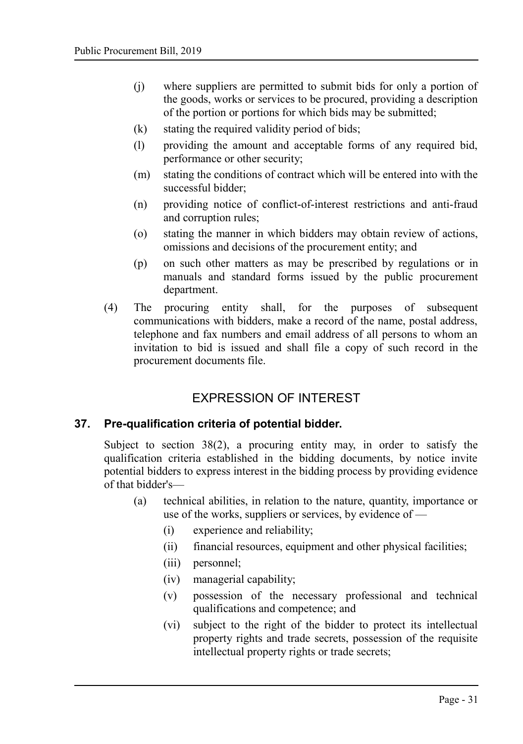(j) where suppliers are permitted to submit bids for only a portion of the goods, works or services to be procured, providing a description of the portion or portions for which bids may be submitted;

(k) stating the required validity period of bids;

(l) providing the amount and acceptable forms of any required bid, performance or other security;

(m) stating the conditions of contract which will be entered into with the successful bidder;

(n) providing notice of conflict-of-interest restrictions and anti-fraud and corruption rules;

(o) stating the manner in which bidders may obtain review of actions, omissions and decisions of the procurement entity; and

(p) on such other matters as may be prescribed by regulations or in manuals and standard forms issued by the public procurement department.

(4) The procuring entity shall, for the purposes of subsequent communications with bidders, make a record of the name, postal address, telephone and fax numbers and email address of all persons to whom an invitation to bid is issued and shall file a copy of such record in the procurement documents file.

## EXPRESSION OF INTEREST

### 37. Pre-qualification criteria of potential bidder.

Subject to section 38(2), a procuring entity may, in order to satisfy the qualification criteria established in the bidding documents, by notice invite potential bidders to express interest in the bidding process by providing evidence of that bidder's—

(a) technical abilities, in relation to the nature, quantity, importance or use of the works, suppliers or services, by evidence of —

  (i) experience and reliability;

  (ii) financial resources, equipment and other physical facilities;

  (iii) personnel;

  (iv) managerial capability;

  (v) possession of the necessary professional and technical qualifications and competence; and

  (vi) subject to the right of the bidder to protect its intellectual property rights and trade secrets, possession of the requisite intellectual property rights or trade secrets;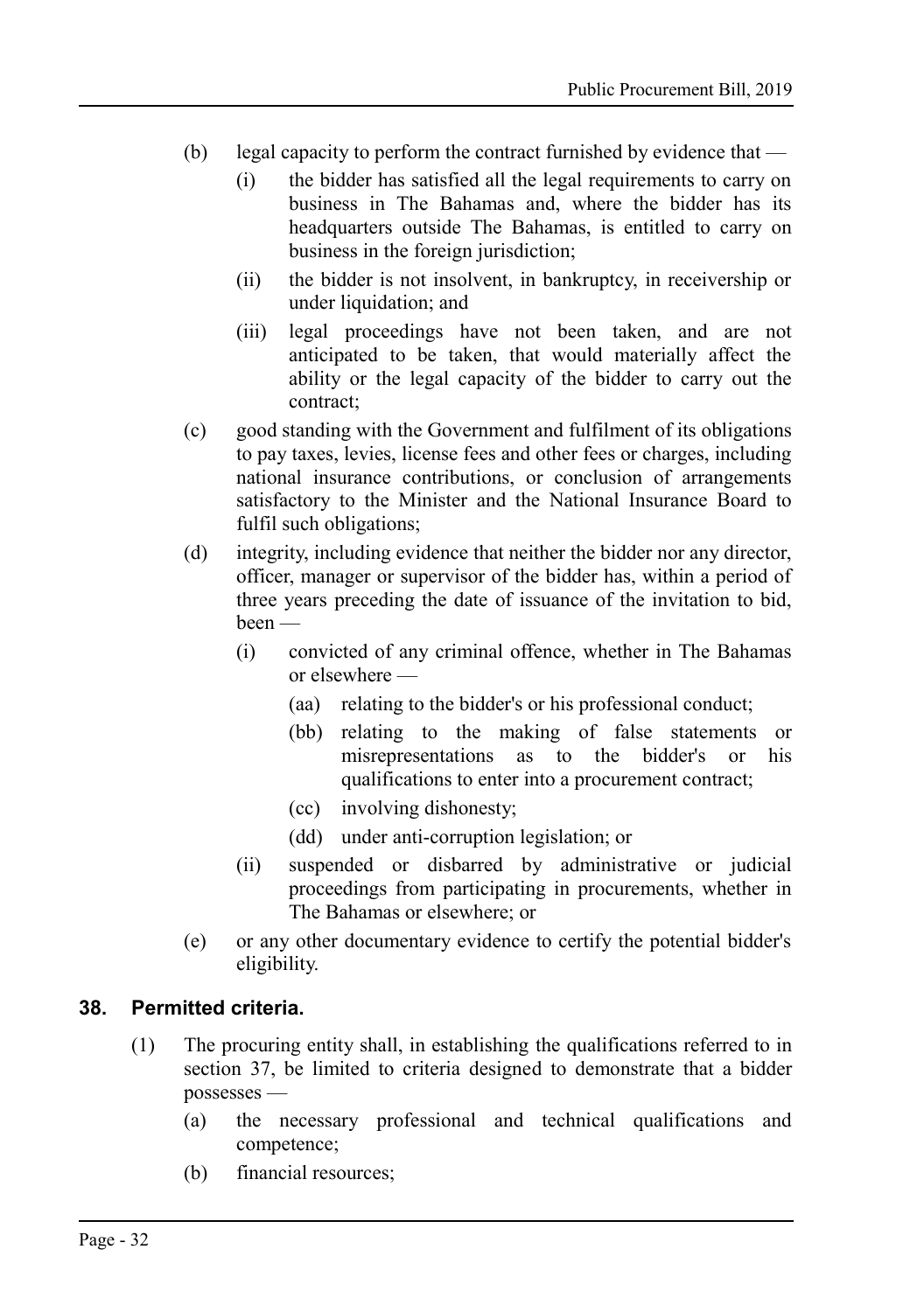(b) legal capacity to perform the contract furnished by evidence that —

  (i) the bidder has satisfied all the legal requirements to carry on business in The Bahamas and, where the bidder has its headquarters outside The Bahamas, is entitled to carry on business in the foreign jurisdiction;

  (ii) the bidder is not insolvent, in bankruptcy, in receivership or under liquidation; and

  (iii) legal proceedings have not been taken, and are not anticipated to be taken, that would materially affect the ability or the legal capacity of the bidder to carry out the contract;

(c) good standing with the Government and fulfilment of its obligations to pay taxes, levies, license fees and other fees or charges, including national insurance contributions, or conclusion of arrangements satisfactory to the Minister and the National Insurance Board to fulfil such obligations;

(d) integrity, including evidence that neither the bidder nor any director, officer, manager or supervisor of the bidder has, within a period of three years preceding the date of issuance of the invitation to bid, been —

  (i) convicted of any criminal offence, whether in The Bahamas or elsewhere —

    (aa) relating to the bidder's or his professional conduct;

    (bb) relating to the making of false statements or misrepresentations as to the bidder's or his qualifications to enter into a procurement contract;

    (cc) involving dishonesty;

    (dd) under anti-corruption legislation; or

  (ii) suspended or disbarred by administrative or judicial proceedings from participating in procurements, whether in The Bahamas or elsewhere; or

(e) or any other documentary evidence to certify the potential bidder's eligibility.

## 38. Permitted criteria.

(1) The procuring entity shall, in establishing the qualifications referred to in section 37, be limited to criteria designed to demonstrate that a bidder possesses —

  (a) the necessary professional and technical qualifications and competence;

  (b) financial resources;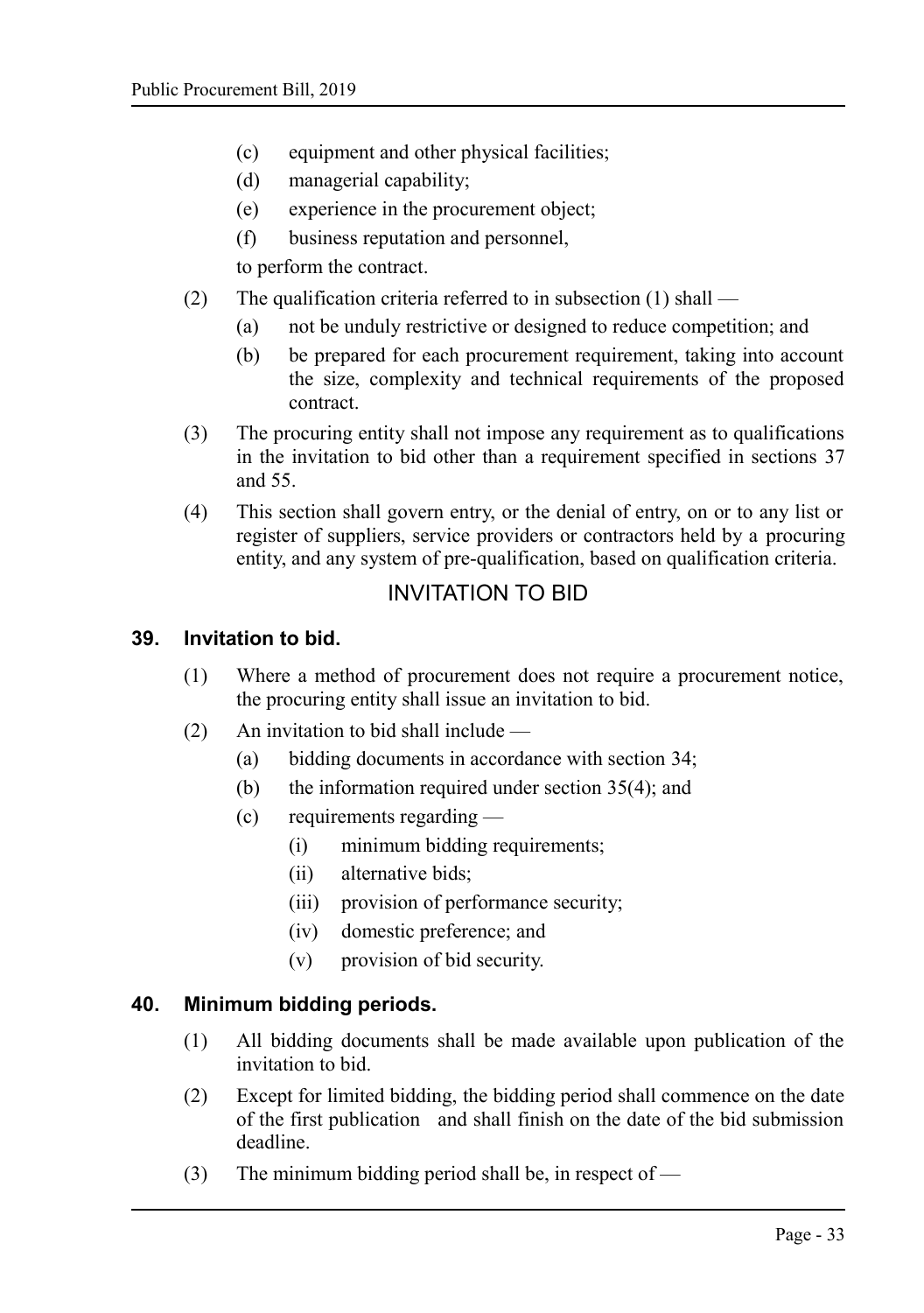(c) equipment and other physical facilities;

(d) managerial capability;

(e) experience in the procurement object;

(f) business reputation and personnel,

to perform the contract.

(2) The qualification criteria referred to in subsection (1) shall —

(a) not be unduly restrictive or designed to reduce competition; and

(b) be prepared for each procurement requirement, taking into account the size, complexity and technical requirements of the proposed contract.

(3) The procuring entity shall not impose any requirement as to qualifications in the invitation to bid other than a requirement specified in sections 37 and 55.

(4) This section shall govern entry, or the denial of entry, on or to any list or register of suppliers, service providers or contractors held by a procuring entity, and any system of pre-qualification, based on qualification criteria.

## INVITATION TO BID

### 39. Invitation to bid.

(1) Where a method of procurement does not require a procurement notice, the procuring entity shall issue an invitation to bid.

(2) An invitation to bid shall include —

(a) bidding documents in accordance with section 34;

(b) the information required under section 35(4); and

(c) requirements regarding —

(i) minimum bidding requirements;

(ii) alternative bids;

(iii) provision of performance security;

(iv) domestic preference; and

(v) provision of bid security.

### 40. Minimum bidding periods.

(1) All bidding documents shall be made available upon publication of the invitation to bid.

(2) Except for limited bidding, the bidding period shall commence on the date of the first publication and shall finish on the date of the bid submission deadline.

(3) The minimum bidding period shall be, in respect of —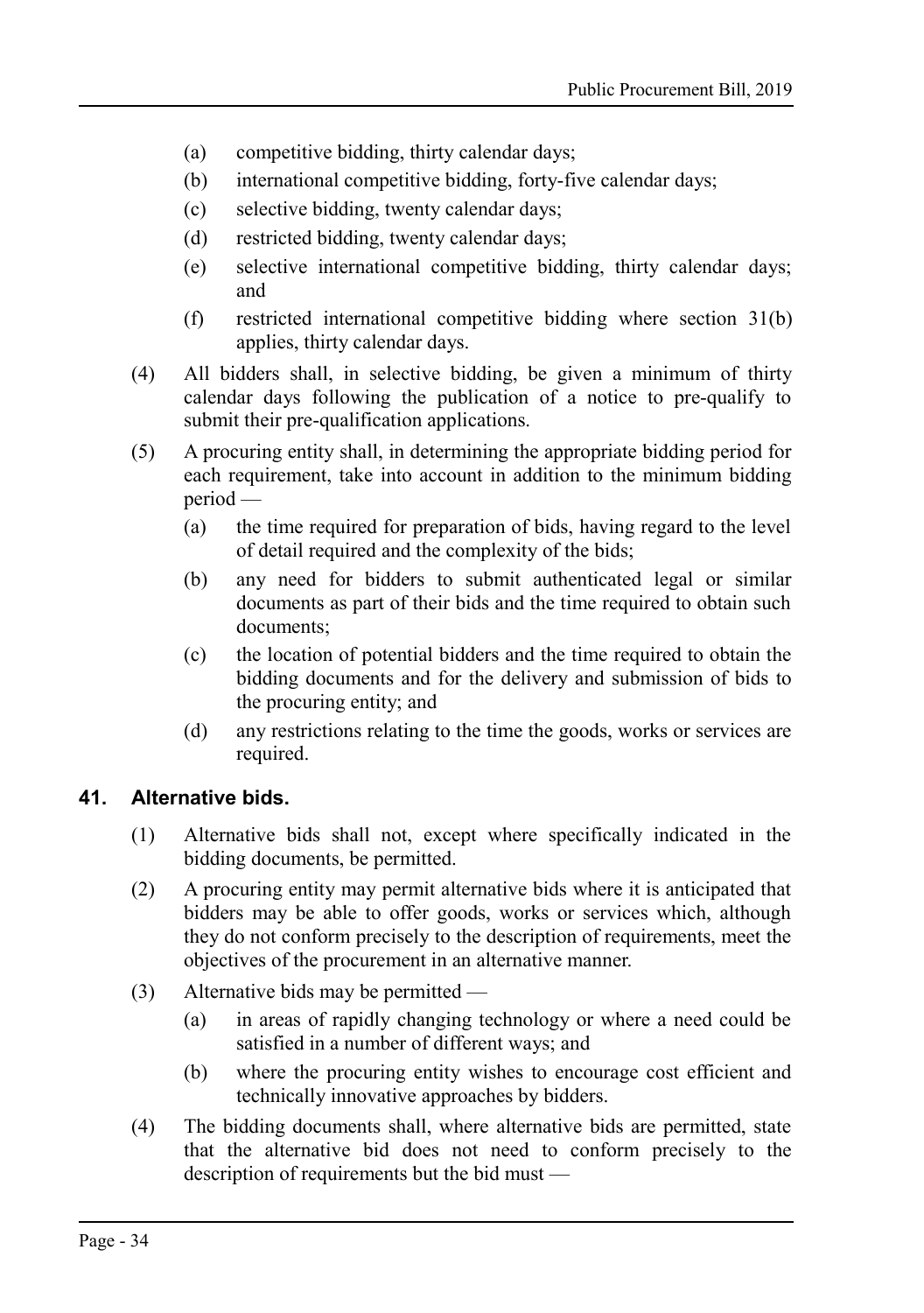(a) competitive bidding, thirty calendar days;

(b) international competitive bidding, forty-five calendar days;

(c) selective bidding, twenty calendar days;

(d) restricted bidding, twenty calendar days;

(e) selective international competitive bidding, thirty calendar days; and

(f) restricted international competitive bidding where section 31(b) applies, thirty calendar days.

(4) All bidders shall, in selective bidding, be given a minimum of thirty calendar days following the publication of a notice to pre-qualify to submit their pre-qualification applications.

(5) A procuring entity shall, in determining the appropriate bidding period for each requirement, take into account in addition to the minimum bidding period —

(a) the time required for preparation of bids, having regard to the level of detail required and the complexity of the bids;

(b) any need for bidders to submit authenticated legal or similar documents as part of their bids and the time required to obtain such documents;

(c) the location of potential bidders and the time required to obtain the bidding documents and for the delivery and submission of bids to the procuring entity; and

(d) any restrictions relating to the time the goods, works or services are required.

### 41. Alternative bids.

(1) Alternative bids shall not, except where specifically indicated in the bidding documents, be permitted.

(2) A procuring entity may permit alternative bids where it is anticipated that bidders may be able to offer goods, works or services which, although they do not conform precisely to the description of requirements, meet the objectives of the procurement in an alternative manner.

(3) Alternative bids may be permitted —

(a) in areas of rapidly changing technology or where a need could be satisfied in a number of different ways; and

(b) where the procuring entity wishes to encourage cost efficient and technically innovative approaches by bidders.

(4) The bidding documents shall, where alternative bids are permitted, state that the alternative bid does not need to conform precisely to the description of requirements but the bid must —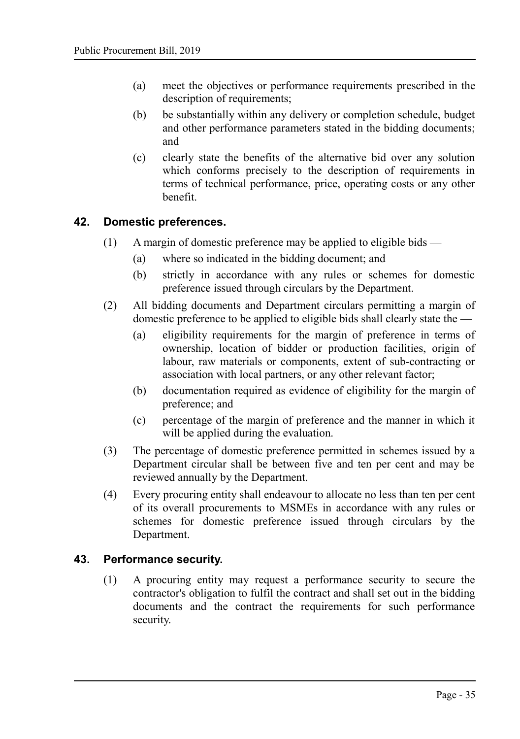(a) meet the objectives or performance requirements prescribed in the description of requirements;

(b) be substantially within any delivery or completion schedule, budget and other performance parameters stated in the bidding documents; and

(c) clearly state the benefits of the alternative bid over any solution which conforms precisely to the description of requirements in terms of technical performance, price, operating costs or any other benefit.

## 42. Domestic preferences.

(1) A margin of domestic preference may be applied to eligible bids —

(a) where so indicated in the bidding document; and

(b) strictly in accordance with any rules or schemes for domestic preference issued through circulars by the Department.

(2) All bidding documents and Department circulars permitting a margin of domestic preference to be applied to eligible bids shall clearly state the —

(a) eligibility requirements for the margin of preference in terms of ownership, location of bidder or production facilities, origin of labour, raw materials or components, extent of sub-contracting or association with local partners, or any other relevant factor;

(b) documentation required as evidence of eligibility for the margin of preference; and

(c) percentage of the margin of preference and the manner in which it will be applied during the evaluation.

(3) The percentage of domestic preference permitted in schemes issued by a Department circular shall be between five and ten per cent and may be reviewed annually by the Department.

(4) Every procuring entity shall endeavour to allocate no less than ten per cent of its overall procurements to MSMEs in accordance with any rules or schemes for domestic preference issued through circulars by the Department.

## 43. Performance security.

(1) A procuring entity may request a performance security to secure the contractor's obligation to fulfil the contract and shall set out in the bidding documents and the contract the requirements for such performance security.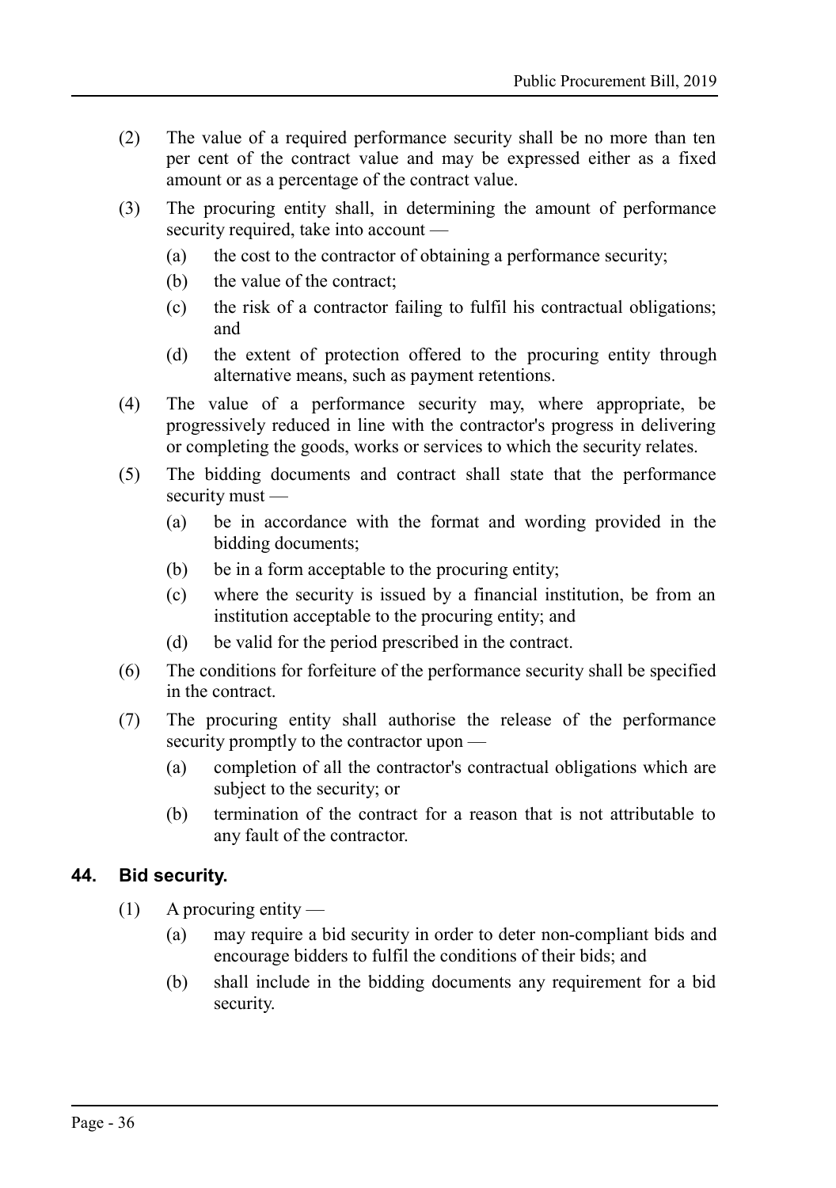(2) The value of a required performance security shall be no more than ten per cent of the contract value and may be expressed either as a fixed amount or as a percentage of the contract value.

(3) The procuring entity shall, in determining the amount of performance security required, take into account —

  (a) the cost to the contractor of obtaining a performance security;

  (b) the value of the contract;

  (c) the risk of a contractor failing to fulfil his contractual obligations; and

  (d) the extent of protection offered to the procuring entity through alternative means, such as payment retentions.

(4) The value of a performance security may, where appropriate, be progressively reduced in line with the contractor's progress in delivering or completing the goods, works or services to which the security relates.

(5) The bidding documents and contract shall state that the performance security must —

  (a) be in accordance with the format and wording provided in the bidding documents;

  (b) be in a form acceptable to the procuring entity;

  (c) where the security is issued by a financial institution, be from an institution acceptable to the procuring entity; and

  (d) be valid for the period prescribed in the contract.

(6) The conditions for forfeiture of the performance security shall be specified in the contract.

(7) The procuring entity shall authorise the release of the performance security promptly to the contractor upon —

  (a) completion of all the contractor's contractual obligations which are subject to the security; or

  (b) termination of the contract for a reason that is not attributable to any fault of the contractor.

### 44. Bid security.

(1) A procuring entity —

  (a) may require a bid security in order to deter non-compliant bids and encourage bidders to fulfil the conditions of their bids; and

  (b) shall include in the bidding documents any requirement for a bid security.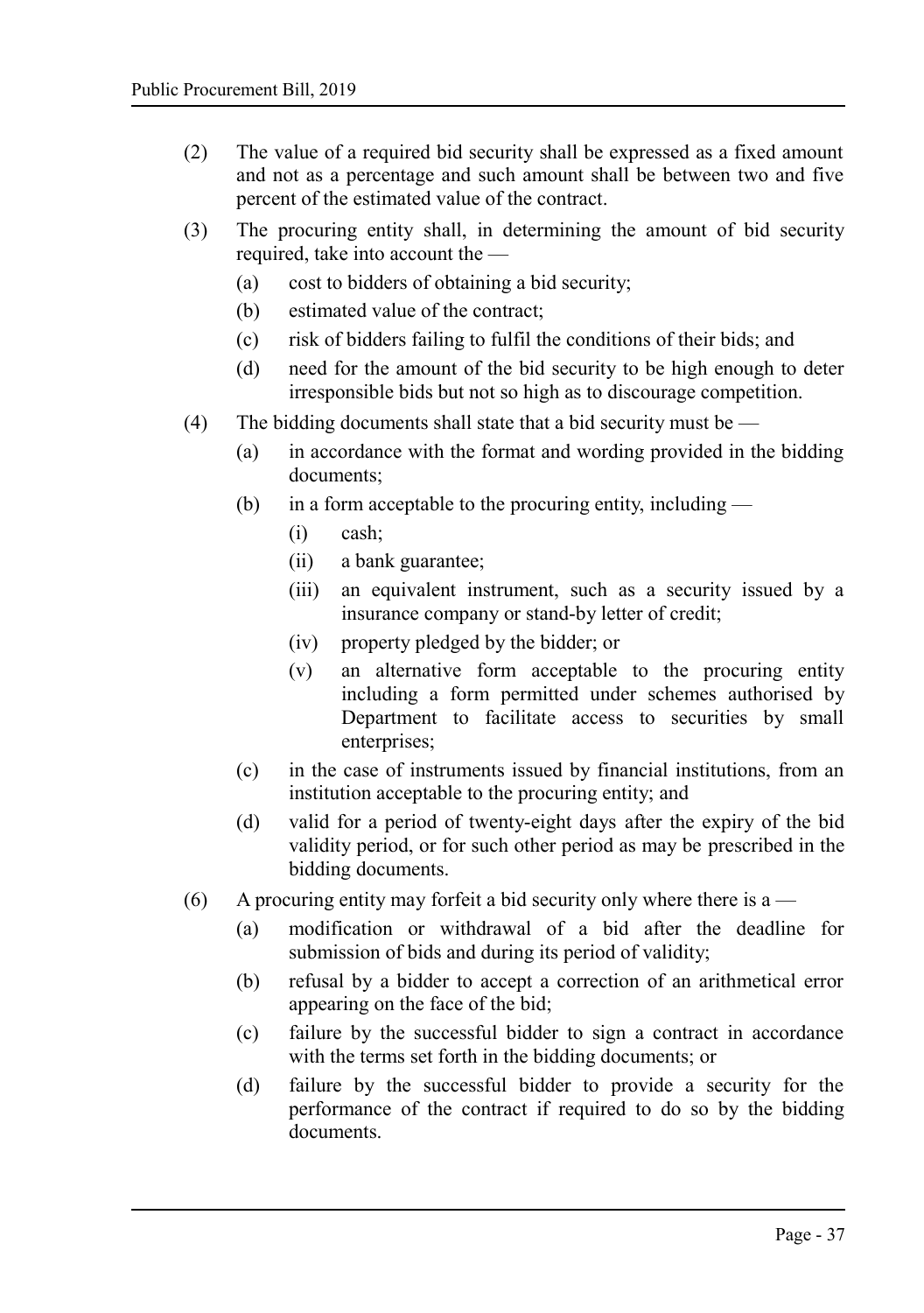(2) The value of a required bid security shall be expressed as a fixed amount and not as a percentage and such amount shall be between two and five percent of the estimated value of the contract.

(3) The procuring entity shall, in determining the amount of bid security required, take into account the —

(a) cost to bidders of obtaining a bid security;

(b) estimated value of the contract;

(c) risk of bidders failing to fulfil the conditions of their bids; and

(d) need for the amount of the bid security to be high enough to deter irresponsible bids but not so high as to discourage competition.

(4) The bidding documents shall state that a bid security must be —

(a) in accordance with the format and wording provided in the bidding documents;

(b) in a form acceptable to the procuring entity, including —

(i) cash;

(ii) a bank guarantee;

(iii) an equivalent instrument, such as a security issued by a insurance company or stand-by letter of credit;

(iv) property pledged by the bidder; or

(v) an alternative form acceptable to the procuring entity including a form permitted under schemes authorised by Department to facilitate access to securities by small enterprises;

(c) in the case of instruments issued by financial institutions, from an institution acceptable to the procuring entity; and

(d) valid for a period of twenty-eight days after the expiry of the bid validity period, or for such other period as may be prescribed in the bidding documents.

(6) A procuring entity may forfeit a bid security only where there is a —

(a) modification or withdrawal of a bid after the deadline for submission of bids and during its period of validity;

(b) refusal by a bidder to accept a correction of an arithmetical error appearing on the face of the bid;

(c) failure by the successful bidder to sign a contract in accordance with the terms set forth in the bidding documents; or

(d) failure by the successful bidder to provide a security for the performance of the contract if required to do so by the bidding documents.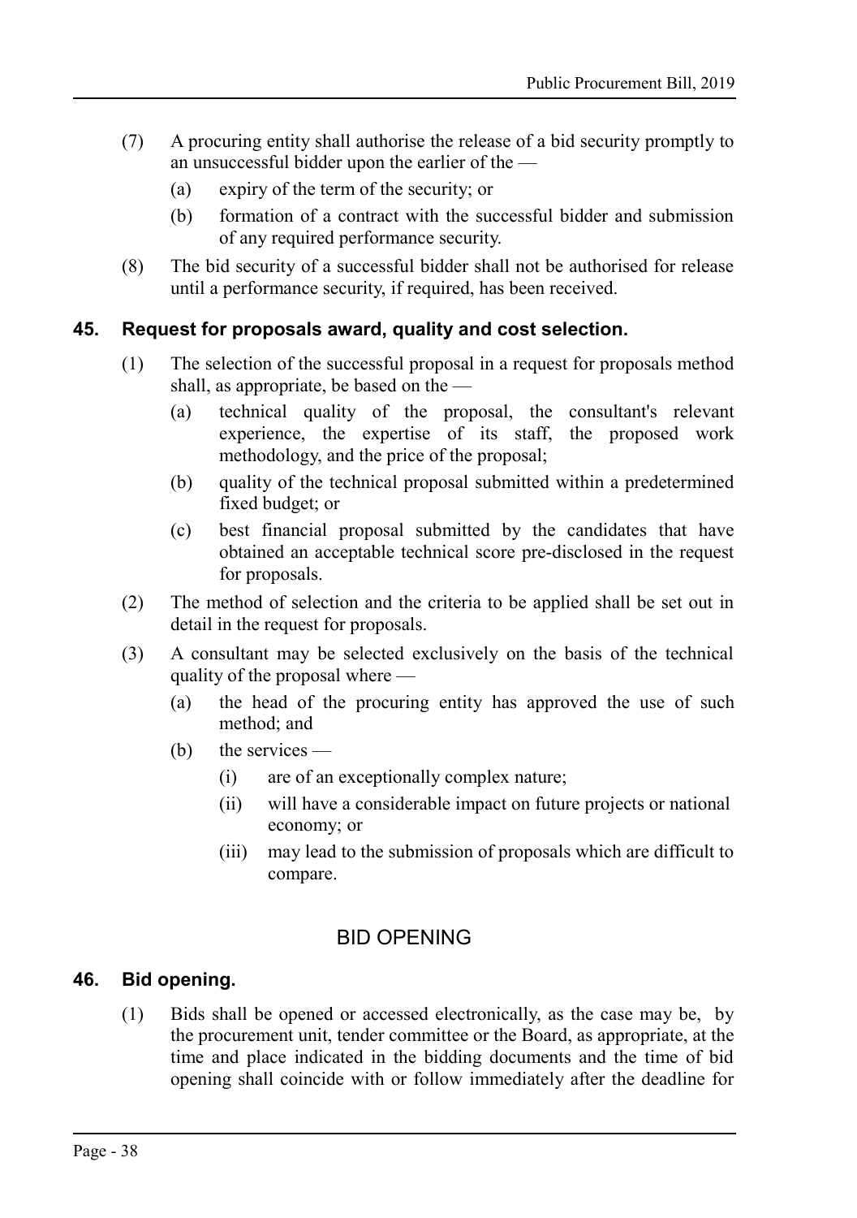(7) A procuring entity shall authorise the release of a bid security promptly to an unsuccessful bidder upon the earlier of the —

(a) expiry of the term of the security; or

(b) formation of a contract with the successful bidder and submission of any required performance security.

(8) The bid security of a successful bidder shall not be authorised for release until a performance security, if required, has been received.

### 45. Request for proposals award, quality and cost selection.

(1) The selection of the successful proposal in a request for proposals method shall, as appropriate, be based on the —

(a) technical quality of the proposal, the consultant's relevant experience, the expertise of its staff, the proposed work methodology, and the price of the proposal;

(b) quality of the technical proposal submitted within a predetermined fixed budget; or

(c) best financial proposal submitted by the candidates that have obtained an acceptable technical score pre-disclosed in the request for proposals.

(2) The method of selection and the criteria to be applied shall be set out in detail in the request for proposals.

(3) A consultant may be selected exclusively on the basis of the technical quality of the proposal where —

(a) the head of the procuring entity has approved the use of such method; and

(b) the services —

(i) are of an exceptionally complex nature;

(ii) will have a considerable impact on future projects or national economy; or

(iii) may lead to the submission of proposals which are difficult to compare.

## BID OPENING

### 46. Bid opening.

(1) Bids shall be opened or accessed electronically, as the case may be, by the procurement unit, tender committee or the Board, as appropriate, at the time and place indicated in the bidding documents and the time of bid opening shall coincide with or follow immediately after the deadline for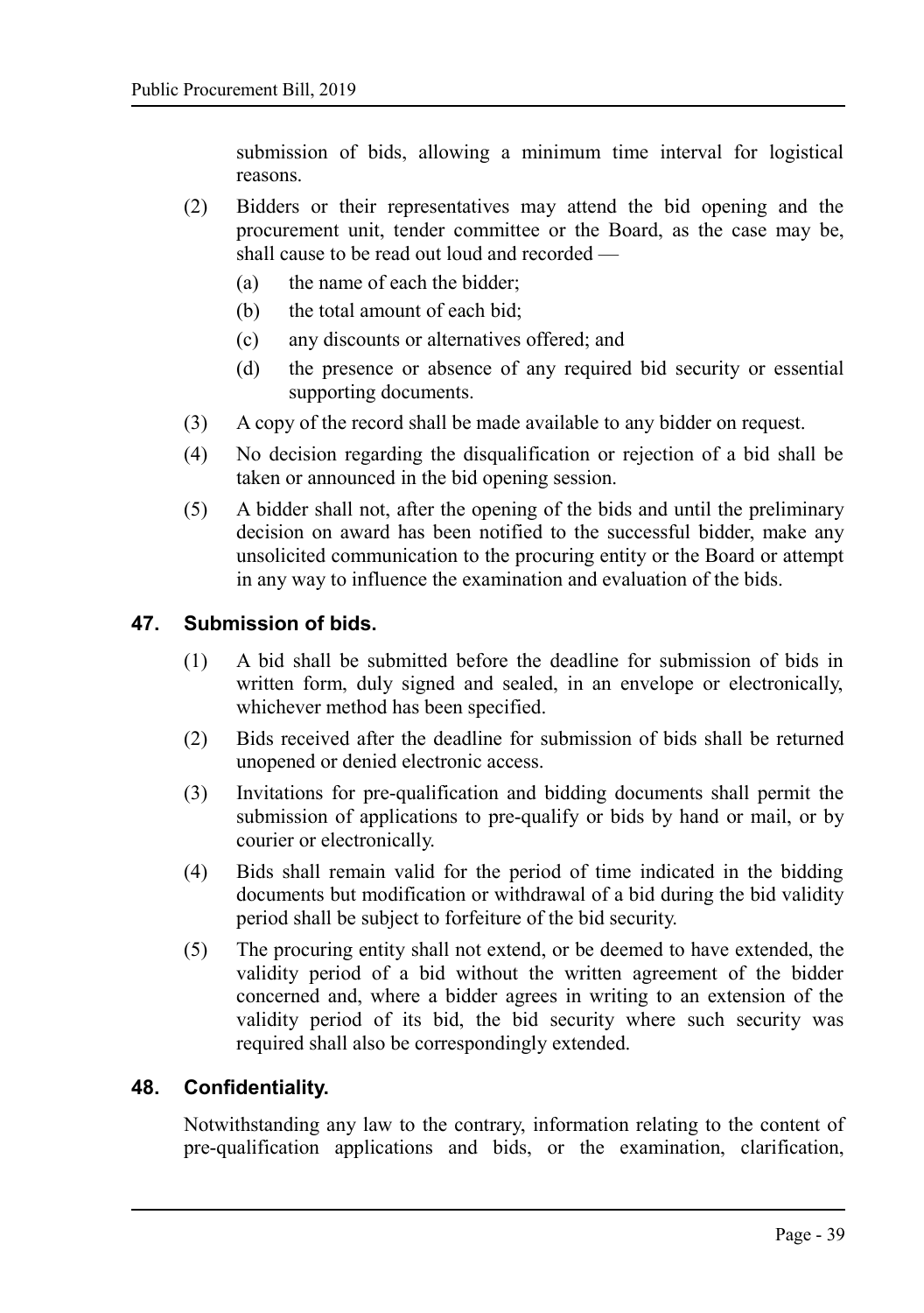submission of bids, allowing a minimum time interval for logistical reasons.

(2) Bidders or their representatives may attend the bid opening and the procurement unit, tender committee or the Board, as the case may be, shall cause to be read out loud and recorded —

(a) the name of each the bidder;

(b) the total amount of each bid;

(c) any discounts or alternatives offered; and

(d) the presence or absence of any required bid security or essential supporting documents.

(3) A copy of the record shall be made available to any bidder on request.

(4) No decision regarding the disqualification or rejection of a bid shall be taken or announced in the bid opening session.

(5) A bidder shall not, after the opening of the bids and until the preliminary decision on award has been notified to the successful bidder, make any unsolicited communication to the procuring entity or the Board or attempt in any way to influence the examination and evaluation of the bids.

## 47. Submission of bids.

(1) A bid shall be submitted before the deadline for submission of bids in written form, duly signed and sealed, in an envelope or electronically, whichever method has been specified.

(2) Bids received after the deadline for submission of bids shall be returned unopened or denied electronic access.

(3) Invitations for pre-qualification and bidding documents shall permit the submission of applications to pre-qualify or bids by hand or mail, or by courier or electronically.

(4) Bids shall remain valid for the period of time indicated in the bidding documents but modification or withdrawal of a bid during the bid validity period shall be subject to forfeiture of the bid security.

(5) The procuring entity shall not extend, or be deemed to have extended, the validity period of a bid without the written agreement of the bidder concerned and, where a bidder agrees in writing to an extension of the validity period of its bid, the bid security where such security was required shall also be correspondingly extended.

## 48. Confidentiality.

Notwithstanding any law to the contrary, information relating to the content of pre-qualification applications and bids, or the examination, clarification,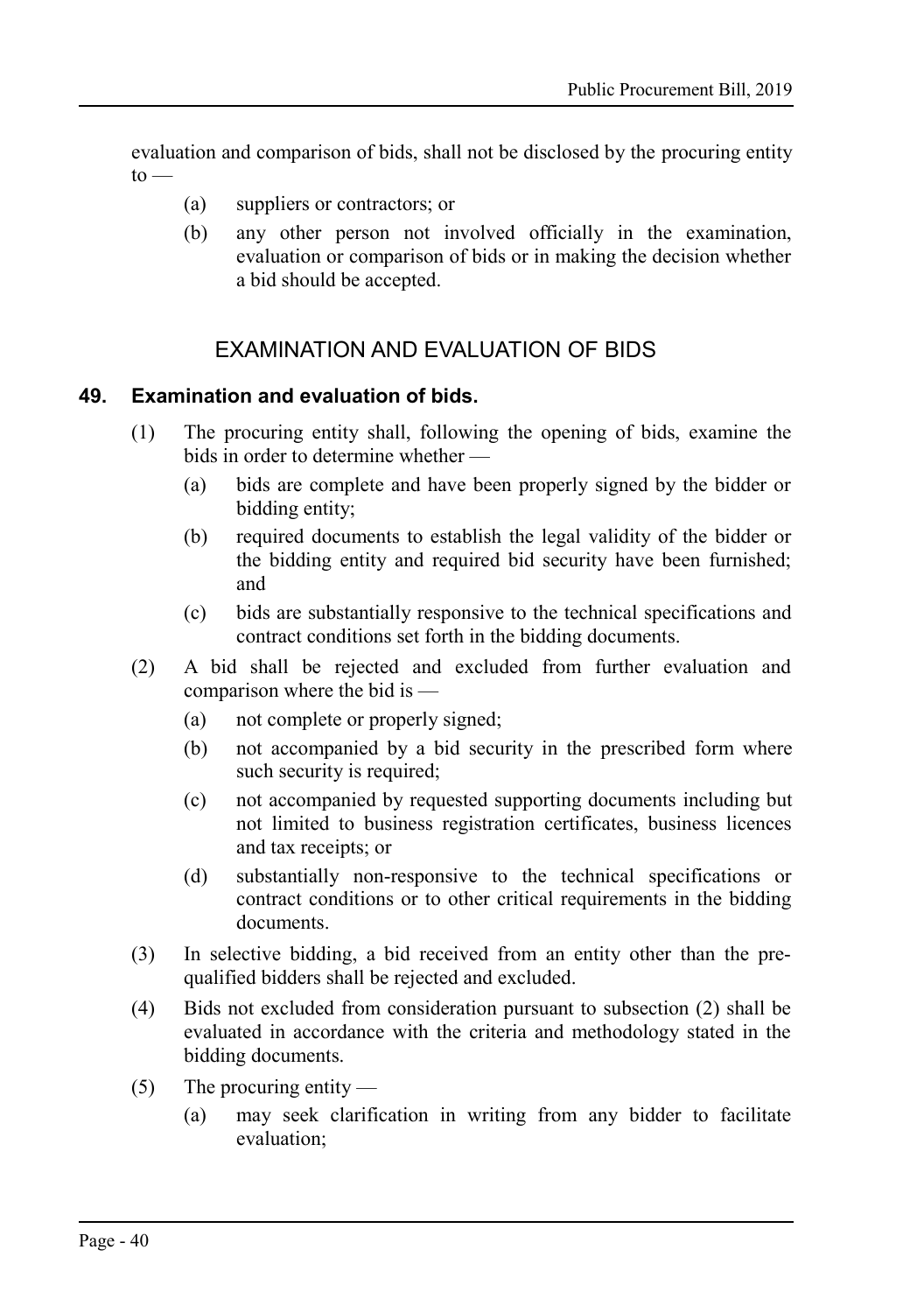evaluation and comparison of bids, shall not be disclosed by the procuring entity to —

(a) suppliers or contractors; or

(b) any other person not involved officially in the examination, evaluation or comparison of bids or in making the decision whether a bid should be accepted.

## EXAMINATION AND EVALUATION OF BIDS

### 49. Examination and evaluation of bids.

(1) The procuring entity shall, following the opening of bids, examine the bids in order to determine whether —

(a) bids are complete and have been properly signed by the bidder or bidding entity;

(b) required documents to establish the legal validity of the bidder or the bidding entity and required bid security have been furnished; and

(c) bids are substantially responsive to the technical specifications and contract conditions set forth in the bidding documents.

(2) A bid shall be rejected and excluded from further evaluation and comparison where the bid is —

(a) not complete or properly signed;

(b) not accompanied by a bid security in the prescribed form where such security is required;

(c) not accompanied by requested supporting documents including but not limited to business registration certificates, business licences and tax receipts; or

(d) substantially non-responsive to the technical specifications or contract conditions or to other critical requirements in the bidding documents.

(3) In selective bidding, a bid received from an entity other than the pre-qualified bidders shall be rejected and excluded.

(4) Bids not excluded from consideration pursuant to subsection (2) shall be evaluated in accordance with the criteria and methodology stated in the bidding documents.

(5) The procuring entity —

(a) may seek clarification in writing from any bidder to facilitate evaluation;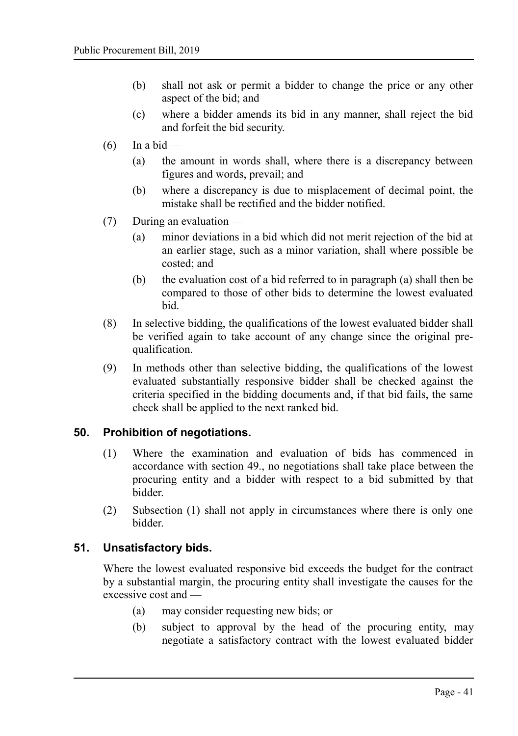(b) shall not ask or permit a bidder to change the price or any other aspect of the bid; and

(c) where a bidder amends its bid in any manner, shall reject the bid and forfeit the bid security.

(6) In a bid —

(a) the amount in words shall, where there is a discrepancy between figures and words, prevail; and

(b) where a discrepancy is due to misplacement of decimal point, the mistake shall be rectified and the bidder notified.

(7) During an evaluation —

(a) minor deviations in a bid which did not merit rejection of the bid at an earlier stage, such as a minor variation, shall where possible be costed; and

(b) the evaluation cost of a bid referred to in paragraph (a) shall then be compared to those of other bids to determine the lowest evaluated bid.

(8) In selective bidding, the qualifications of the lowest evaluated bidder shall be verified again to take account of any change since the original pre-qualification.

(9) In methods other than selective bidding, the qualifications of the lowest evaluated substantially responsive bidder shall be checked against the criteria specified in the bidding documents and, if that bid fails, the same check shall be applied to the next ranked bid.

## 50. Prohibition of negotiations.

(1) Where the examination and evaluation of bids has commenced in accordance with section 49., no negotiations shall take place between the procuring entity and a bidder with respect to a bid submitted by that bidder.

(2) Subsection (1) shall not apply in circumstances where there is only one bidder.

## 51. Unsatisfactory bids.

Where the lowest evaluated responsive bid exceeds the budget for the contract by a substantial margin, the procuring entity shall investigate the causes for the excessive cost and —

(a) may consider requesting new bids; or

(b) subject to approval by the head of the procuring entity, may negotiate a satisfactory contract with the lowest evaluated bidder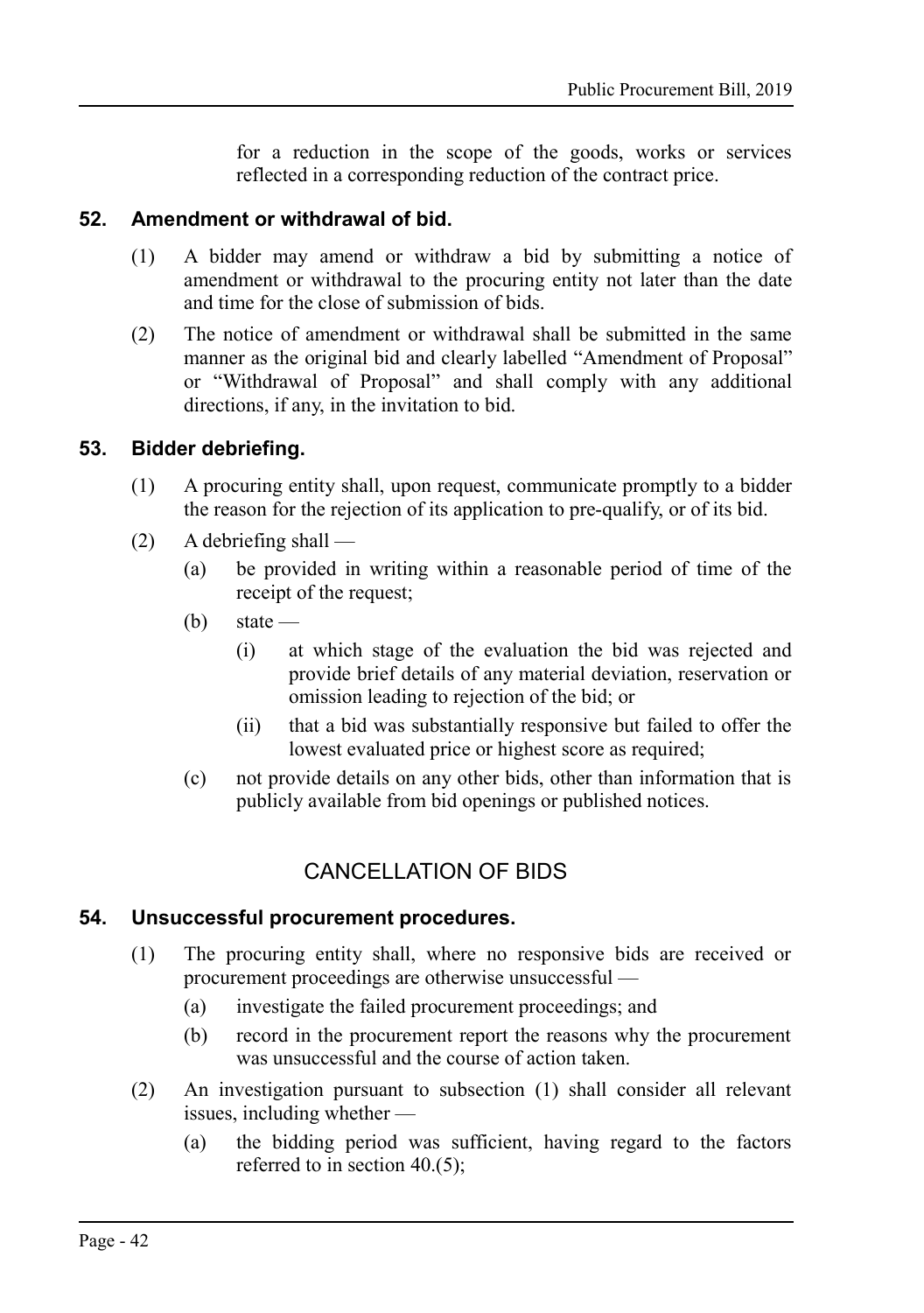for a reduction in the scope of the goods, works or services reflected in a corresponding reduction of the contract price.

### 52. Amendment or withdrawal of bid.

(1) A bidder may amend or withdraw a bid by submitting a notice of amendment or withdrawal to the procuring entity not later than the date and time for the close of submission of bids.

(2) The notice of amendment or withdrawal shall be submitted in the same manner as the original bid and clearly labelled "Amendment of Proposal" or "Withdrawal of Proposal" and shall comply with any additional directions, if any, in the invitation to bid.

### 53. Bidder debriefing.

(1) A procuring entity shall, upon request, communicate promptly to a bidder the reason for the rejection of its application to pre-qualify, or of its bid.

(2) A debriefing shall —

- (a) be provided in writing within a reasonable period of time of the receipt of the request;
- (b) state —
  - (i) at which stage of the evaluation the bid was rejected and provide brief details of any material deviation, reservation or omission leading to rejection of the bid; or
  - (ii) that a bid was substantially responsive but failed to offer the lowest evaluated price or highest score as required;
- (c) not provide details on any other bids, other than information that is publicly available from bid openings or published notices.

## CANCELLATION OF BIDS

### 54. Unsuccessful procurement procedures.

(1) The procuring entity shall, where no responsive bids are received or procurement proceedings are otherwise unsuccessful —

- (a) investigate the failed procurement proceedings; and
- (b) record in the procurement report the reasons why the procurement was unsuccessful and the course of action taken.

(2) An investigation pursuant to subsection (1) shall consider all relevant issues, including whether —

- (a) the bidding period was sufficient, having regard to the factors referred to in section 40.(5);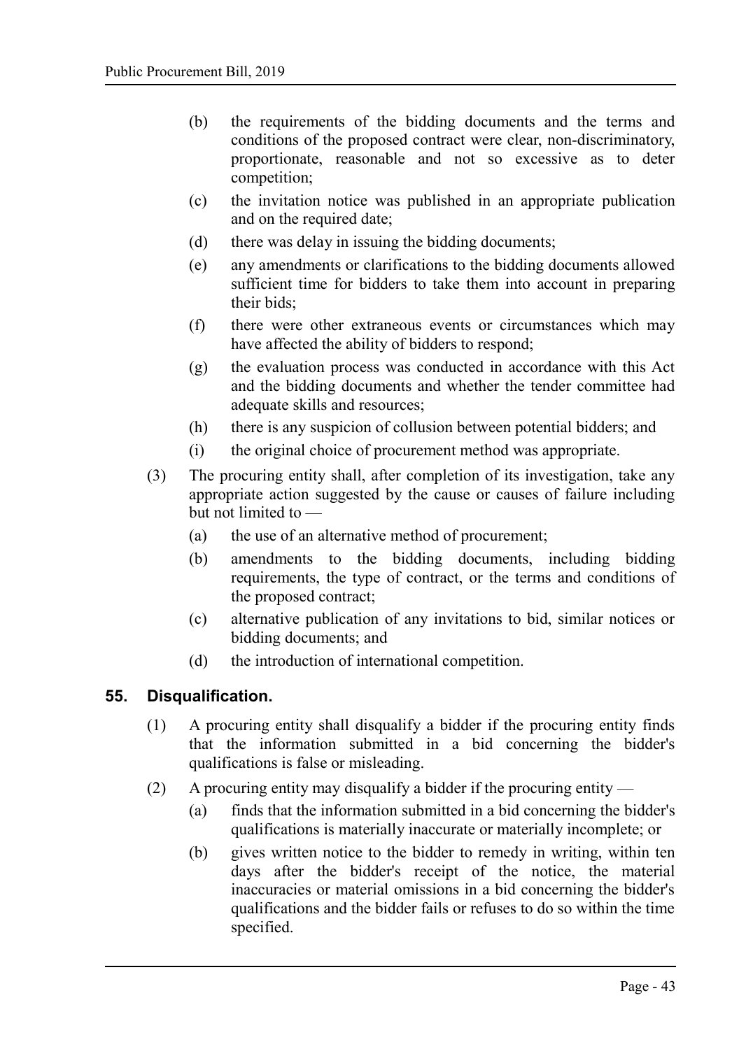(b) the requirements of the bidding documents and the terms and conditions of the proposed contract were clear, non-discriminatory, proportionate, reasonable and not so excessive as to deter competition;

(c) the invitation notice was published in an appropriate publication and on the required date;

(d) there was delay in issuing the bidding documents;

(e) any amendments or clarifications to the bidding documents allowed sufficient time for bidders to take them into account in preparing their bids;

(f) there were other extraneous events or circumstances which may have affected the ability of bidders to respond;

(g) the evaluation process was conducted in accordance with this Act and the bidding documents and whether the tender committee had adequate skills and resources;

(h) there is any suspicion of collusion between potential bidders; and

(i) the original choice of procurement method was appropriate.

(3) The procuring entity shall, after completion of its investigation, take any appropriate action suggested by the cause or causes of failure including but not limited to —

(a) the use of an alternative method of procurement;

(b) amendments to the bidding documents, including bidding requirements, the type of contract, or the terms and conditions of the proposed contract;

(c) alternative publication of any invitations to bid, similar notices or bidding documents; and

(d) the introduction of international competition.

## 55. Disqualification.

(1) A procuring entity shall disqualify a bidder if the procuring entity finds that the information submitted in a bid concerning the bidder's qualifications is false or misleading.

(2) A procuring entity may disqualify a bidder if the procuring entity —

(a) finds that the information submitted in a bid concerning the bidder's qualifications is materially inaccurate or materially incomplete; or

(b) gives written notice to the bidder to remedy in writing, within ten days after the bidder's receipt of the notice, the material inaccuracies or material omissions in a bid concerning the bidder's qualifications and the bidder fails or refuses to do so within the time specified.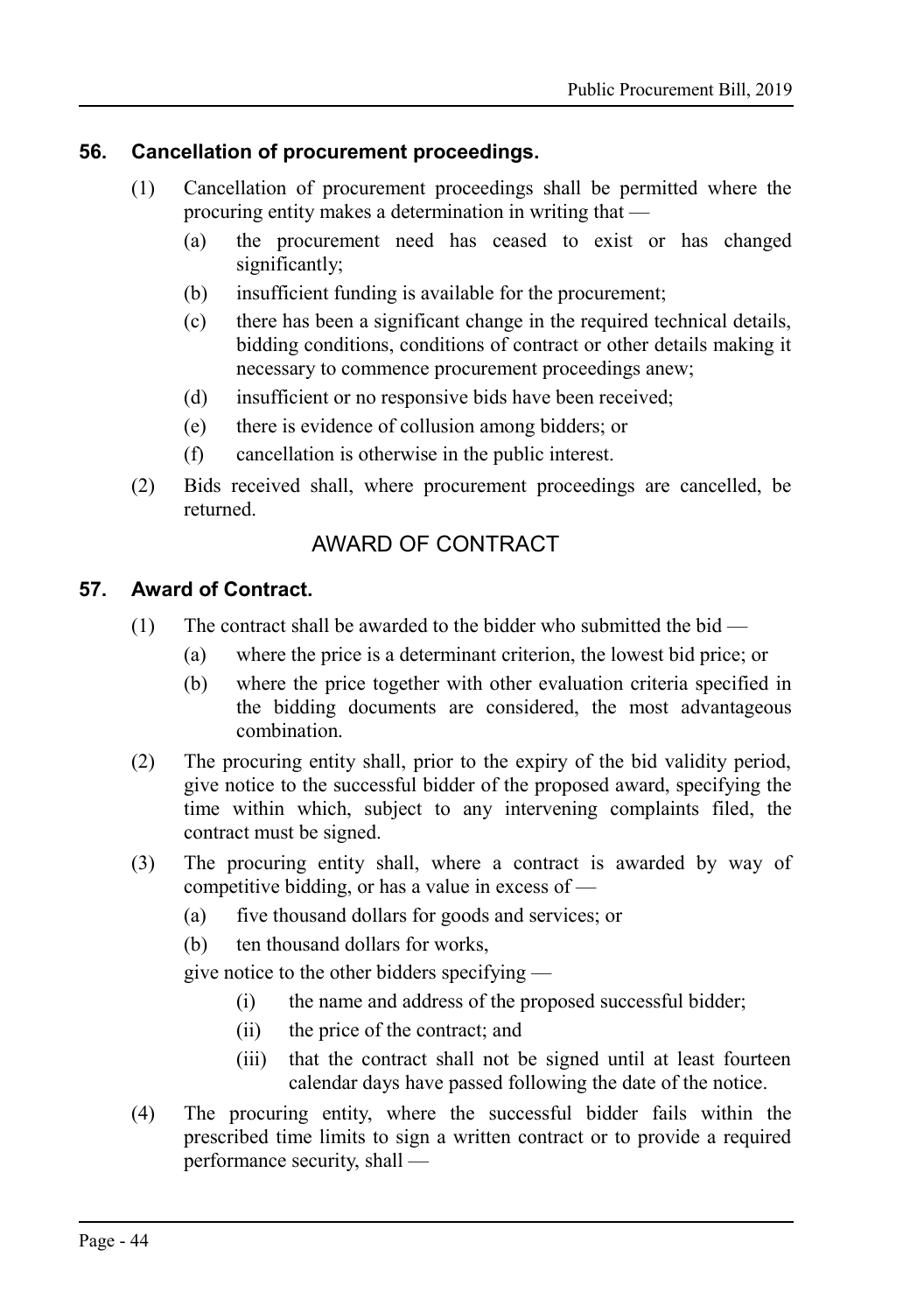## 56. Cancellation of procurement proceedings.

(1) Cancellation of procurement proceedings shall be permitted where the procuring entity makes a determination in writing that —

- (a) the procurement need has ceased to exist or has changed significantly;
- (b) insufficient funding is available for the procurement;
- (c) there has been a significant change in the required technical details, bidding conditions, conditions of contract or other details making it necessary to commence procurement proceedings anew;
- (d) insufficient or no responsive bids have been received;
- (e) there is evidence of collusion among bidders; or
- (f) cancellation is otherwise in the public interest.

(2) Bids received shall, where procurement proceedings are cancelled, be returned.

# AWARD OF CONTRACT

## 57. Award of Contract.

(1) The contract shall be awarded to the bidder who submitted the bid —

- (a) where the price is a determinant criterion, the lowest bid price; or
- (b) where the price together with other evaluation criteria specified in the bidding documents are considered, the most advantageous combination.

(2) The procuring entity shall, prior to the expiry of the bid validity period, give notice to the successful bidder of the proposed award, specifying the time within which, subject to any intervening complaints filed, the contract must be signed.

(3) The procuring entity shall, where a contract is awarded by way of competitive bidding, or has a value in excess of —

- (a) five thousand dollars for goods and services; or
- (b) ten thousand dollars for works,

give notice to the other bidders specifying —

- (i) the name and address of the proposed successful bidder;
- (ii) the price of the contract; and
- (iii) that the contract shall not be signed until at least fourteen calendar days have passed following the date of the notice.

(4) The procuring entity, where the successful bidder fails within the prescribed time limits to sign a written contract or to provide a required performance security, shall —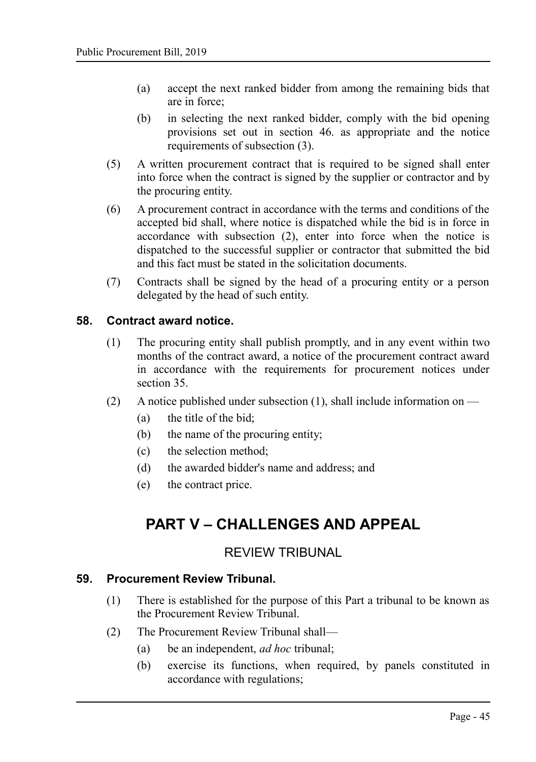(a) accept the next ranked bidder from among the remaining bids that are in force;

(b) in selecting the next ranked bidder, comply with the bid opening provisions set out in section 46. as appropriate and the notice requirements of subsection (3).

(5) A written procurement contract that is required to be signed shall enter into force when the contract is signed by the supplier or contractor and by the procuring entity.

(6) A procurement contract in accordance with the terms and conditions of the accepted bid shall, where notice is dispatched while the bid is in force in accordance with subsection (2), enter into force when the notice is dispatched to the successful supplier or contractor that submitted the bid and this fact must be stated in the solicitation documents.

(7) Contracts shall be signed by the head of a procuring entity or a person delegated by the head of such entity.

### 58. Contract award notice.

(1) The procuring entity shall publish promptly, and in any event within two months of the contract award, a notice of the procurement contract award in accordance with the requirements for procurement notices under section 35.

(2) A notice published under subsection (1), shall include information on —

(a) the title of the bid;

(b) the name of the procuring entity;

(c) the selection method;

(d) the awarded bidder's name and address; and

(e) the contract price.

# PART V – CHALLENGES AND APPEAL

## REVIEW TRIBUNAL

### 59. Procurement Review Tribunal.

(1) There is established for the purpose of this Part a tribunal to be known as the Procurement Review Tribunal.

(2) The Procurement Review Tribunal shall—

(a) be an independent, *ad hoc* tribunal;

(b) exercise its functions, when required, by panels constituted in accordance with regulations;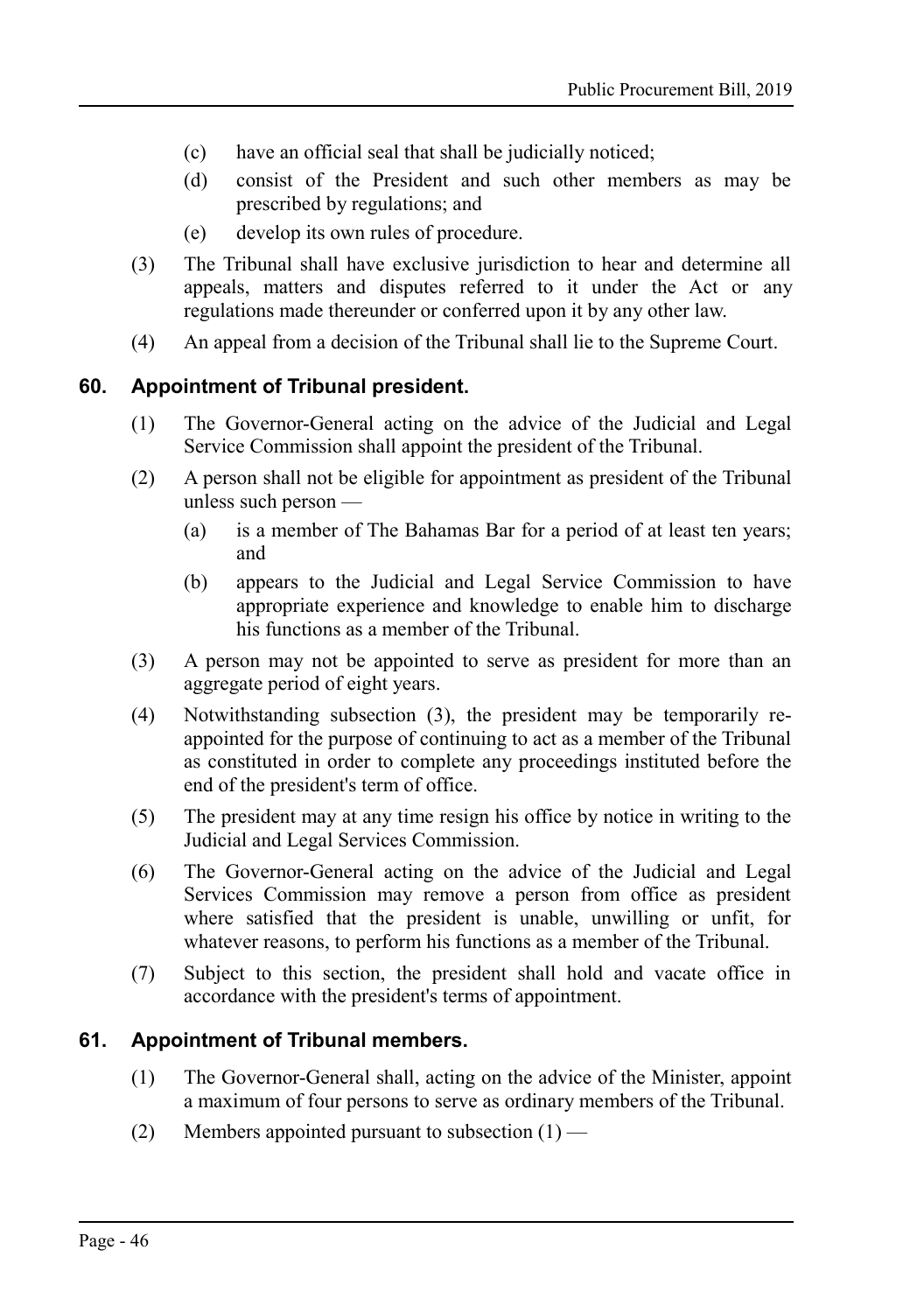(c) have an official seal that shall be judicially noticed;

(d) consist of the President and such other members as may be prescribed by regulations; and

(e) develop its own rules of procedure.

(3) The Tribunal shall have exclusive jurisdiction to hear and determine all appeals, matters and disputes referred to it under the Act or any regulations made thereunder or conferred upon it by any other law.

(4) An appeal from a decision of the Tribunal shall lie to the Supreme Court.

## 60. Appointment of Tribunal president.

(1) The Governor-General acting on the advice of the Judicial and Legal Service Commission shall appoint the president of the Tribunal.

(2) A person shall not be eligible for appointment as president of the Tribunal unless such person —

(a) is a member of The Bahamas Bar for a period of at least ten years; and

(b) appears to the Judicial and Legal Service Commission to have appropriate experience and knowledge to enable him to discharge his functions as a member of the Tribunal.

(3) A person may not be appointed to serve as president for more than an aggregate period of eight years.

(4) Notwithstanding subsection (3), the president may be temporarily re-appointed for the purpose of continuing to act as a member of the Tribunal as constituted in order to complete any proceedings instituted before the end of the president's term of office.

(5) The president may at any time resign his office by notice in writing to the Judicial and Legal Services Commission.

(6) The Governor-General acting on the advice of the Judicial and Legal Services Commission may remove a person from office as president where satisfied that the president is unable, unwilling or unfit, for whatever reasons, to perform his functions as a member of the Tribunal.

(7) Subject to this section, the president shall hold and vacate office in accordance with the president's terms of appointment.

## 61. Appointment of Tribunal members.

(1) The Governor-General shall, acting on the advice of the Minister, appoint a maximum of four persons to serve as ordinary members of the Tribunal.

(2) Members appointed pursuant to subsection (1) —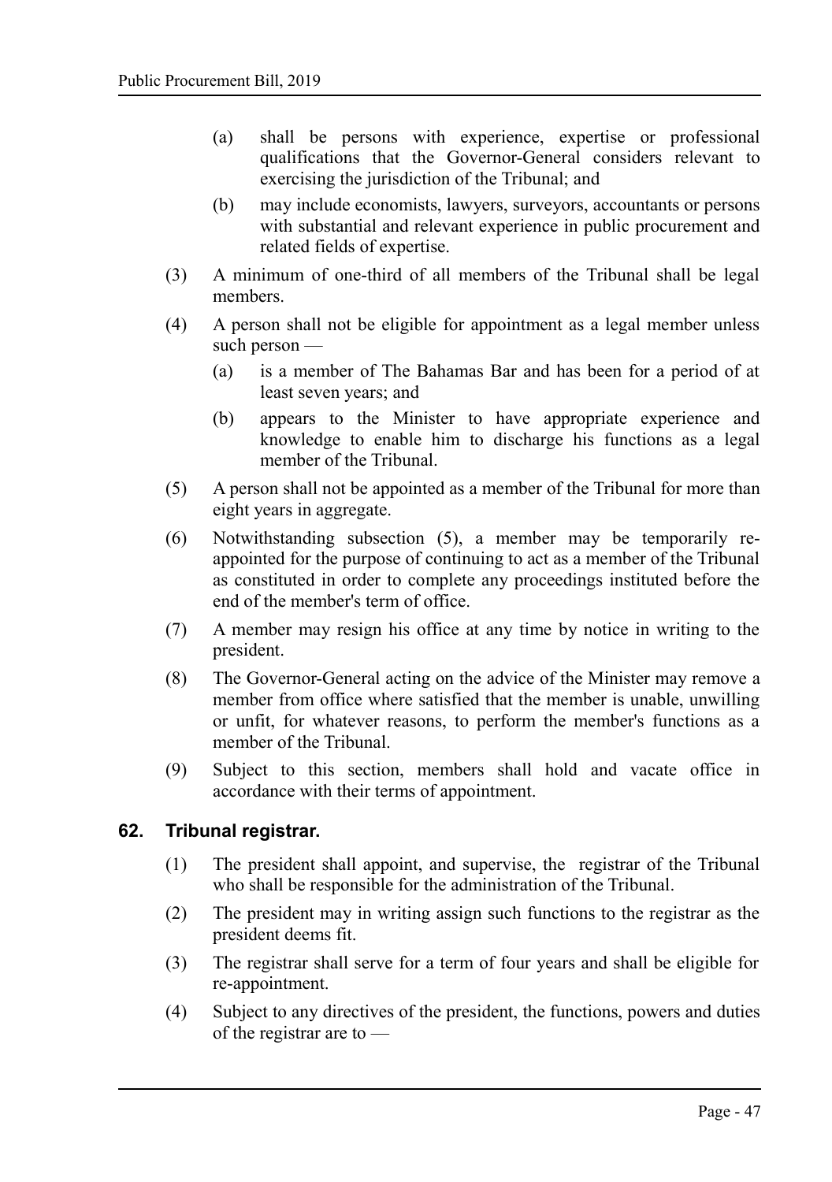(a) shall be persons with experience, expertise or professional qualifications that the Governor-General considers relevant to exercising the jurisdiction of the Tribunal; and

(b) may include economists, lawyers, surveyors, accountants or persons with substantial and relevant experience in public procurement and related fields of expertise.

(3) A minimum of one-third of all members of the Tribunal shall be legal members.

(4) A person shall not be eligible for appointment as a legal member unless such person —

(a) is a member of The Bahamas Bar and has been for a period of at least seven years; and

(b) appears to the Minister to have appropriate experience and knowledge to enable him to discharge his functions as a legal member of the Tribunal.

(5) A person shall not be appointed as a member of the Tribunal for more than eight years in aggregate.

(6) Notwithstanding subsection (5), a member may be temporarily re-appointed for the purpose of continuing to act as a member of the Tribunal as constituted in order to complete any proceedings instituted before the end of the member's term of office.

(7) A member may resign his office at any time by notice in writing to the president.

(8) The Governor-General acting on the advice of the Minister may remove a member from office where satisfied that the member is unable, unwilling or unfit, for whatever reasons, to perform the member's functions as a member of the Tribunal.

(9) Subject to this section, members shall hold and vacate office in accordance with their terms of appointment.

## 62. Tribunal registrar.

(1) The president shall appoint, and supervise, the registrar of the Tribunal who shall be responsible for the administration of the Tribunal.

(2) The president may in writing assign such functions to the registrar as the president deems fit.

(3) The registrar shall serve for a term of four years and shall be eligible for re-appointment.

(4) Subject to any directives of the president, the functions, powers and duties of the registrar are to —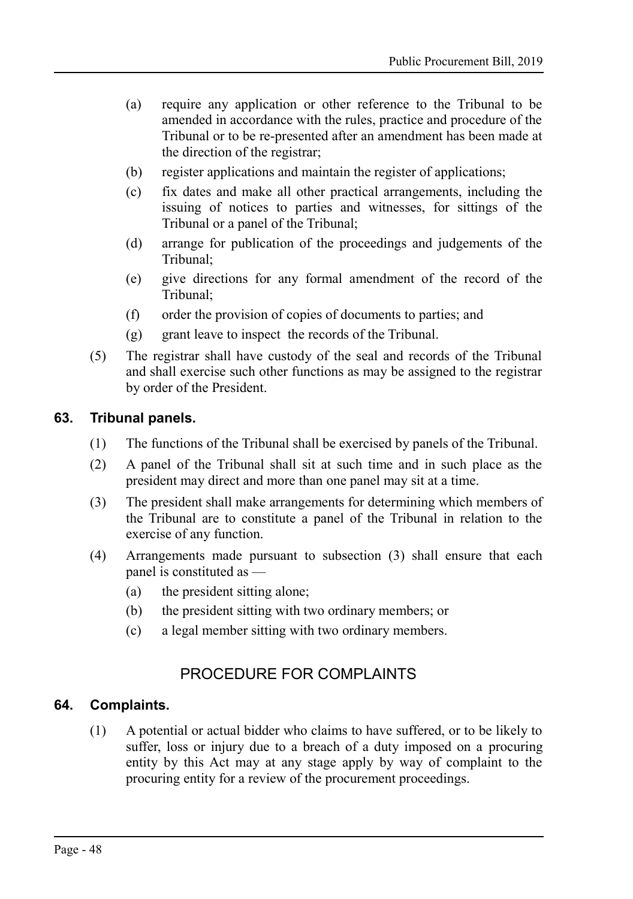(a) require any application or other reference to the Tribunal to be amended in accordance with the rules, practice and procedure of the Tribunal or to be re-presented after an amendment has been made at the direction of the registrar;

(b) register applications and maintain the register of applications;

(c) fix dates and make all other practical arrangements, including the issuing of notices to parties and witnesses, for sittings of the Tribunal or a panel of the Tribunal;

(d) arrange for publication of the proceedings and judgements of the Tribunal;

(e) give directions for any formal amendment of the record of the Tribunal;

(f) order the provision of copies of documents to parties; and

(g) grant leave to inspect the records of the Tribunal.

(5) The registrar shall have custody of the seal and records of the Tribunal and shall exercise such other functions as may be assigned to the registrar by order of the President.

### 63. Tribunal panels.

(1) The functions of the Tribunal shall be exercised by panels of the Tribunal.

(2) A panel of the Tribunal shall sit at such time and in such place as the president may direct and more than one panel may sit at a time.

(3) The president shall make arrangements for determining which members of the Tribunal are to constitute a panel of the Tribunal in relation to the exercise of any function.

(4) Arrangements made pursuant to subsection (3) shall ensure that each panel is constituted as —

(a) the president sitting alone;

(b) the president sitting with two ordinary members; or

(c) a legal member sitting with two ordinary members.

## PROCEDURE FOR COMPLAINTS

### 64. Complaints.

(1) A potential or actual bidder who claims to have suffered, or to be likely to suffer, loss or injury due to a breach of a duty imposed on a procuring entity by this Act may at any stage apply by way of complaint to the procuring entity for a review of the procurement proceedings.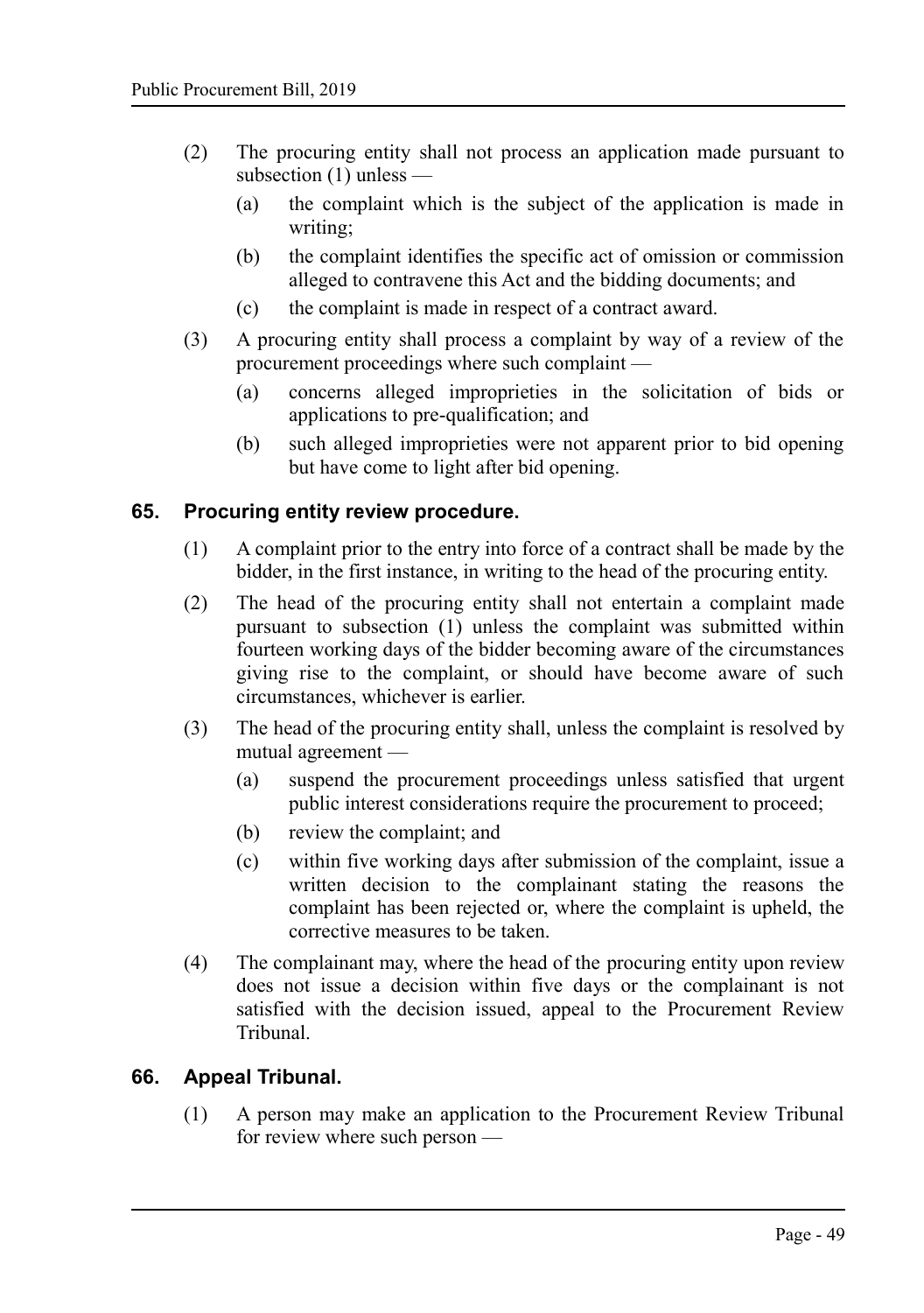(2) The procuring entity shall not process an application made pursuant to subsection (1) unless —

   (a) the complaint which is the subject of the application is made in writing;

   (b) the complaint identifies the specific act of omission or commission alleged to contravene this Act and the bidding documents; and

   (c) the complaint is made in respect of a contract award.

(3) A procuring entity shall process a complaint by way of a review of the procurement proceedings where such complaint —

   (a) concerns alleged improprieties in the solicitation of bids or applications to pre-qualification; and

   (b) such alleged improprieties were not apparent prior to bid opening but have come to light after bid opening.

## 65. Procuring entity review procedure.

(1) A complaint prior to the entry into force of a contract shall be made by the bidder, in the first instance, in writing to the head of the procuring entity.

(2) The head of the procuring entity shall not entertain a complaint made pursuant to subsection (1) unless the complaint was submitted within fourteen working days of the bidder becoming aware of the circumstances giving rise to the complaint, or should have become aware of such circumstances, whichever is earlier.

(3) The head of the procuring entity shall, unless the complaint is resolved by mutual agreement —

   (a) suspend the procurement proceedings unless satisfied that urgent public interest considerations require the procurement to proceed;

   (b) review the complaint; and

   (c) within five working days after submission of the complaint, issue a written decision to the complainant stating the reasons the complaint has been rejected or, where the complaint is upheld, the corrective measures to be taken.

(4) The complainant may, where the head of the procuring entity upon review does not issue a decision within five days or the complainant is not satisfied with the decision issued, appeal to the Procurement Review Tribunal.

## 66. Appeal Tribunal.

(1) A person may make an application to the Procurement Review Tribunal for review where such person —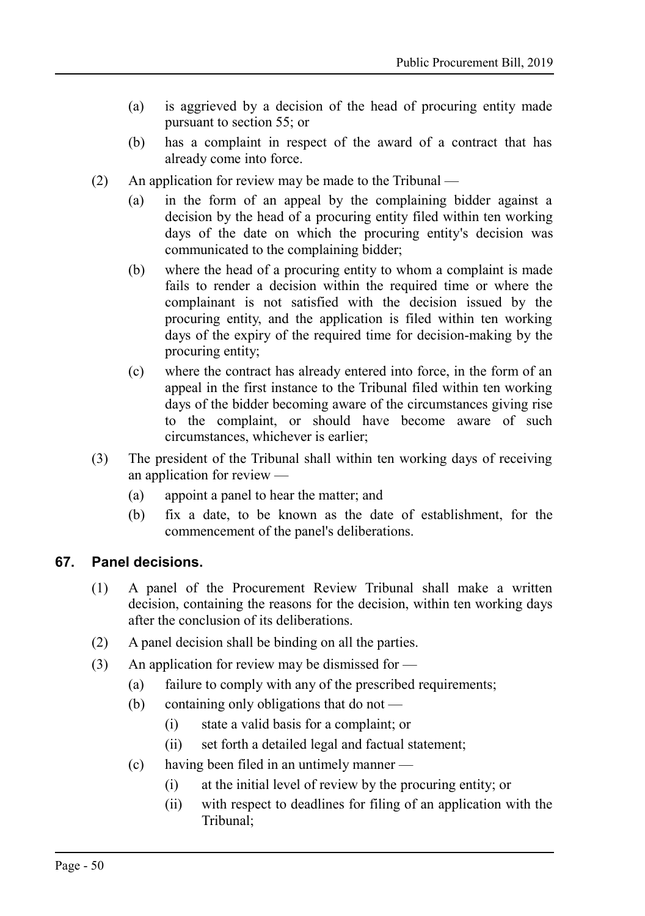(a) is aggrieved by a decision of the head of procuring entity made pursuant to section 55; or

(b) has a complaint in respect of the award of a contract that has already come into force.

(2) An application for review may be made to the Tribunal —

(a) in the form of an appeal by the complaining bidder against a decision by the head of a procuring entity filed within ten working days of the date on which the procuring entity's decision was communicated to the complaining bidder;

(b) where the head of a procuring entity to whom a complaint is made fails to render a decision within the required time or where the complainant is not satisfied with the decision issued by the procuring entity, and the application is filed within ten working days of the expiry of the required time for decision-making by the procuring entity;

(c) where the contract has already entered into force, in the form of an appeal in the first instance to the Tribunal filed within ten working days of the bidder becoming aware of the circumstances giving rise to the complaint, or should have become aware of such circumstances, whichever is earlier;

(3) The president of the Tribunal shall within ten working days of receiving an application for review —

(a) appoint a panel to hear the matter; and

(b) fix a date, to be known as the date of establishment, for the commencement of the panel's deliberations.

### 67. Panel decisions.

(1) A panel of the Procurement Review Tribunal shall make a written decision, containing the reasons for the decision, within ten working days after the conclusion of its deliberations.

(2) A panel decision shall be binding on all the parties.

(3) An application for review may be dismissed for —

(a) failure to comply with any of the prescribed requirements;

(b) containing only obligations that do not —

(i) state a valid basis for a complaint; or

(ii) set forth a detailed legal and factual statement;

(c) having been filed in an untimely manner —

(i) at the initial level of review by the procuring entity; or

(ii) with respect to deadlines for filing of an application with the Tribunal;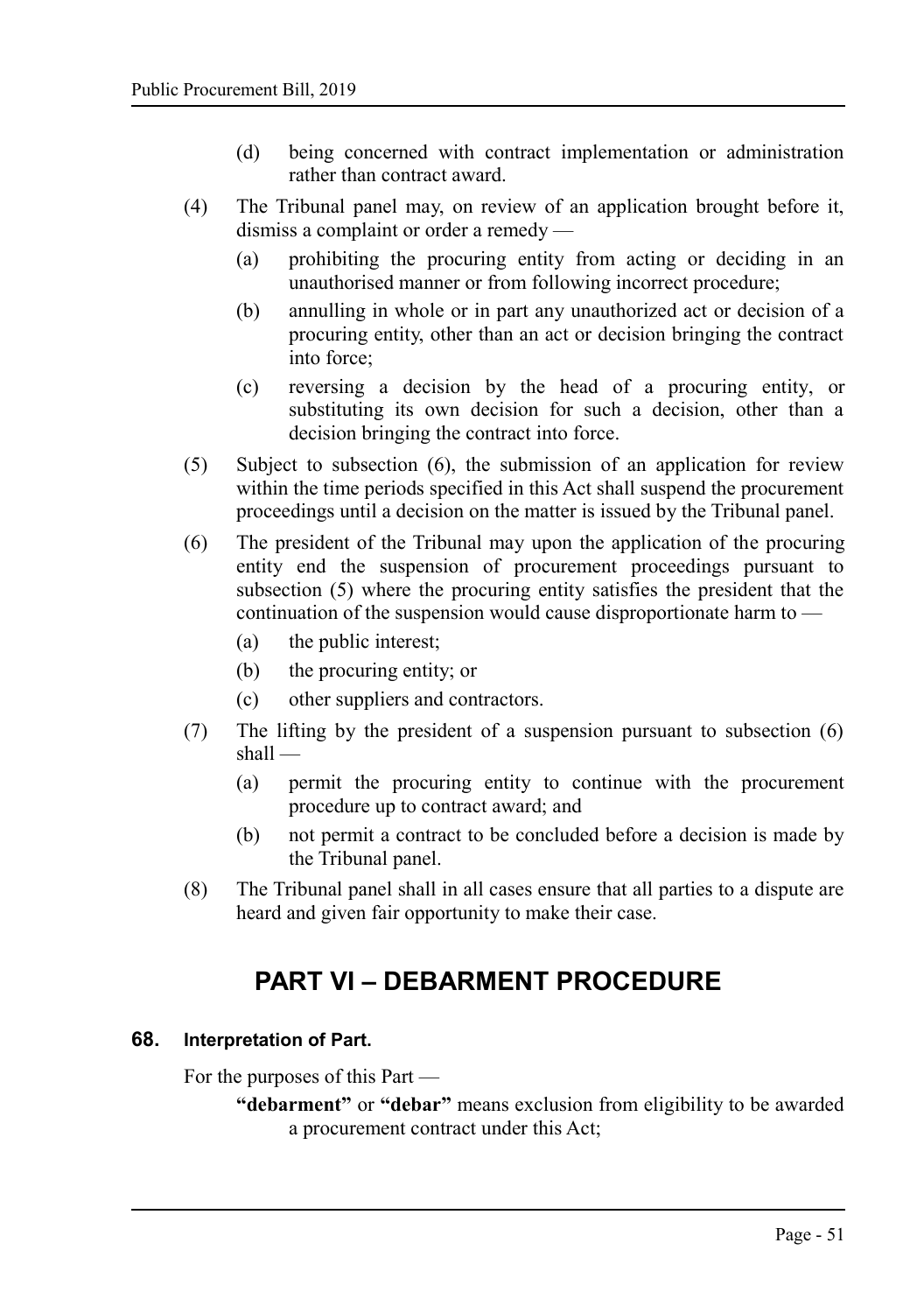(d) being concerned with contract implementation or administration rather than contract award.

(4) The Tribunal panel may, on review of an application brought before it, dismiss a complaint or order a remedy —

(a) prohibiting the procuring entity from acting or deciding in an unauthorised manner or from following incorrect procedure;

(b) annulling in whole or in part any unauthorized act or decision of a procuring entity, other than an act or decision bringing the contract into force;

(c) reversing a decision by the head of a procuring entity, or substituting its own decision for such a decision, other than a decision bringing the contract into force.

(5) Subject to subsection (6), the submission of an application for review within the time periods specified in this Act shall suspend the procurement proceedings until a decision on the matter is issued by the Tribunal panel.

(6) The president of the Tribunal may upon the application of the procuring entity end the suspension of procurement proceedings pursuant to subsection (5) where the procuring entity satisfies the president that the continuation of the suspension would cause disproportionate harm to —

(a) the public interest;

(b) the procuring entity; or

(c) other suppliers and contractors.

(7) The lifting by the president of a suspension pursuant to subsection (6) shall —

(a) permit the procuring entity to continue with the procurement procedure up to contract award; and

(b) not permit a contract to be concluded before a decision is made by the Tribunal panel.

(8) The Tribunal panel shall in all cases ensure that all parties to a dispute are heard and given fair opportunity to make their case.

# PART VI – DEBARMENT PROCEDURE

## 68. Interpretation of Part.

For the purposes of this Part —

**"debarment"** or **"debar"** means exclusion from eligibility to be awarded a procurement contract under this Act;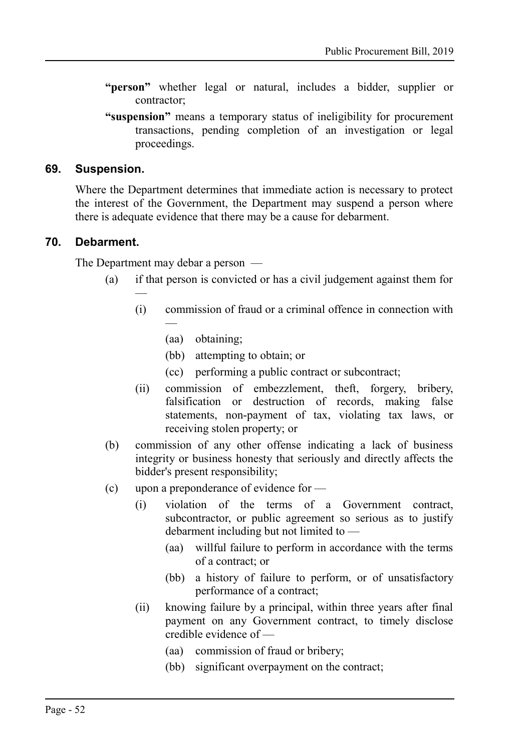**"person"** whether legal or natural, includes a bidder, supplier or contractor;

**"suspension"** means a temporary status of ineligibility for procurement transactions, pending completion of an investigation or legal proceedings.

## 69. Suspension.

Where the Department determines that immediate action is necessary to protect the interest of the Government, the Department may suspend a person where there is adequate evidence that there may be a cause for debarment.

## 70. Debarment.

The Department may debar a person —

- (a) if that person is convicted or has a civil judgement against them for —
  - (i) commission of fraud or a criminal offence in connection with —
    - (aa) obtaining;
    - (bb) attempting to obtain; or
    - (cc) performing a public contract or subcontract;
  - (ii) commission of embezzlement, theft, forgery, bribery, falsification or destruction of records, making false statements, non-payment of tax, violating tax laws, or receiving stolen property; or
- (b) commission of any other offense indicating a lack of business integrity or business honesty that seriously and directly affects the bidder's present responsibility;
- (c) upon a preponderance of evidence for —
  - (i) violation of the terms of a Government contract, subcontractor, or public agreement so serious as to justify debarment including but not limited to —
    - (aa) willful failure to perform in accordance with the terms of a contract; or
    - (bb) a history of failure to perform, or of unsatisfactory performance of a contract;
  - (ii) knowing failure by a principal, within three years after final payment on any Government contract, to timely disclose credible evidence of —
    - (aa) commission of fraud or bribery;
    - (bb) significant overpayment on the contract;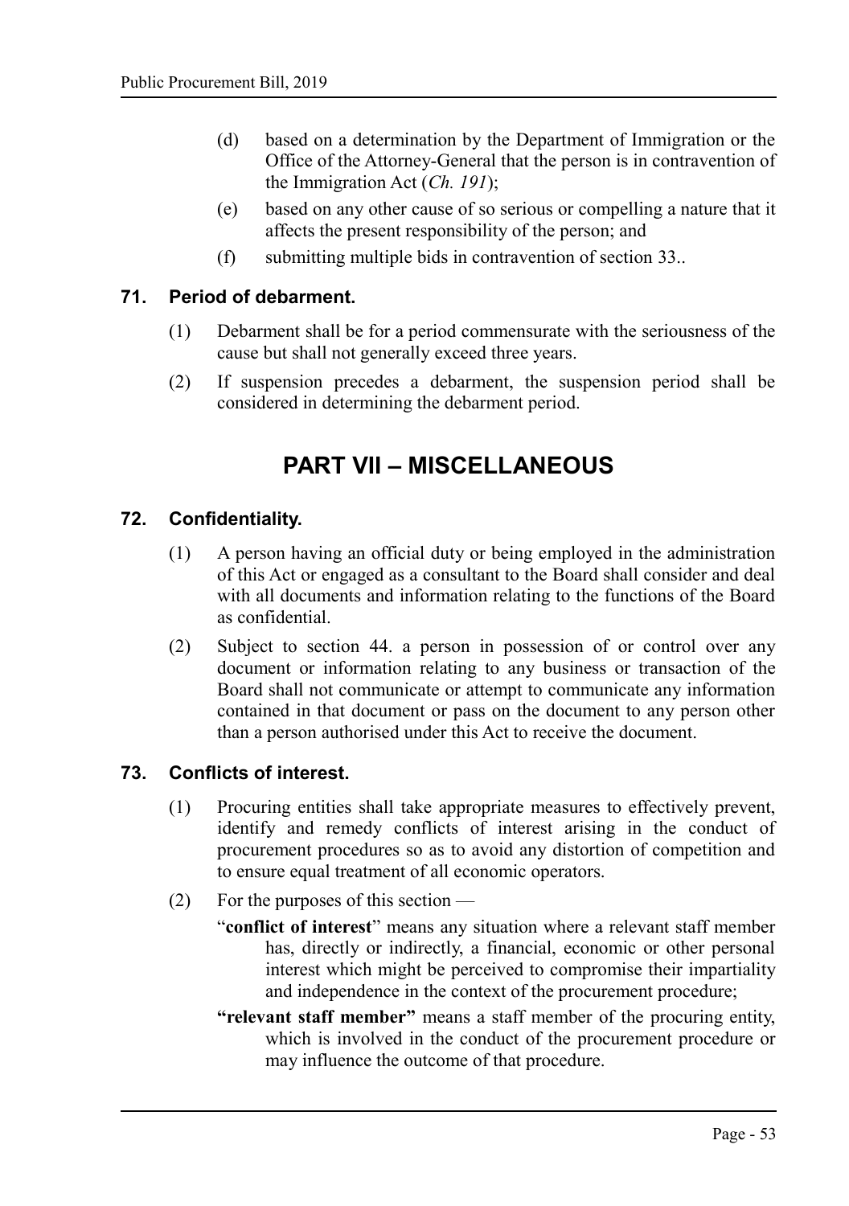(d) based on a determination by the Department of Immigration or the Office of the Attorney-General that the person is in contravention of the Immigration Act (*Ch. 191*);

(e) based on any other cause of so serious or compelling a nature that it affects the present responsibility of the person; and

(f) submitting multiple bids in contravention of section 33..

### 71. Period of debarment.

(1) Debarment shall be for a period commensurate with the seriousness of the cause but shall not generally exceed three years.

(2) If suspension precedes a debarment, the suspension period shall be considered in determining the debarment period.

## PART VII – MISCELLANEOUS

### 72. Confidentiality.

(1) A person having an official duty or being employed in the administration of this Act or engaged as a consultant to the Board shall consider and deal with all documents and information relating to the functions of the Board as confidential.

(2) Subject to section 44. a person in possession of or control over any document or information relating to any business or transaction of the Board shall not communicate or attempt to communicate any information contained in that document or pass on the document to any person other than a person authorised under this Act to receive the document.

### 73. Conflicts of interest.

(1) Procuring entities shall take appropriate measures to effectively prevent, identify and remedy conflicts of interest arising in the conduct of procurement procedures so as to avoid any distortion of competition and to ensure equal treatment of all economic operators.

(2) For the purposes of this section —

"**conflict of interest**" means any situation where a relevant staff member has, directly or indirectly, a financial, economic or other personal interest which might be perceived to compromise their impartiality and independence in the context of the procurement procedure;

**"relevant staff member"** means a staff member of the procuring entity, which is involved in the conduct of the procurement procedure or may influence the outcome of that procedure.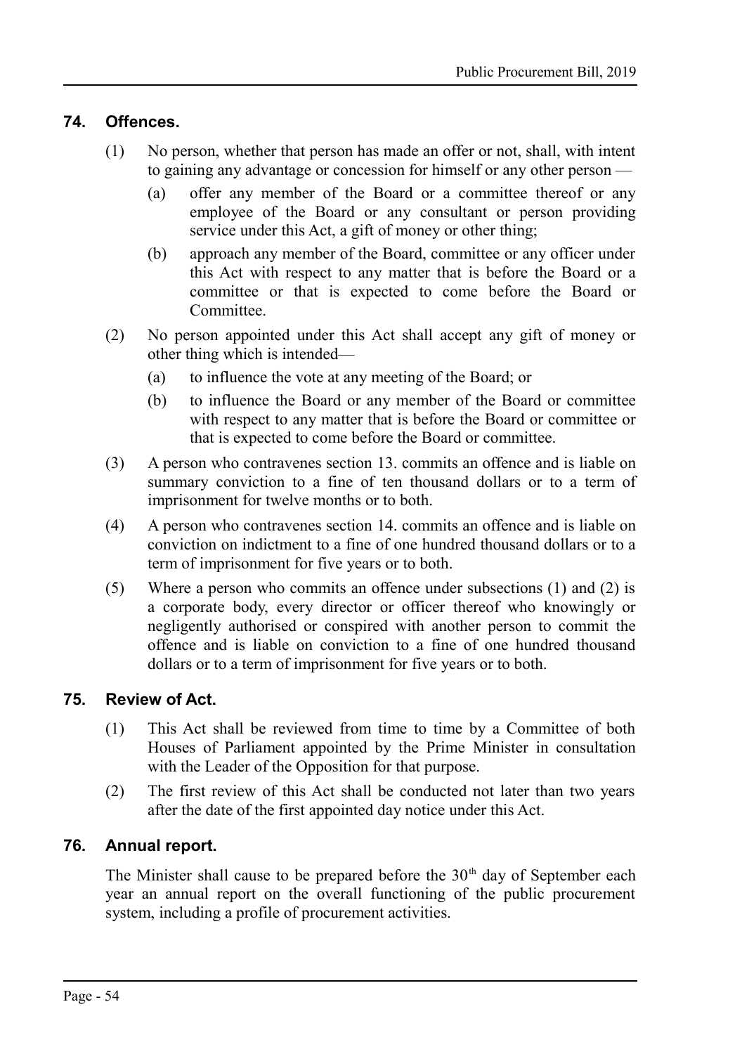## 74. Offences.

(1) No person, whether that person has made an offer or not, shall, with intent to gaining any advantage or concession for himself or any other person —

   (a) offer any member of the Board or a committee thereof or any employee of the Board or any consultant or person providing service under this Act, a gift of money or other thing;

   (b) approach any member of the Board, committee or any officer under this Act with respect to any matter that is before the Board or a committee or that is expected to come before the Board or Committee.

(2) No person appointed under this Act shall accept any gift of money or other thing which is intended—

   (a) to influence the vote at any meeting of the Board; or

   (b) to influence the Board or any member of the Board or committee with respect to any matter that is before the Board or committee or that is expected to come before the Board or committee.

(3) A person who contravenes section 13. commits an offence and is liable on summary conviction to a fine of ten thousand dollars or to a term of imprisonment for twelve months or to both.

(4) A person who contravenes section 14. commits an offence and is liable on conviction on indictment to a fine of one hundred thousand dollars or to a term of imprisonment for five years or to both.

(5) Where a person who commits an offence under subsections (1) and (2) is a corporate body, every director or officer thereof who knowingly or negligently authorised or conspired with another person to commit the offence and is liable on conviction to a fine of one hundred thousand dollars or to a term of imprisonment for five years or to both.

## 75. Review of Act.

(1) This Act shall be reviewed from time to time by a Committee of both Houses of Parliament appointed by the Prime Minister in consultation with the Leader of the Opposition for that purpose.

(2) The first review of this Act shall be conducted not later than two years after the date of the first appointed day notice under this Act.

## 76. Annual report.

The Minister shall cause to be prepared before the 30th day of September each year an annual report on the overall functioning of the public procurement system, including a profile of procurement activities.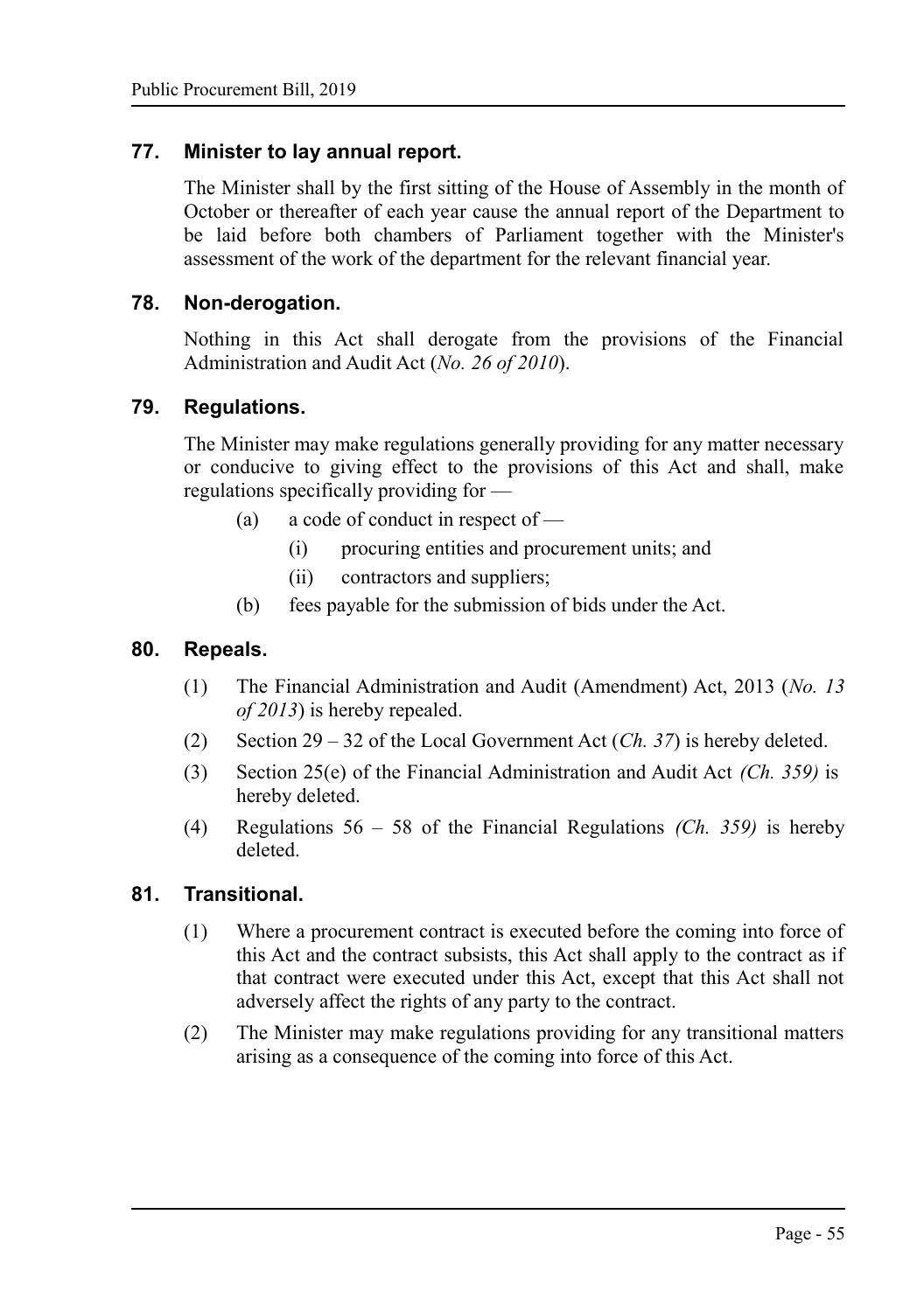## 77. Minister to lay annual report.

The Minister shall by the first sitting of the House of Assembly in the month of October or thereafter of each year cause the annual report of the Department to be laid before both chambers of Parliament together with the Minister's assessment of the work of the department for the relevant financial year.

## 78. Non-derogation.

Nothing in this Act shall derogate from the provisions of the Financial Administration and Audit Act (*No. 26 of 2010*).

## 79. Regulations.

The Minister may make regulations generally providing for any matter necessary or conducive to giving effect to the provisions of this Act and shall, make regulations specifically providing for —

- (a) a code of conduct in respect of —
  - (i) procuring entities and procurement units; and
  - (ii) contractors and suppliers;
- (b) fees payable for the submission of bids under the Act.

## 80. Repeals.

(1) The Financial Administration and Audit (Amendment) Act, 2013 (*No. 13 of 2013*) is hereby repealed.

(2) Section 29 – 32 of the Local Government Act (*Ch. 37*) is hereby deleted.

(3) Section 25(e) of the Financial Administration and Audit Act *(Ch. 359)* is hereby deleted.

(4) Regulations 56 – 58 of the Financial Regulations *(Ch. 359)* is hereby deleted.

## 81. Transitional.

(1) Where a procurement contract is executed before the coming into force of this Act and the contract subsists, this Act shall apply to the contract as if that contract were executed under this Act, except that this Act shall not adversely affect the rights of any party to the contract.

(2) The Minister may make regulations providing for any transitional matters arising as a consequence of the coming into force of this Act.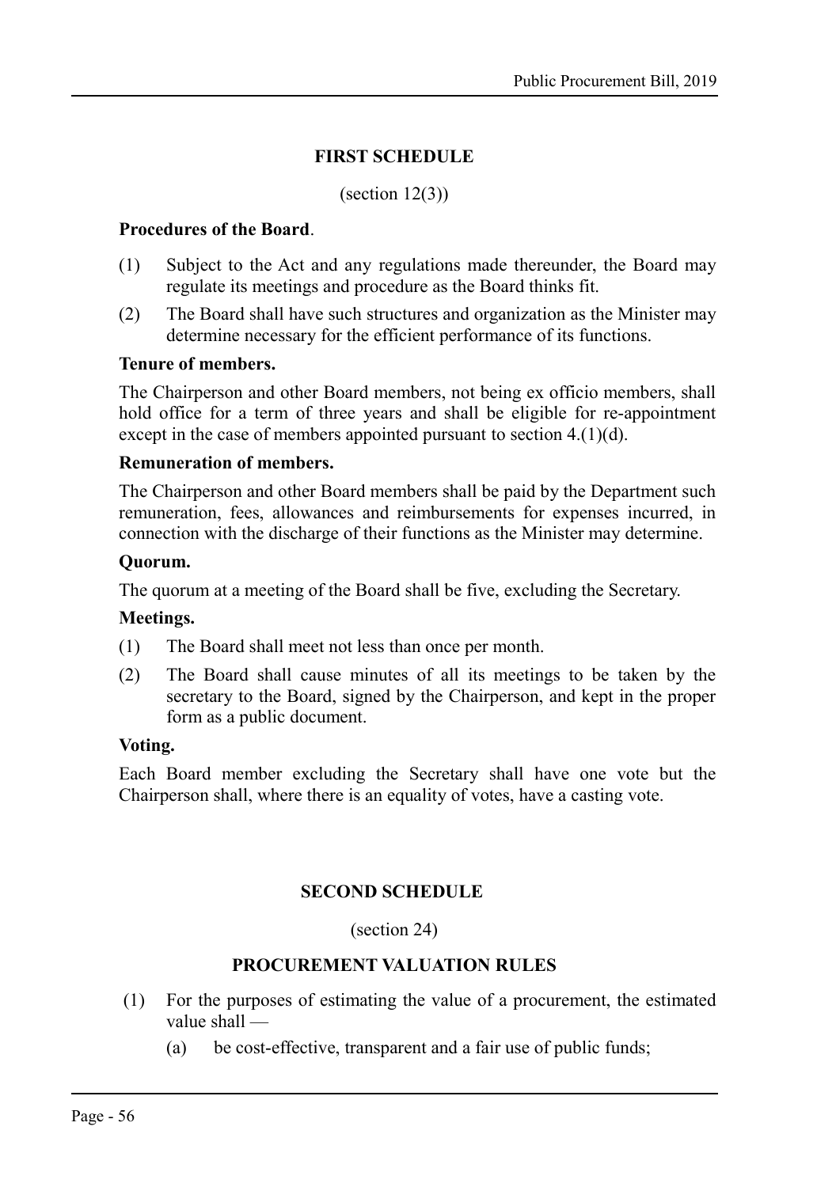## FIRST SCHEDULE

(section 12(3))

**Procedures of the Board**.

(1) Subject to the Act and any regulations made thereunder, the Board may regulate its meetings and procedure as the Board thinks fit.

(2) The Board shall have such structures and organization as the Minister may determine necessary for the efficient performance of its functions.

**Tenure of members.**

The Chairperson and other Board members, not being ex officio members, shall hold office for a term of three years and shall be eligible for re-appointment except in the case of members appointed pursuant to section 4.(1)(d).

**Remuneration of members.**

The Chairperson and other Board members shall be paid by the Department such remuneration, fees, allowances and reimbursements for expenses incurred, in connection with the discharge of their functions as the Minister may determine.

**Quorum.**

The quorum at a meeting of the Board shall be five, excluding the Secretary.

**Meetings.**

(1) The Board shall meet not less than once per month.

(2) The Board shall cause minutes of all its meetings to be taken by the secretary to the Board, signed by the Chairperson, and kept in the proper form as a public document.

**Voting.**

Each Board member excluding the Secretary shall have one vote but the Chairperson shall, where there is an equality of votes, have a casting vote.

## SECOND SCHEDULE

(section 24)

### PROCUREMENT VALUATION RULES

(1) For the purposes of estimating the value of a procurement, the estimated value shall —

(a) be cost-effective, transparent and a fair use of public funds;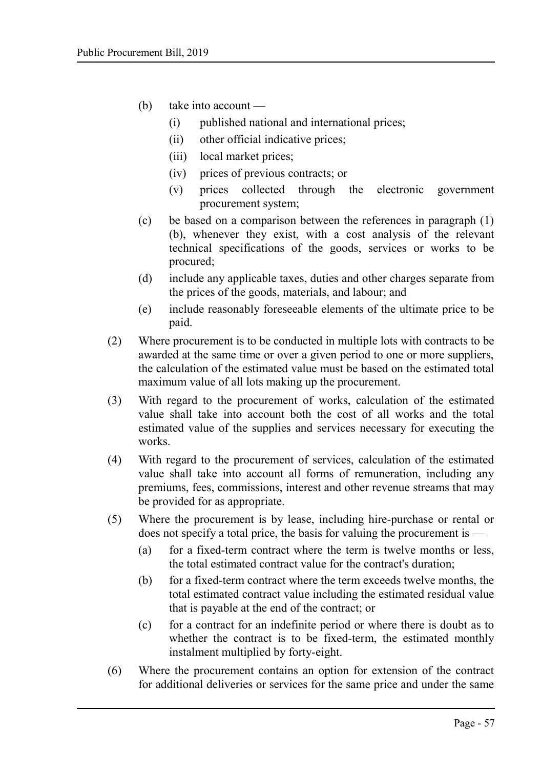(b) take into account —

    (i) published national and international prices;

    (ii) other official indicative prices;

    (iii) local market prices;

    (iv) prices of previous contracts; or

    (v) prices collected through the electronic government procurement system;

(c) be based on a comparison between the references in paragraph (1) (b), whenever they exist, with a cost analysis of the relevant technical specifications of the goods, services or works to be procured;

(d) include any applicable taxes, duties and other charges separate from the prices of the goods, materials, and labour; and

(e) include reasonably foreseeable elements of the ultimate price to be paid.

(2) Where procurement is to be conducted in multiple lots with contracts to be awarded at the same time or over a given period to one or more suppliers, the calculation of the estimated value must be based on the estimated total maximum value of all lots making up the procurement.

(3) With regard to the procurement of works, calculation of the estimated value shall take into account both the cost of all works and the total estimated value of the supplies and services necessary for executing the works.

(4) With regard to the procurement of services, calculation of the estimated value shall take into account all forms of remuneration, including any premiums, fees, commissions, interest and other revenue streams that may be provided for as appropriate.

(5) Where the procurement is by lease, including hire-purchase or rental or does not specify a total price, the basis for valuing the procurement is —

(a) for a fixed-term contract where the term is twelve months or less, the total estimated contract value for the contract's duration;

(b) for a fixed-term contract where the term exceeds twelve months, the total estimated contract value including the estimated residual value that is payable at the end of the contract; or

(c) for a contract for an indefinite period or where there is doubt as to whether the contract is to be fixed-term, the estimated monthly instalment multiplied by forty-eight.

(6) Where the procurement contains an option for extension of the contract for additional deliveries or services for the same price and under the same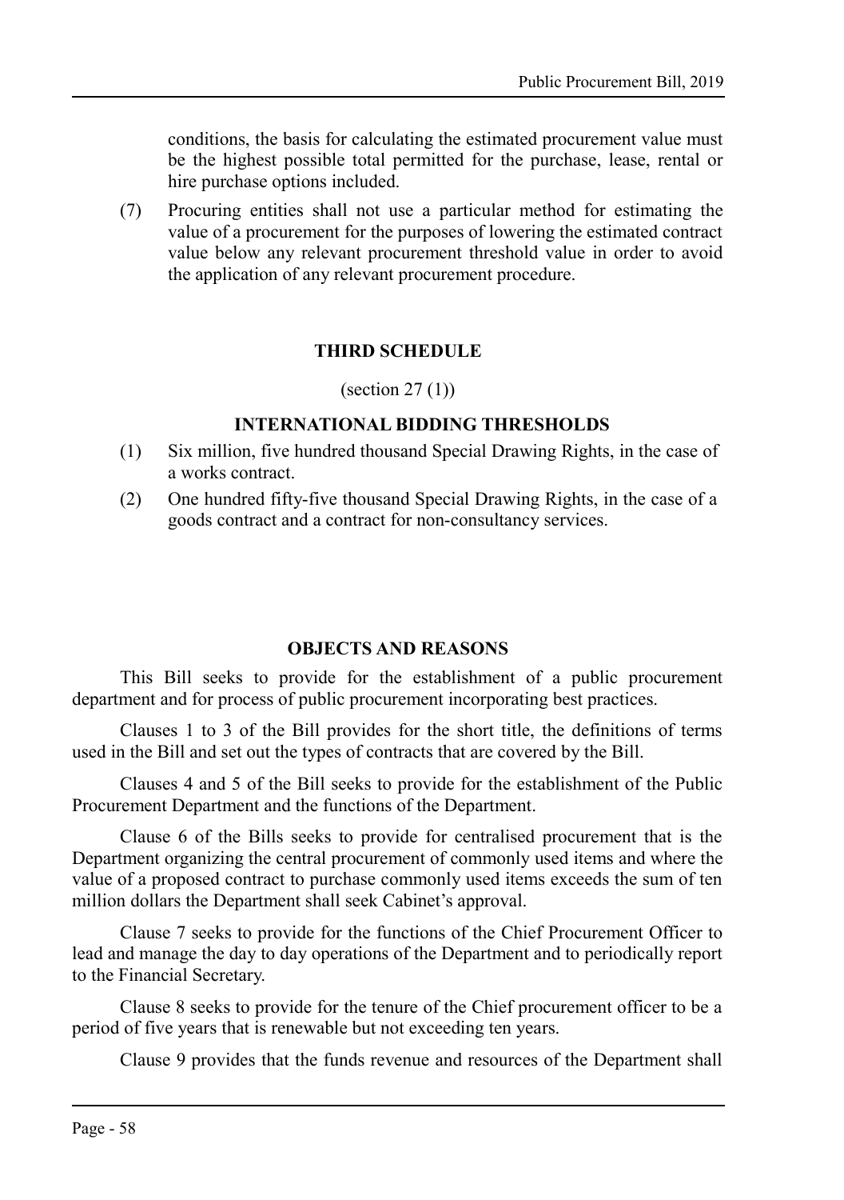conditions, the basis for calculating the estimated procurement value must be the highest possible total permitted for the purchase, lease, rental or hire purchase options included.

(7) Procuring entities shall not use a particular method for estimating the value of a procurement for the purposes of lowering the estimated contract value below any relevant procurement threshold value in order to avoid the application of any relevant procurement procedure.

## THIRD SCHEDULE

(section 27 (1))

### INTERNATIONAL BIDDING THRESHOLDS

(1) Six million, five hundred thousand Special Drawing Rights, in the case of a works contract.

(2) One hundred fifty-five thousand Special Drawing Rights, in the case of a goods contract and a contract for non-consultancy services.

## OBJECTS AND REASONS

This Bill seeks to provide for the establishment of a public procurement department and for process of public procurement incorporating best practices.

Clauses 1 to 3 of the Bill provides for the short title, the definitions of terms used in the Bill and set out the types of contracts that are covered by the Bill.

Clauses 4 and 5 of the Bill seeks to provide for the establishment of the Public Procurement Department and the functions of the Department.

Clause 6 of the Bills seeks to provide for centralised procurement that is the Department organizing the central procurement of commonly used items and where the value of a proposed contract to purchase commonly used items exceeds the sum of ten million dollars the Department shall seek Cabinet's approval.

Clause 7 seeks to provide for the functions of the Chief Procurement Officer to lead and manage the day to day operations of the Department and to periodically report to the Financial Secretary.

Clause 8 seeks to provide for the tenure of the Chief procurement officer to be a period of five years that is renewable but not exceeding ten years.

Clause 9 provides that the funds revenue and resources of the Department shall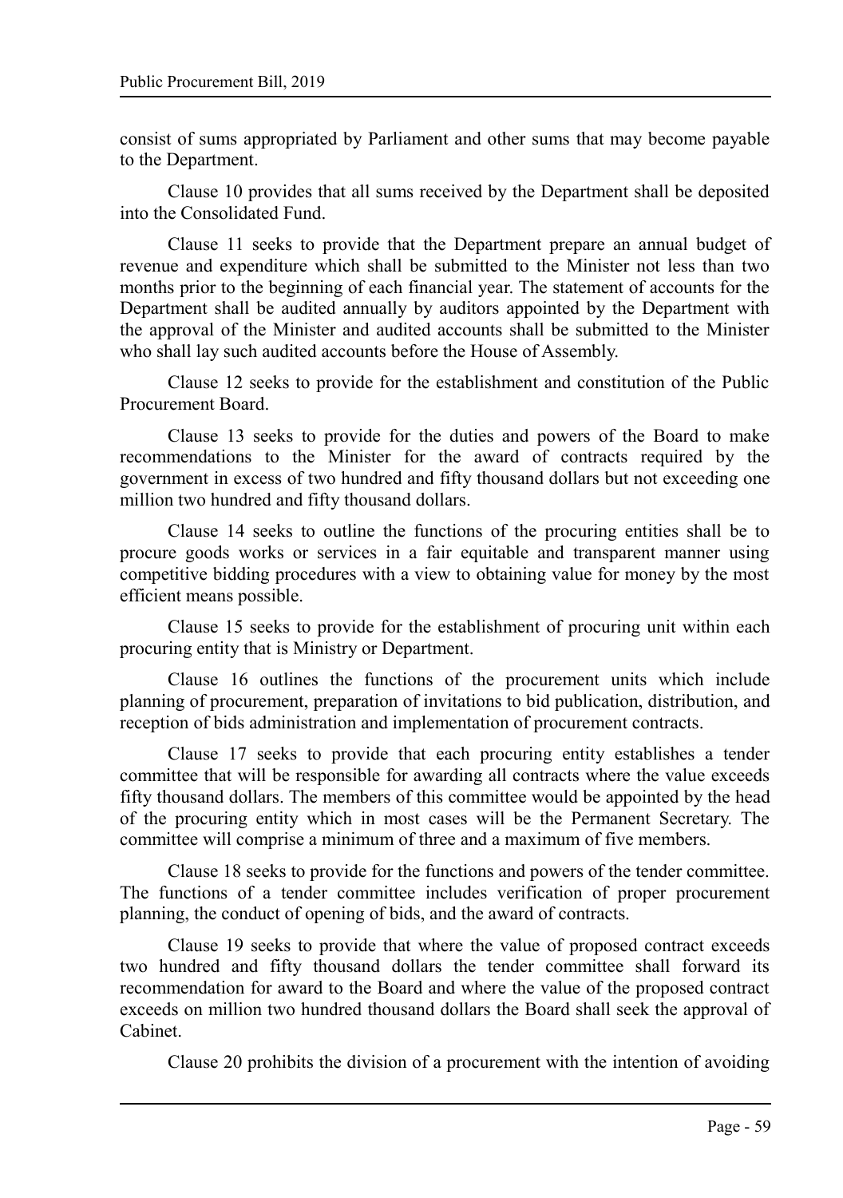consist of sums appropriated by Parliament and other sums that may become payable to the Department.

Clause 10 provides that all sums received by the Department shall be deposited into the Consolidated Fund.

Clause 11 seeks to provide that the Department prepare an annual budget of revenue and expenditure which shall be submitted to the Minister not less than two months prior to the beginning of each financial year. The statement of accounts for the Department shall be audited annually by auditors appointed by the Department with the approval of the Minister and audited accounts shall be submitted to the Minister who shall lay such audited accounts before the House of Assembly.

Clause 12 seeks to provide for the establishment and constitution of the Public Procurement Board.

Clause 13 seeks to provide for the duties and powers of the Board to make recommendations to the Minister for the award of contracts required by the government in excess of two hundred and fifty thousand dollars but not exceeding one million two hundred and fifty thousand dollars.

Clause 14 seeks to outline the functions of the procuring entities shall be to procure goods works or services in a fair equitable and transparent manner using competitive bidding procedures with a view to obtaining value for money by the most efficient means possible.

Clause 15 seeks to provide for the establishment of procuring unit within each procuring entity that is Ministry or Department.

Clause 16 outlines the functions of the procurement units which include planning of procurement, preparation of invitations to bid publication, distribution, and reception of bids administration and implementation of procurement contracts.

Clause 17 seeks to provide that each procuring entity establishes a tender committee that will be responsible for awarding all contracts where the value exceeds fifty thousand dollars. The members of this committee would be appointed by the head of the procuring entity which in most cases will be the Permanent Secretary. The committee will comprise a minimum of three and a maximum of five members.

Clause 18 seeks to provide for the functions and powers of the tender committee. The functions of a tender committee includes verification of proper procurement planning, the conduct of opening of bids, and the award of contracts.

Clause 19 seeks to provide that where the value of proposed contract exceeds two hundred and fifty thousand dollars the tender committee shall forward its recommendation for award to the Board and where the value of the proposed contract exceeds on million two hundred thousand dollars the Board shall seek the approval of Cabinet.

Clause 20 prohibits the division of a procurement with the intention of avoiding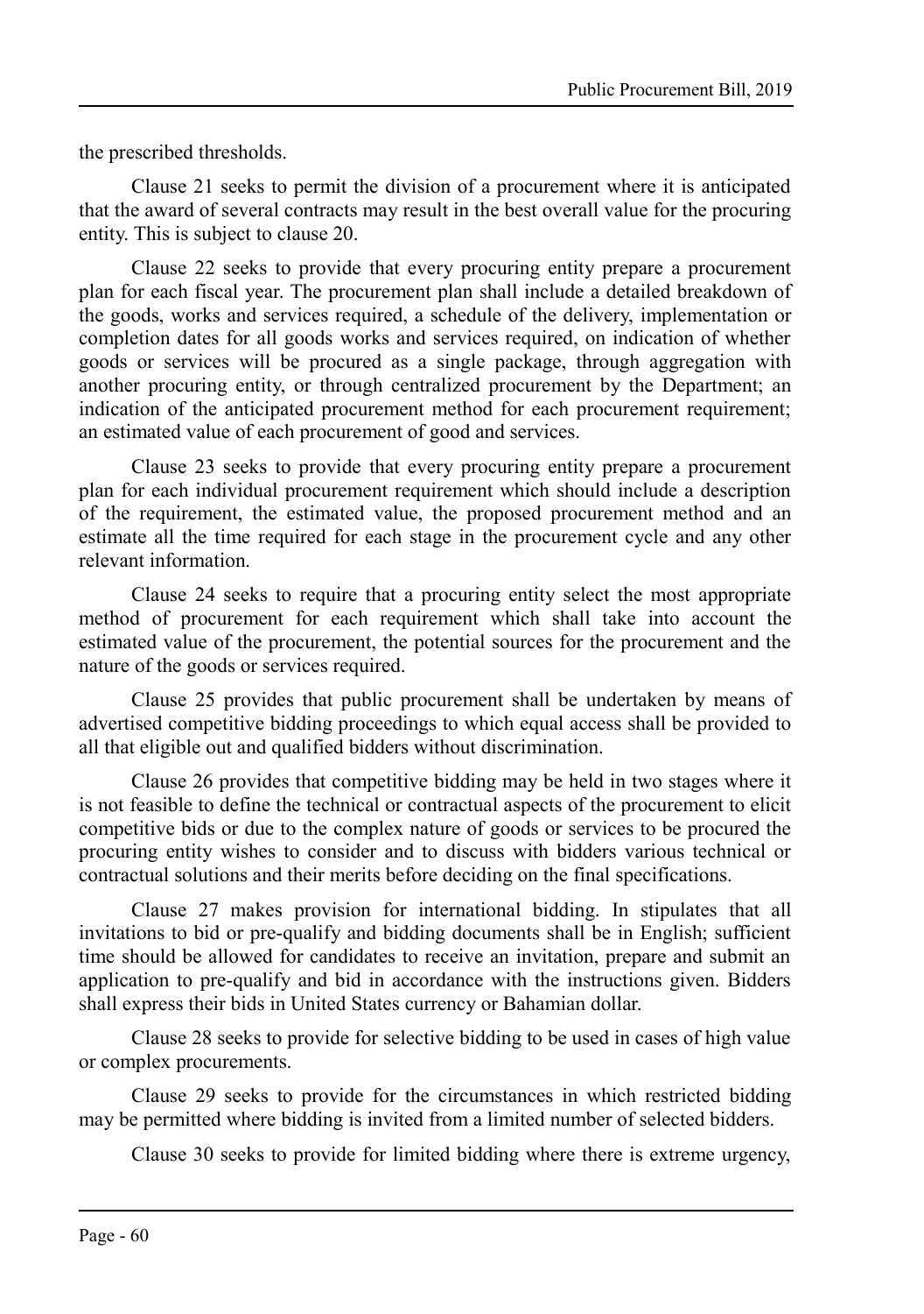the prescribed thresholds.

Clause 21 seeks to permit the division of a procurement where it is anticipated that the award of several contracts may result in the best overall value for the procuring entity. This is subject to clause 20.

Clause 22 seeks to provide that every procuring entity prepare a procurement plan for each fiscal year. The procurement plan shall include a detailed breakdown of the goods, works and services required, a schedule of the delivery, implementation or completion dates for all goods works and services required, on indication of whether goods or services will be procured as a single package, through aggregation with another procuring entity, or through centralized procurement by the Department; an indication of the anticipated procurement method for each procurement requirement; an estimated value of each procurement of good and services.

Clause 23 seeks to provide that every procuring entity prepare a procurement plan for each individual procurement requirement which should include a description of the requirement, the estimated value, the proposed procurement method and an estimate all the time required for each stage in the procurement cycle and any other relevant information.

Clause 24 seeks to require that a procuring entity select the most appropriate method of procurement for each requirement which shall take into account the estimated value of the procurement, the potential sources for the procurement and the nature of the goods or services required.

Clause 25 provides that public procurement shall be undertaken by means of advertised competitive bidding proceedings to which equal access shall be provided to all that eligible out and qualified bidders without discrimination.

Clause 26 provides that competitive bidding may be held in two stages where it is not feasible to define the technical or contractual aspects of the procurement to elicit competitive bids or due to the complex nature of goods or services to be procured the procuring entity wishes to consider and to discuss with bidders various technical or contractual solutions and their merits before deciding on the final specifications.

Clause 27 makes provision for international bidding. In stipulates that all invitations to bid or pre-qualify and bidding documents shall be in English; sufficient time should be allowed for candidates to receive an invitation, prepare and submit an application to pre-qualify and bid in accordance with the instructions given. Bidders shall express their bids in United States currency or Bahamian dollar.

Clause 28 seeks to provide for selective bidding to be used in cases of high value or complex procurements.

Clause 29 seeks to provide for the circumstances in which restricted bidding may be permitted where bidding is invited from a limited number of selected bidders.

Clause 30 seeks to provide for limited bidding where there is extreme urgency,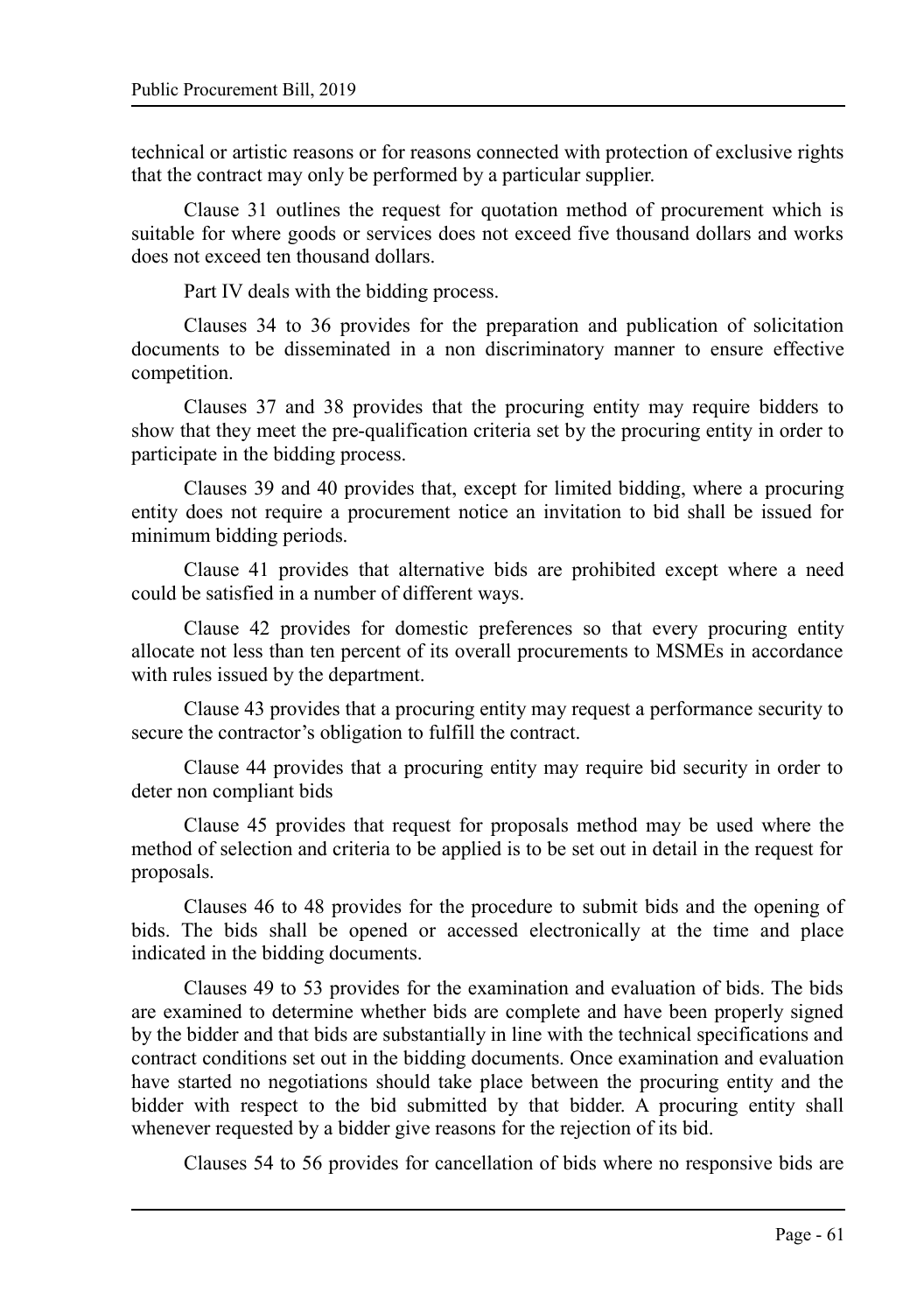technical or artistic reasons or for reasons connected with protection of exclusive rights that the contract may only be performed by a particular supplier.

Clause 31 outlines the request for quotation method of procurement which is suitable for where goods or services does not exceed five thousand dollars and works does not exceed ten thousand dollars.

Part IV deals with the bidding process.

Clauses 34 to 36 provides for the preparation and publication of solicitation documents to be disseminated in a non discriminatory manner to ensure effective competition.

Clauses 37 and 38 provides that the procuring entity may require bidders to show that they meet the pre-qualification criteria set by the procuring entity in order to participate in the bidding process.

Clauses 39 and 40 provides that, except for limited bidding, where a procuring entity does not require a procurement notice an invitation to bid shall be issued for minimum bidding periods.

Clause 41 provides that alternative bids are prohibited except where a need could be satisfied in a number of different ways.

Clause 42 provides for domestic preferences so that every procuring entity allocate not less than ten percent of its overall procurements to MSMEs in accordance with rules issued by the department.

Clause 43 provides that a procuring entity may request a performance security to secure the contractor's obligation to fulfill the contract.

Clause 44 provides that a procuring entity may require bid security in order to deter non compliant bids

Clause 45 provides that request for proposals method may be used where the method of selection and criteria to be applied is to be set out in detail in the request for proposals.

Clauses 46 to 48 provides for the procedure to submit bids and the opening of bids. The bids shall be opened or accessed electronically at the time and place indicated in the bidding documents.

Clauses 49 to 53 provides for the examination and evaluation of bids. The bids are examined to determine whether bids are complete and have been properly signed by the bidder and that bids are substantially in line with the technical specifications and contract conditions set out in the bidding documents. Once examination and evaluation have started no negotiations should take place between the procuring entity and the bidder with respect to the bid submitted by that bidder. A procuring entity shall whenever requested by a bidder give reasons for the rejection of its bid.

Clauses 54 to 56 provides for cancellation of bids where no responsive bids are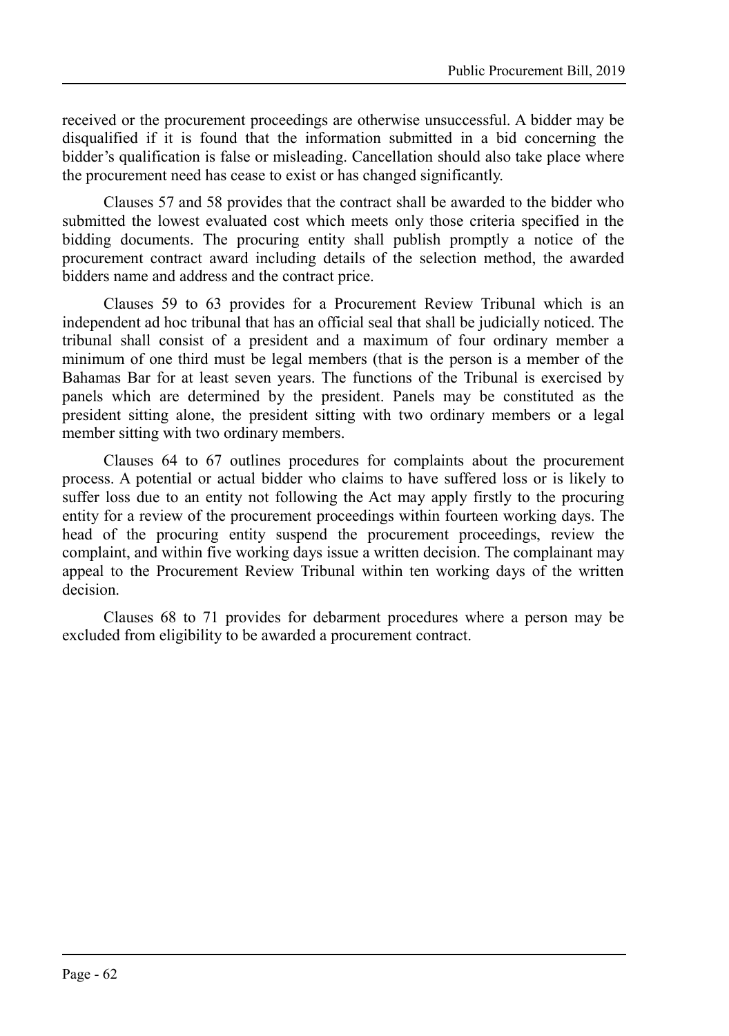received or the procurement proceedings are otherwise unsuccessful. A bidder may be disqualified if it is found that the information submitted in a bid concerning the bidder's qualification is false or misleading. Cancellation should also take place where the procurement need has cease to exist or has changed significantly.

Clauses 57 and 58 provides that the contract shall be awarded to the bidder who submitted the lowest evaluated cost which meets only those criteria specified in the bidding documents. The procuring entity shall publish promptly a notice of the procurement contract award including details of the selection method, the awarded bidders name and address and the contract price.

Clauses 59 to 63 provides for a Procurement Review Tribunal which is an independent ad hoc tribunal that has an official seal that shall be judicially noticed. The tribunal shall consist of a president and a maximum of four ordinary member a minimum of one third must be legal members (that is the person is a member of the Bahamas Bar for at least seven years. The functions of the Tribunal is exercised by panels which are determined by the president. Panels may be constituted as the president sitting alone, the president sitting with two ordinary members or a legal member sitting with two ordinary members.

Clauses 64 to 67 outlines procedures for complaints about the procurement process. A potential or actual bidder who claims to have suffered loss or is likely to suffer loss due to an entity not following the Act may apply firstly to the procuring entity for a review of the procurement proceedings within fourteen working days. The head of the procuring entity suspend the procurement proceedings, review the complaint, and within five working days issue a written decision. The complainant may appeal to the Procurement Review Tribunal within ten working days of the written decision.

Clauses 68 to 71 provides for debarment procedures where a person may be excluded from eligibility to be awarded a procurement contract.